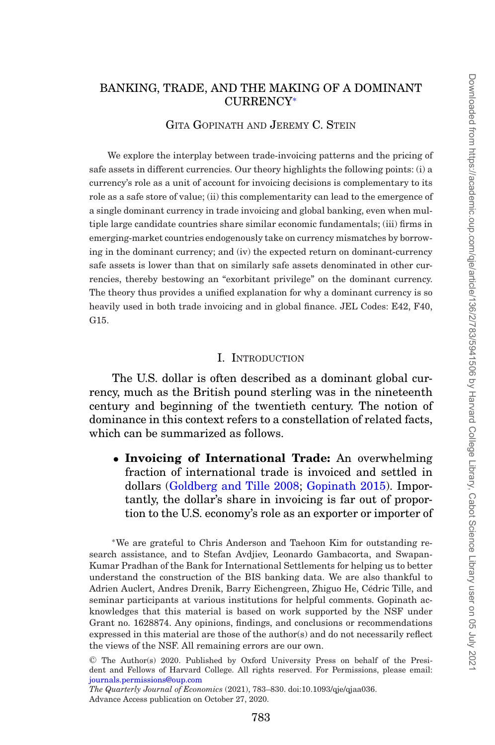# BANKING, TRADE, AND THE MAKING OF A DOMINANT CURRENCY*

GITA GOPINATH AND JEREMY C. STEIN

We explore the interplay between trade-invoicing patterns and the pricing of safe assets in different currencies. Our theory highlights the following points: (i) a currency's role as a unit of account for invoicing decisions is complementary to its role as a safe store of value; (ii) this complementarity can lead to the emergence of a single dominant currency in trade invoicing and global banking, even when multiple large candidate countries share similar economic fundamentals; (iii) firms in emerging-market countries endogenously take on currency mismatches by borrowing in the dominant currency; and (iv) the expected return on dominant-currency safe assets is lower than that on similarly safe assets denominated in other currencies, thereby bestowing an "exorbitant privilege" on the dominant currency. The theory thus provides a unified explanation for why a dominant currency is so heavily used in both trade invoicing and in global finance. JEL Codes: E42, F40, G15.

## I. INTRODUCTION

The U.S. dollar is often described as a dominant global currency, much as the British pound sterling was in the nineteenth century and beginning of the twentieth century. The notion of dominance in this context refers to a constellation of related facts, which can be summarized as follows.

- **Invoicing of International Trade:** An overwhelming fraction of international trade is invoiced and settled in dollars (Goldberg and Tille 2008; Gopinath 2015). Importantly, the dollar's share in invoicing is far out of proportion to the U.S. economy's role as an exporter or importer of

*We are grateful to Chris Anderson and Taehoon Kim for outstanding research assistance, and to Stefan Avdjiev, Leonardo Gambacorta, and Swapan-Kumar Pradhan of the Bank for International Settlements for helping us to better understand the construction of the BIS banking data. We are also thankful to Adrien Auclert, Andres Drenik, Barry Eichengreen, Zhiguo He, Cédric Tille, and seminar participants at various institutions for helpful comments. Gopinath acknowledges that this material is based on work supported by the NSF under Grant no. 1628874. Any opinions, findings, and conclusions or recommendations expressed in this material are those of the author(s) and do not necessarily reflect the views of the NSF. All remaining errors are our own.

© The Author(s) 2020. Published by Oxford University Press on behalf of the President and Fellows of Harvard College. All rights reserved. For Permissions, please email: journals.permissions@oup.com

*The Quarterly Journal of Economics* (2021), 783–830. doi:10.1093/qje/qjaa036.
Advance Access publication on October 27, 2020.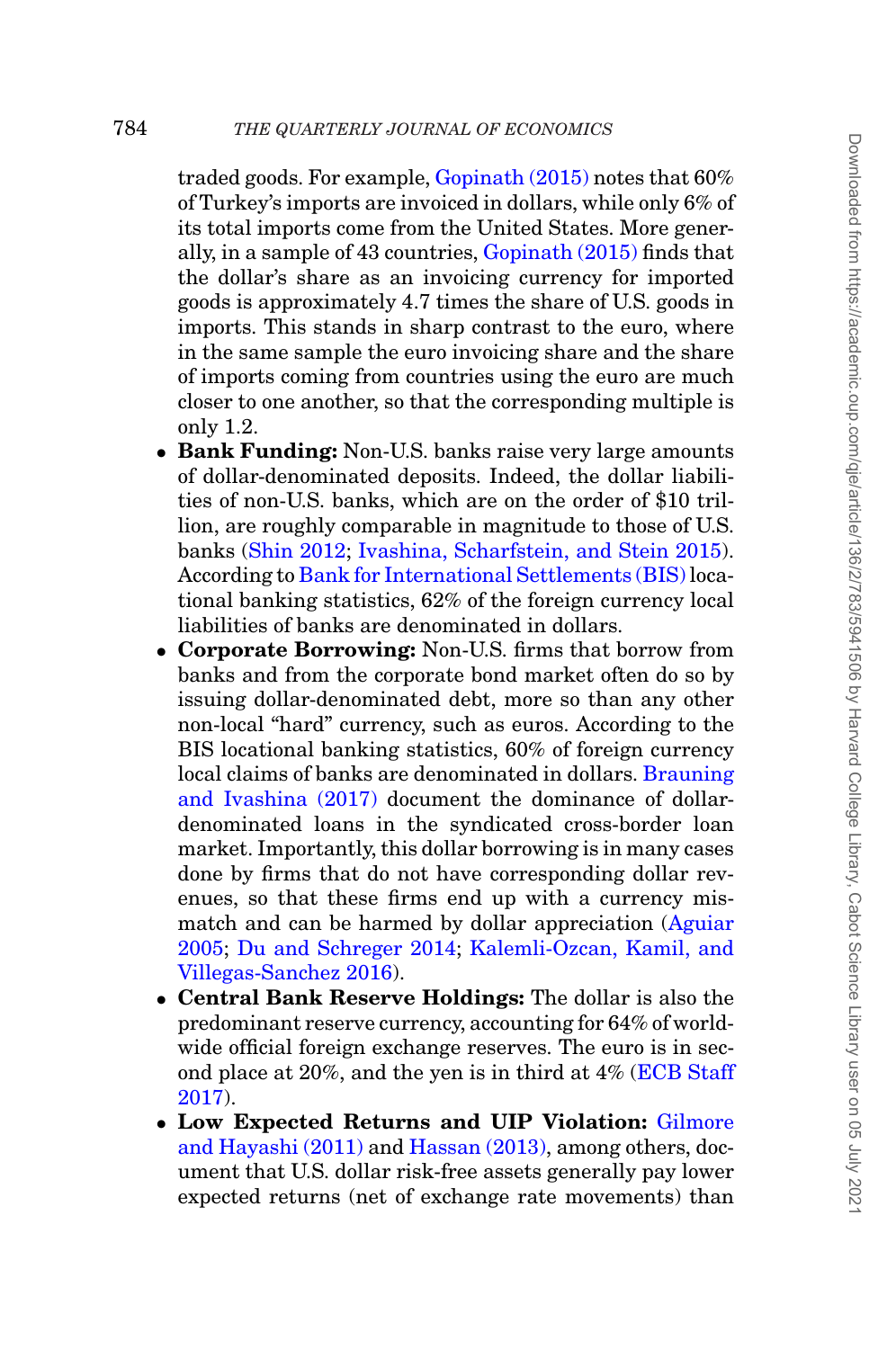traded goods. For example, Gopinath (2015) notes that 60% of Turkey's imports are invoiced in dollars, while only 6% of its total imports come from the United States. More generally, in a sample of 43 countries, Gopinath (2015) finds that the dollar's share as an invoicing currency for imported goods is approximately 4.7 times the share of U.S. goods in imports. This stands in sharp contrast to the euro, where in the same sample the euro invoicing share and the share of imports coming from countries using the euro are much closer to one another, so that the corresponding multiple is only 1.2.

- **Bank Funding:** Non-U.S. banks raise very large amounts of dollar-denominated deposits. Indeed, the dollar liabilities of non-U.S. banks, which are on the order of $10 trillion, are roughly comparable in magnitude to those of U.S. banks (Shin 2012; Ivashina, Scharfstein, and Stein 2015). According to Bank for International Settlements (BIS) locational banking statistics, 62% of the foreign currency local liabilities of banks are denominated in dollars.
- **Corporate Borrowing:** Non-U.S. firms that borrow from banks and from the corporate bond market often do so by issuing dollar-denominated debt, more so than any other non-local "hard" currency, such as euros. According to the BIS locational banking statistics, 60% of foreign currency local claims of banks are denominated in dollars. Brauning and Ivashina (2017) document the dominance of dollar-denominated loans in the syndicated cross-border loan market. Importantly, this dollar borrowing is in many cases done by firms that do not have corresponding dollar revenues, so that these firms end up with a currency mismatch and can be harmed by dollar appreciation (Aguiar 2005; Du and Schreger 2014; Kalemli-Ozcan, Kamil, and Villegas-Sanchez 2016).
- **Central Bank Reserve Holdings:** The dollar is also the predominant reserve currency, accounting for 64% of worldwide official foreign exchange reserves. The euro is in second place at 20%, and the yen is in third at 4% (ECB Staff 2017).
- **Low Expected Returns and UIP Violation:** Gilmore and Hayashi (2011) and Hassan (2013), among others, document that U.S. dollar risk-free assets generally pay lower expected returns (net of exchange rate movements) than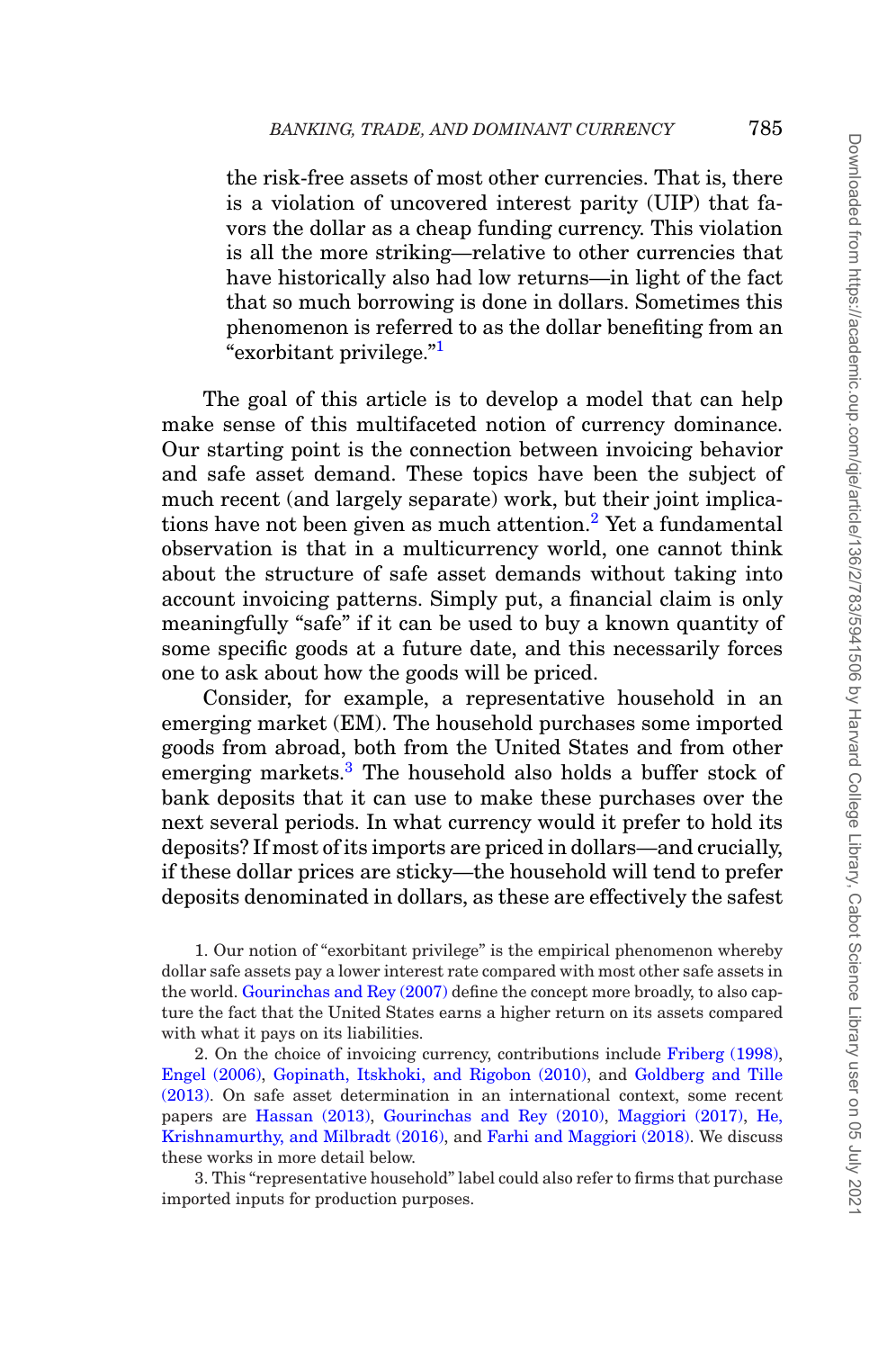the risk-free assets of most other currencies. That is, there is a violation of uncovered interest parity (UIP) that favors the dollar as a cheap funding currency. This violation is all the more striking—relative to other currencies that have historically also had low returns—in light of the fact that so much borrowing is done in dollars. Sometimes this phenomenon is referred to as the dollar benefiting from an "exorbitant privilege."[1]

The goal of this article is to develop a model that can help make sense of this multifaceted notion of currency dominance. Our starting point is the connection between invoicing behavior and safe asset demand. These topics have been the subject of much recent (and largely separate) work, but their joint implications have not been given as much attention.[2] Yet a fundamental observation is that in a multicurrency world, one cannot think about the structure of safe asset demands without taking into account invoicing patterns. Simply put, a financial claim is only meaningfully "safe" if it can be used to buy a known quantity of some specific goods at a future date, and this necessarily forces one to ask about how the goods will be priced.

Consider, for example, a representative household in an emerging market (EM). The household purchases some imported goods from abroad, both from the United States and from other emerging markets.[3] The household also holds a buffer stock of bank deposits that it can use to make these purchases over the next several periods. In what currency would it prefer to hold its deposits? If most of its imports are priced in dollars—and crucially, if these dollar prices are sticky—the household will tend to prefer deposits denominated in dollars, as these are effectively the safest

1. Our notion of "exorbitant privilege" is the empirical phenomenon whereby dollar safe assets pay a lower interest rate compared with most other safe assets in the world. Gourinchas and Rey (2007) define the concept more broadly, to also capture the fact that the United States earns a higher return on its assets compared with what it pays on its liabilities.

2. On the choice of invoicing currency, contributions include Friberg (1998), Engel (2006), Gopinath, Itskhoki, and Rigobon (2010), and Goldberg and Tille (2013). On safe asset determination in an international context, some recent papers are Hassan (2013), Gourinchas and Rey (2010), Maggiori (2017), He, Krishnamurthy, and Milbradt (2016), and Farhi and Maggiori (2018). We discuss these works in more detail below.

3. This "representative household" label could also refer to firms that purchase imported inputs for production purposes.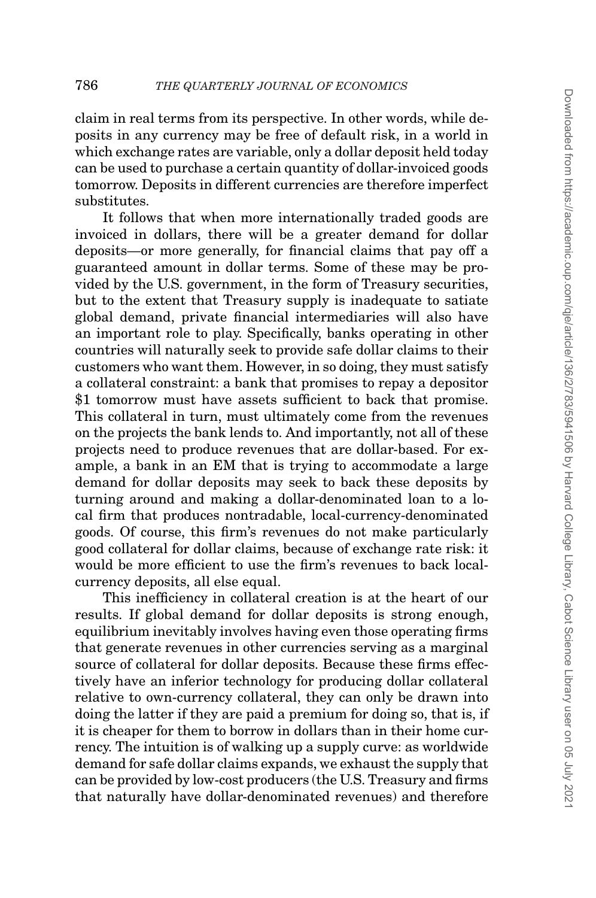claim in real terms from its perspective. In other words, while deposits in any currency may be free of default risk, in a world in which exchange rates are variable, only a dollar deposit held today can be used to purchase a certain quantity of dollar-invoiced goods tomorrow. Deposits in different currencies are therefore imperfect substitutes.

It follows that when more internationally traded goods are invoiced in dollars, there will be a greater demand for dollar deposits—or more generally, for financial claims that pay off a guaranteed amount in dollar terms. Some of these may be provided by the U.S. government, in the form of Treasury securities, but to the extent that Treasury supply is inadequate to satiate global demand, private financial intermediaries will also have an important role to play. Specifically, banks operating in other countries will naturally seek to provide safe dollar claims to their customers who want them. However, in so doing, they must satisfy a collateral constraint: a bank that promises to repay a depositor \$1 tomorrow must have assets sufficient to back that promise. This collateral in turn, must ultimately come from the revenues on the projects the bank lends to. And importantly, not all of these projects need to produce revenues that are dollar-based. For example, a bank in an EM that is trying to accommodate a large demand for dollar deposits may seek to back these deposits by turning around and making a dollar-denominated loan to a local firm that produces nontradable, local-currency-denominated goods. Of course, this firm's revenues do not make particularly good collateral for dollar claims, because of exchange rate risk: it would be more efficient to use the firm's revenues to back local-currency deposits, all else equal.

This inefficiency in collateral creation is at the heart of our results. If global demand for dollar deposits is strong enough, equilibrium inevitably involves having even those operating firms that generate revenues in other currencies serving as a marginal source of collateral for dollar deposits. Because these firms effectively have an inferior technology for producing dollar collateral relative to own-currency collateral, they can only be drawn into doing the latter if they are paid a premium for doing so, that is, if it is cheaper for them to borrow in dollars than in their home currency. The intuition is of walking up a supply curve: as worldwide demand for safe dollar claims expands, we exhaust the supply that can be provided by low-cost producers (the U.S. Treasury and firms that naturally have dollar-denominated revenues) and therefore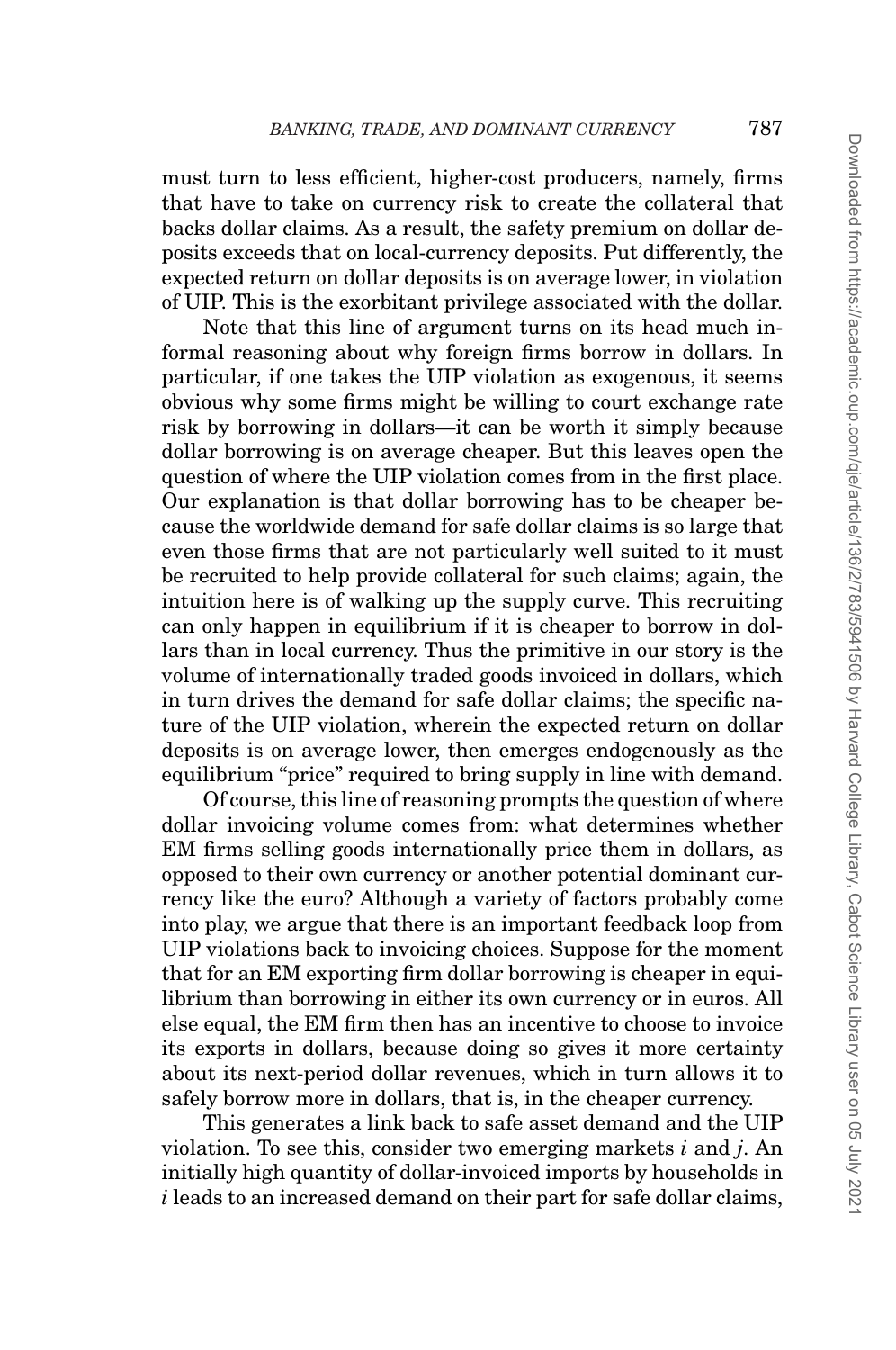must turn to less efficient, higher-cost producers, namely, firms that have to take on currency risk to create the collateral that backs dollar claims. As a result, the safety premium on dollar deposits exceeds that on local-currency deposits. Put differently, the expected return on dollar deposits is on average lower, in violation of UIP. This is the exorbitant privilege associated with the dollar.

Note that this line of argument turns on its head much informal reasoning about why foreign firms borrow in dollars. In particular, if one takes the UIP violation as exogenous, it seems obvious why some firms might be willing to court exchange rate risk by borrowing in dollars—it can be worth it simply because dollar borrowing is on average cheaper. But this leaves open the question of where the UIP violation comes from in the first place. Our explanation is that dollar borrowing has to be cheaper because the worldwide demand for safe dollar claims is so large that even those firms that are not particularly well suited to it must be recruited to help provide collateral for such claims; again, the intuition here is of walking up the supply curve. This recruiting can only happen in equilibrium if it is cheaper to borrow in dollars than in local currency. Thus the primitive in our story is the volume of internationally traded goods invoiced in dollars, which in turn drives the demand for safe dollar claims; the specific nature of the UIP violation, wherein the expected return on dollar deposits is on average lower, then emerges endogenously as the equilibrium "price" required to bring supply in line with demand.

Of course, this line of reasoning prompts the question of where dollar invoicing volume comes from: what determines whether EM firms selling goods internationally price them in dollars, as opposed to their own currency or another potential dominant currency like the euro? Although a variety of factors probably come into play, we argue that there is an important feedback loop from UIP violations back to invoicing choices. Suppose for the moment that for an EM exporting firm dollar borrowing is cheaper in equilibrium than borrowing in either its own currency or in euros. All else equal, the EM firm then has an incentive to choose to invoice its exports in dollars, because doing so gives it more certainty about its next-period dollar revenues, which in turn allows it to safely borrow more in dollars, that is, in the cheaper currency.

This generates a link back to safe asset demand and the UIP violation. To see this, consider two emerging markets $i$ and $j$. An initially high quantity of dollar-invoiced imports by households in $i$ leads to an increased demand on their part for safe dollar claims,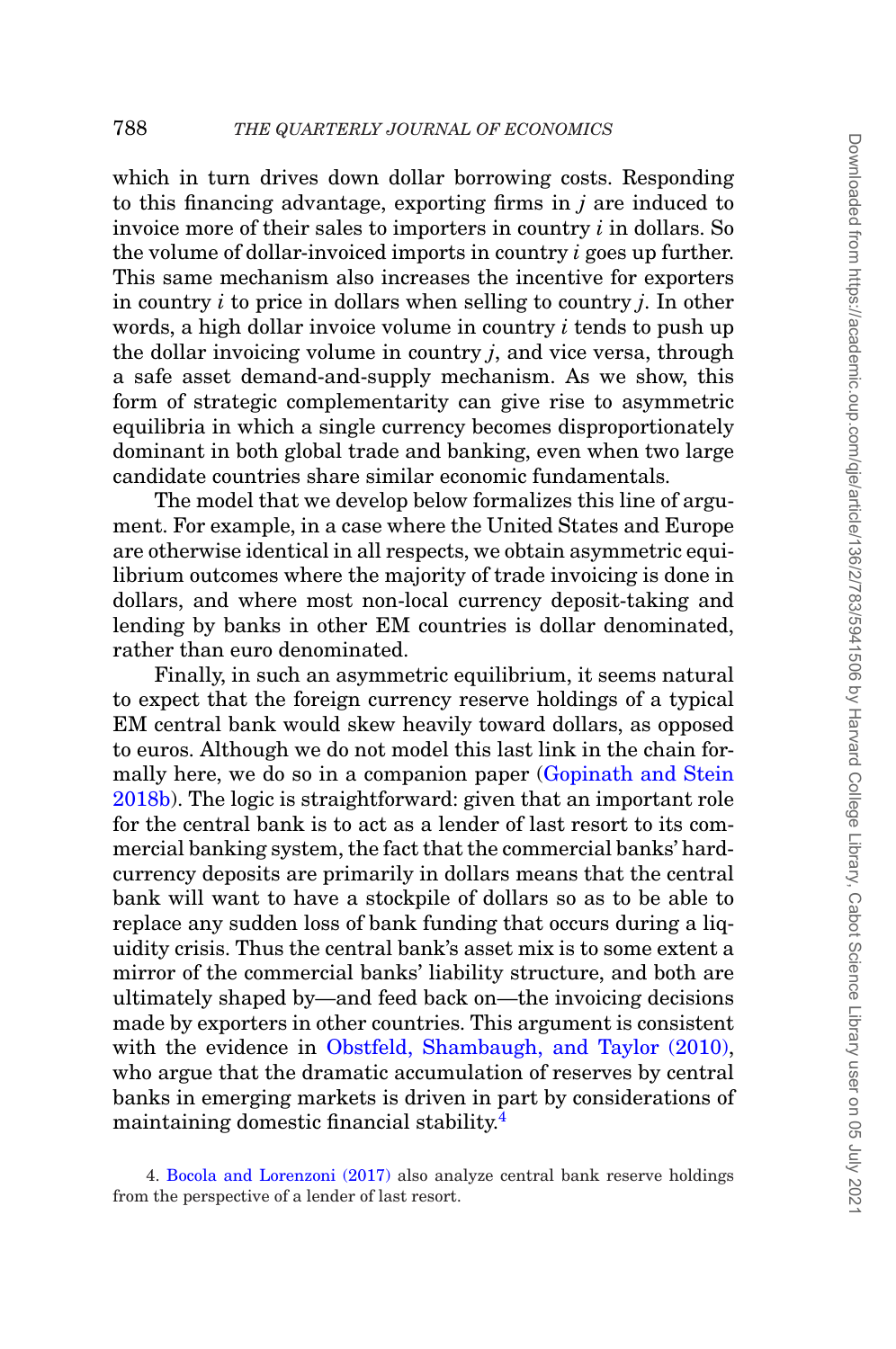which in turn drives down dollar borrowing costs. Responding to this financing advantage, exporting firms in $j$ are induced to invoice more of their sales to importers in country $i$ in dollars. So the volume of dollar-invoiced imports in country $i$ goes up further. This same mechanism also increases the incentive for exporters in country $i$ to price in dollars when selling to country $j$. In other words, a high dollar invoice volume in country $i$ tends to push up the dollar invoicing volume in country $j$, and vice versa, through a safe asset demand-and-supply mechanism. As we show, this form of strategic complementarity can give rise to asymmetric equilibria in which a single currency becomes disproportionately dominant in both global trade and banking, even when two large candidate countries share similar economic fundamentals.

The model that we develop below formalizes this line of argument. For example, in a case where the United States and Europe are otherwise identical in all respects, we obtain asymmetric equilibrium outcomes where the majority of trade invoicing is done in dollars, and where most non-local currency deposit-taking and lending by banks in other EM countries is dollar denominated, rather than euro denominated.

Finally, in such an asymmetric equilibrium, it seems natural to expect that the foreign currency reserve holdings of a typical EM central bank would skew heavily toward dollars, as opposed to euros. Although we do not model this last link in the chain formally here, we do so in a companion paper (Gopinath and Stein 2018b). The logic is straightforward: given that an important role for the central bank is to act as a lender of last resort to its commercial banking system, the fact that the commercial banks' hard-currency deposits are primarily in dollars means that the central bank will want to have a stockpile of dollars so as to be able to replace any sudden loss of bank funding that occurs during a liquidity crisis. Thus the central bank's asset mix is to some extent a mirror of the commercial banks' liability structure, and both are ultimately shaped by—and feed back on—the invoicing decisions made by exporters in other countries. This argument is consistent with the evidence in Obstfeld, Shambaugh, and Taylor (2010), who argue that the dramatic accumulation of reserves by central banks in emerging markets is driven in part by considerations of maintaining domestic financial stability.[4]

4. Bocola and Lorenzoni (2017) also analyze central bank reserve holdings from the perspective of a lender of last resort.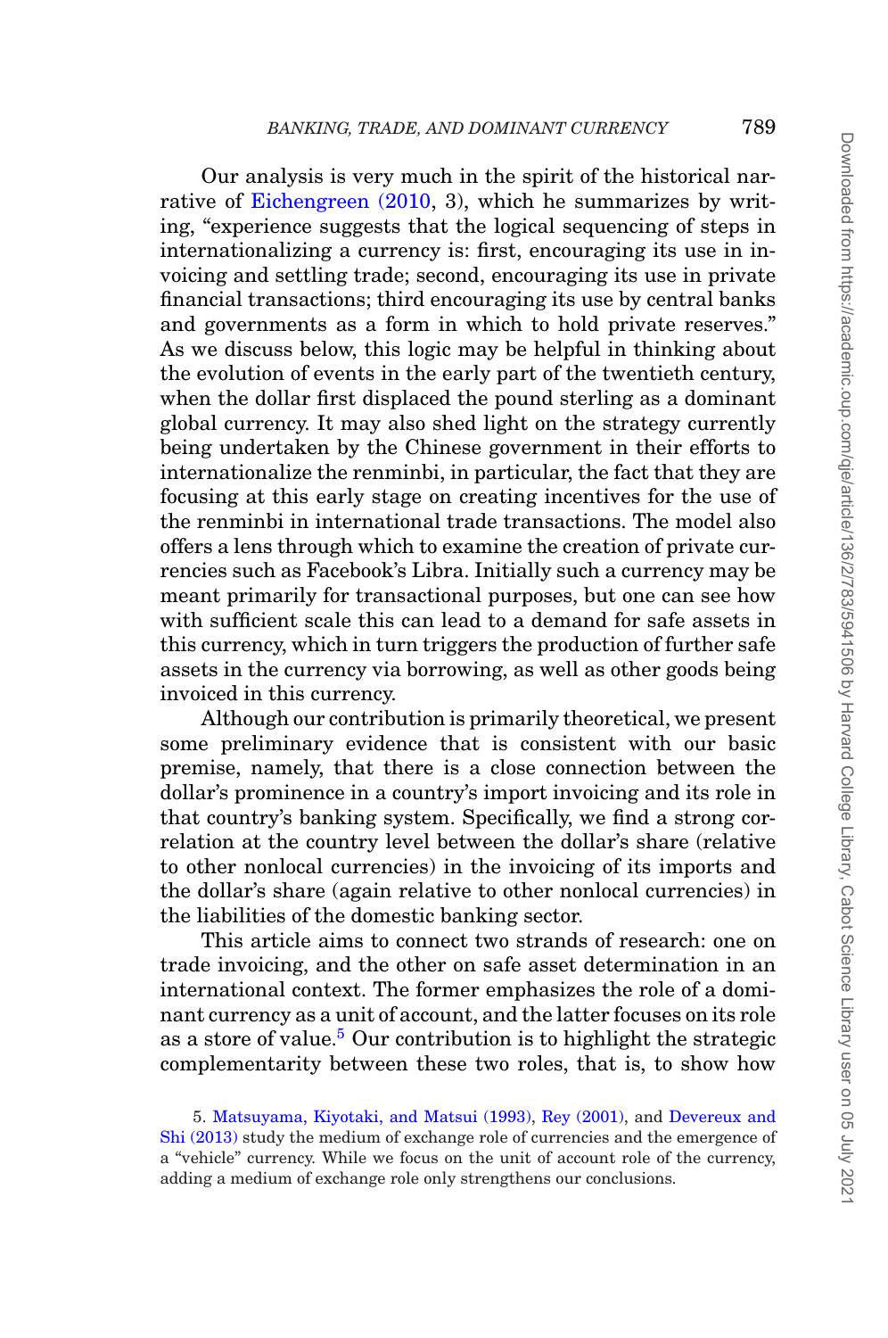Our analysis is very much in the spirit of the historical narrative of Eichengreen (2010, 3), which he summarizes by writing, "experience suggests that the logical sequencing of steps in internationalizing a currency is: first, encouraging its use in invoicing and settling trade; second, encouraging its use in private financial transactions; third encouraging its use by central banks and governments as a form in which to hold private reserves." As we discuss below, this logic may be helpful in thinking about the evolution of events in the early part of the twentieth century, when the dollar first displaced the pound sterling as a dominant global currency. It may also shed light on the strategy currently being undertaken by the Chinese government in their efforts to internationalize the renminbi, in particular, the fact that they are focusing at this early stage on creating incentives for the use of the renminbi in international trade transactions. The model also offers a lens through which to examine the creation of private currencies such as Facebook's Libra. Initially such a currency may be meant primarily for transactional purposes, but one can see how with sufficient scale this can lead to a demand for safe assets in this currency, which in turn triggers the production of further safe assets in the currency via borrowing, as well as other goods being invoiced in this currency.

Although our contribution is primarily theoretical, we present some preliminary evidence that is consistent with our basic premise, namely, that there is a close connection between the dollar's prominence in a country's import invoicing and its role in that country's banking system. Specifically, we find a strong correlation at the country level between the dollar's share (relative to other nonlocal currencies) in the invoicing of its imports and the dollar's share (again relative to other nonlocal currencies) in the liabilities of the domestic banking sector.

This article aims to connect two strands of research: one on trade invoicing, and the other on safe asset determination in an international context. The former emphasizes the role of a dominant currency as a unit of account, and the latter focuses on its role as a store of value.[5] Our contribution is to highlight the strategic complementarity between these two roles, that is, to show how

5. Matsuyama, Kiyotaki, and Matsui (1993), Rey (2001), and Devereux and Shi (2013) study the medium of exchange role of currencies and the emergence of a "vehicle" currency. While we focus on the unit of account role of the currency, adding a medium of exchange role only strengthens our conclusions.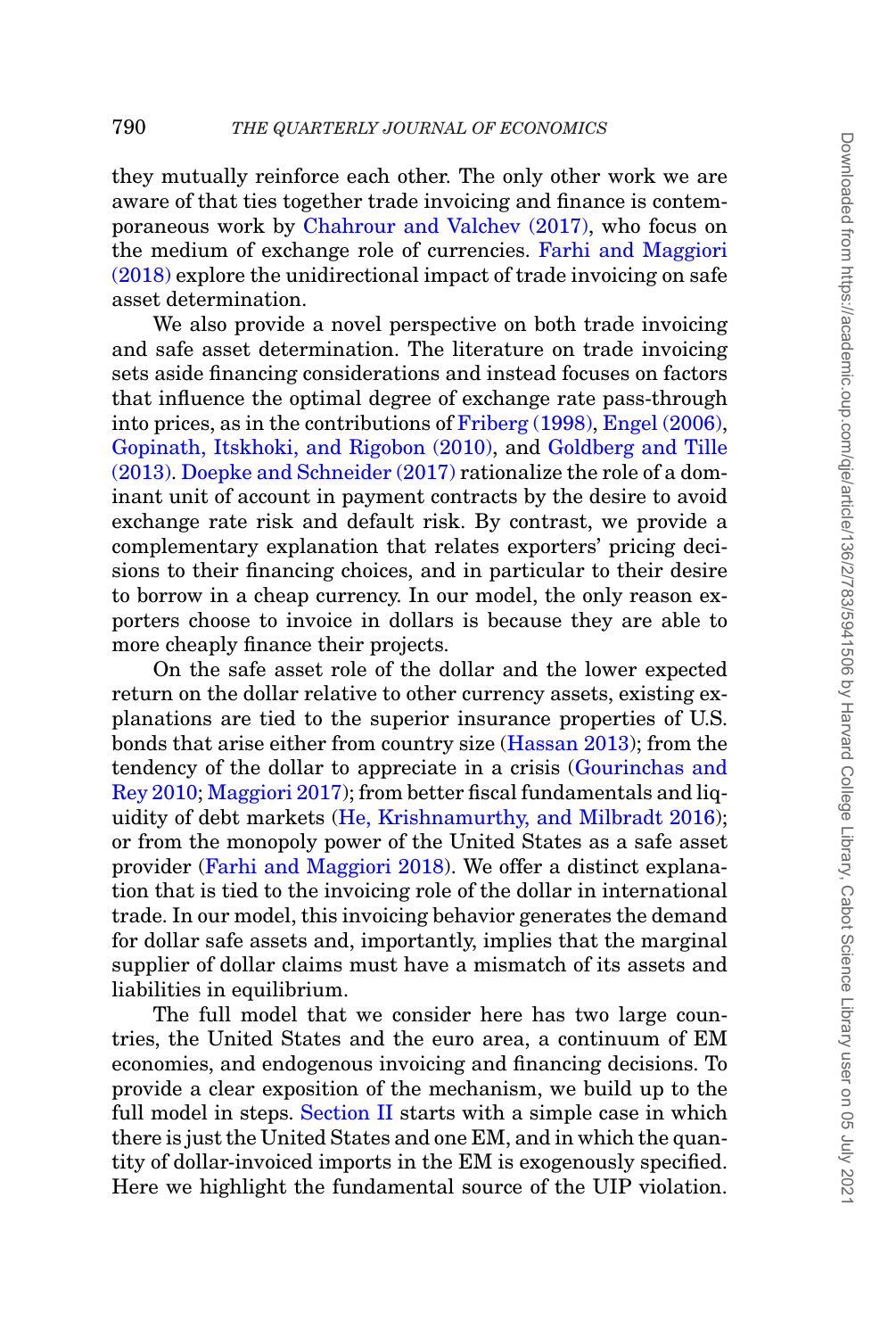they mutually reinforce each other. The only other work we are aware of that ties together trade invoicing and finance is contemporaneous work by Chahrour and Valchev (2017), who focus on the medium of exchange role of currencies. Farhi and Maggiori (2018) explore the unidirectional impact of trade invoicing on safe asset determination.

We also provide a novel perspective on both trade invoicing and safe asset determination. The literature on trade invoicing sets aside financing considerations and instead focuses on factors that influence the optimal degree of exchange rate pass-through into prices, as in the contributions of Friberg (1998), Engel (2006), Gopinath, Itskhoki, and Rigobon (2010), and Goldberg and Tille (2013). Doepke and Schneider (2017) rationalize the role of a dominant unit of account in payment contracts by the desire to avoid exchange rate risk and default risk. By contrast, we provide a complementary explanation that relates exporters' pricing decisions to their financing choices, and in particular to their desire to borrow in a cheap currency. In our model, the only reason exporters choose to invoice in dollars is because they are able to more cheaply finance their projects.

On the safe asset role of the dollar and the lower expected return on the dollar relative to other currency assets, existing explanations are tied to the superior insurance properties of U.S. bonds that arise either from country size (Hassan 2013); from the tendency of the dollar to appreciate in a crisis (Gourinchas and Rey 2010; Maggiori 2017); from better fiscal fundamentals and liquidity of debt markets (He, Krishnamurthy, and Milbradt 2016); or from the monopoly power of the United States as a safe asset provider (Farhi and Maggiori 2018). We offer a distinct explanation that is tied to the invoicing role of the dollar in international trade. In our model, this invoicing behavior generates the demand for dollar safe assets and, importantly, implies that the marginal supplier of dollar claims must have a mismatch of its assets and liabilities in equilibrium.

The full model that we consider here has two large countries, the United States and the euro area, a continuum of EM economies, and endogenous invoicing and financing decisions. To provide a clear exposition of the mechanism, we build up to the full model in steps. Section II starts with a simple case in which there is just the United States and one EM, and in which the quantity of dollar-invoiced imports in the EM is exogenously specified. Here we highlight the fundamental source of the UIP violation.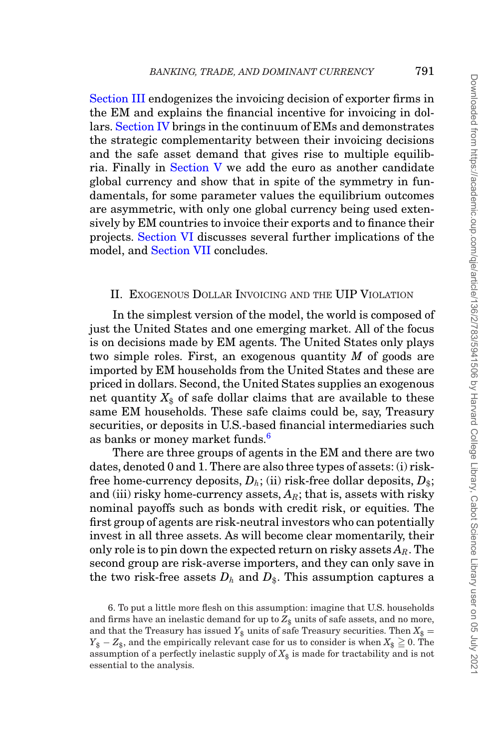Section III endogenizes the invoicing decision of exporter firms in the EM and explains the financial incentive for invoicing in dollars. Section IV brings in the continuum of EMs and demonstrates the strategic complementarity between their invoicing decisions and the safe asset demand that gives rise to multiple equilibria. Finally in Section V we add the euro as another candidate global currency and show that in spite of the symmetry in fundamentals, for some parameter values the equilibrium outcomes are asymmetric, with only one global currency being used extensively by EM countries to invoice their exports and to finance their projects. Section VI discusses several further implications of the model, and Section VII concludes.

## II. Exogenous Dollar Invoicing and the UIP Violation

In the simplest version of the model, the world is composed of just the United States and one emerging market. All of the focus is on decisions made by EM agents. The United States only plays two simple roles. First, an exogenous quantity $M$ of goods are imported by EM households from the United States and these are priced in dollars. Second, the United States supplies an exogenous net quantity $X_\$$ of safe dollar claims that are available to these same EM households. These safe claims could be, say, Treasury securities, or deposits in U.S.-based financial intermediaries such as banks or money market funds.[6]

There are three groups of agents in the EM and there are two dates, denoted 0 and 1. There are also three types of assets: (i) risk-free home-currency deposits, $D_h$; (ii) risk-free dollar deposits, $D_\$$; and (iii) risky home-currency assets, $A_R$; that is, assets with risky nominal payoffs such as bonds with credit risk, or equities. The first group of agents are risk-neutral investors who can potentially invest in all three assets. As will become clear momentarily, their only role is to pin down the expected return on risky assets $A_R$. The second group are risk-averse importers, and they can only save in the two risk-free assets $D_h$ and $D_\$$. This assumption captures a

6. To put a little more flesh on this assumption: imagine that U.S. households and firms have an inelastic demand for up to $Z_\$$ units of safe assets, and no more, and that the Treasury has issued $Y_\$$ units of safe Treasury securities. Then $X_\$ = Y_\$ - Z_\$$, and the empirically relevant case for us to consider is when $X_\$ \geqq 0$. The assumption of a perfectly inelastic supply of $X_\$$ is made for tractability and is not essential to the analysis.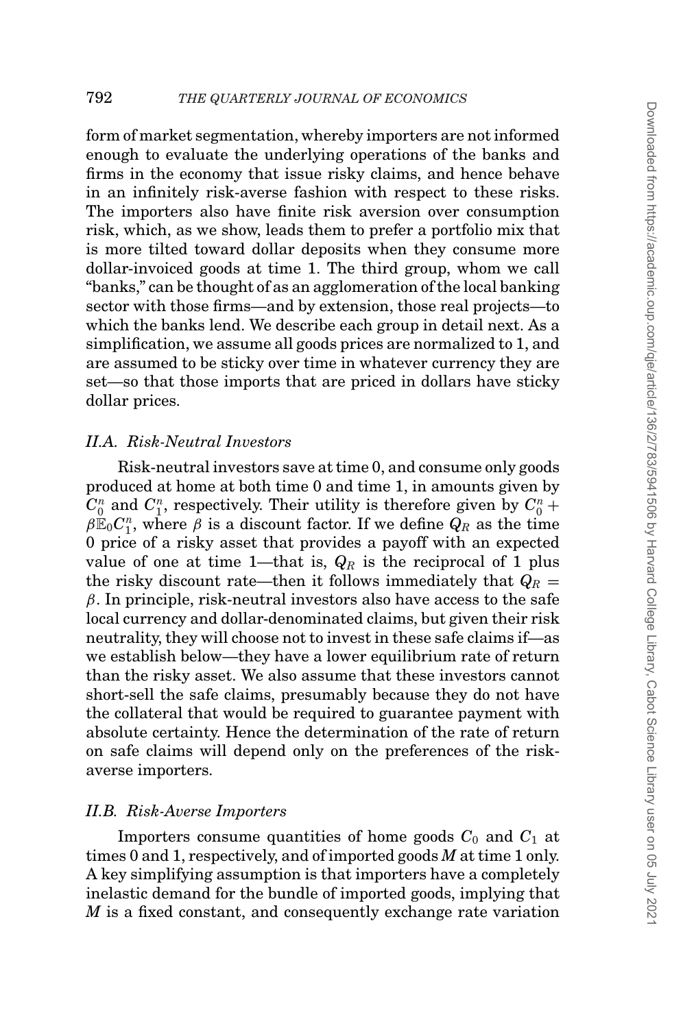form of market segmentation, whereby importers are not informed enough to evaluate the underlying operations of the banks and firms in the economy that issue risky claims, and hence behave in an infinitely risk-averse fashion with respect to these risks. The importers also have finite risk aversion over consumption risk, which, as we show, leads them to prefer a portfolio mix that is more tilted toward dollar deposits when they consume more dollar-invoiced goods at time 1. The third group, whom we call "banks," can be thought of as an agglomeration of the local banking sector with those firms—and by extension, those real projects—to which the banks lend. We describe each group in detail next. As a simplification, we assume all goods prices are normalized to 1, and are assumed to be sticky over time in whatever currency they are set—so that those imports that are priced in dollars have sticky dollar prices.

### *II.A. Risk-Neutral Investors*

Risk-neutral investors save at time 0, and consume only goods produced at home at both time 0 and time 1, in amounts given by $C_0^n$ and $C_1^n$, respectively. Their utility is therefore given by $C_0^n + \beta \mathbb{E}_0 C_1^n$, where $\beta$ is a discount factor. If we define $Q_R$ as the time 0 price of a risky asset that provides a payoff with an expected value of one at time 1—that is, $Q_R$ is the reciprocal of 1 plus the risky discount rate—then it follows immediately that $Q_R = \beta$. In principle, risk-neutral investors also have access to the safe local currency and dollar-denominated claims, but given their risk neutrality, they will choose not to invest in these safe claims if—as we establish below—they have a lower equilibrium rate of return than the risky asset. We also assume that these investors cannot short-sell the safe claims, presumably because they do not have the collateral that would be required to guarantee payment with absolute certainty. Hence the determination of the rate of return on safe claims will depend only on the preferences of the risk-averse importers.

### *II.B. Risk-Averse Importers*

Importers consume quantities of home goods $C_0$ and $C_1$ at times 0 and 1, respectively, and of imported goods $M$ at time 1 only. A key simplifying assumption is that importers have a completely inelastic demand for the bundle of imported goods, implying that $M$ is a fixed constant, and consequently exchange rate variation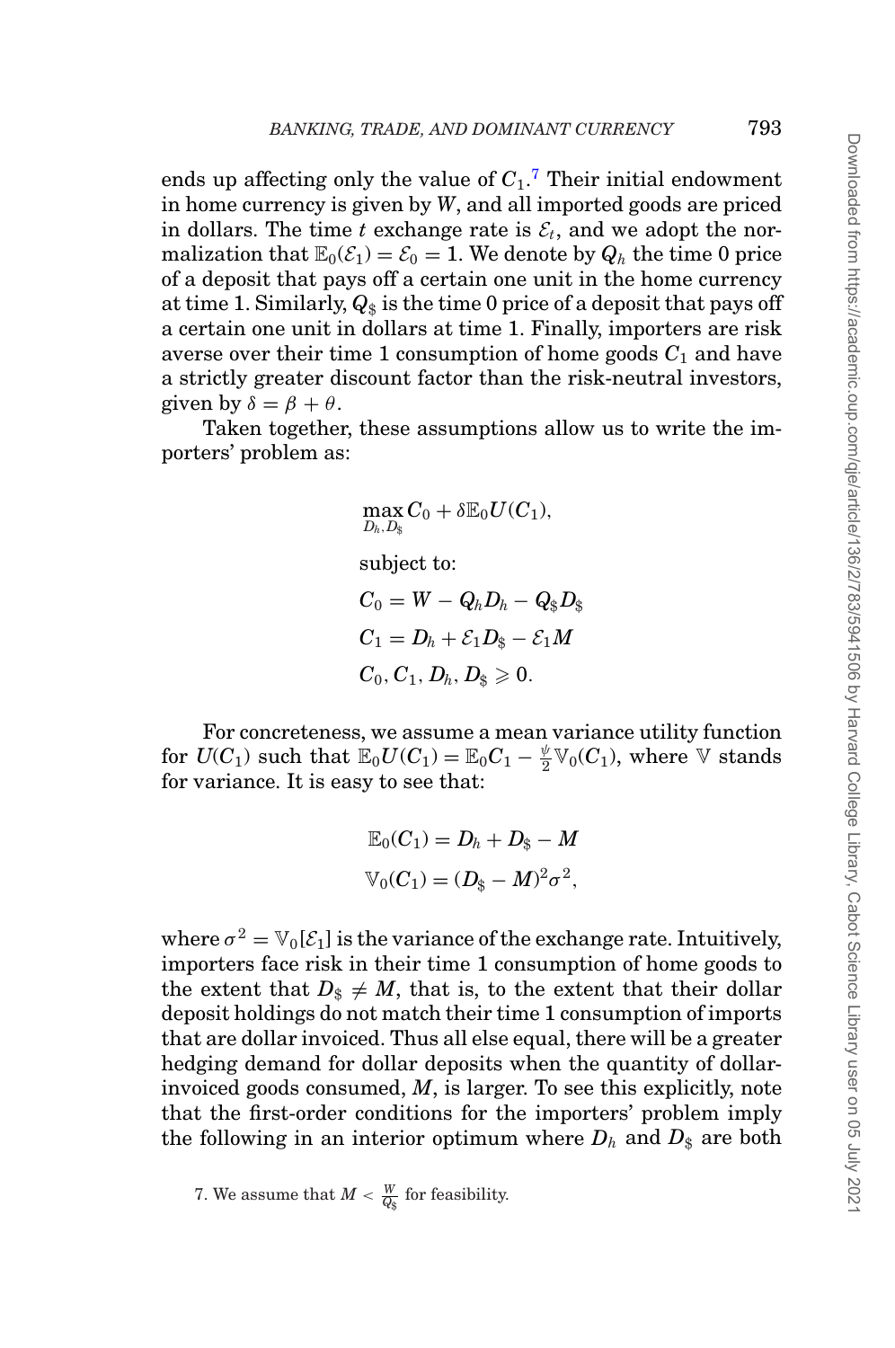ends up affecting only the value of $C_1$.[7] Their initial endowment in home currency is given by $W$, and all imported goods are priced in dollars. The time $t$ exchange rate is $\mathcal{E}_t$, and we adopt the normalization that $\mathbb{E}_0(\mathcal{E}_1) = \mathcal{E}_0 = 1$. We denote by $Q_h$ the time 0 price of a deposit that pays off a certain one unit in the home currency at time 1. Similarly, $Q_\$$ is the time 0 price of a deposit that pays off a certain one unit in dollars at time 1. Finally, importers are risk averse over their time 1 consumption of home goods $C_1$ and have a strictly greater discount factor than the risk-neutral investors, given by $\delta = \beta + \theta$.

Taken together, these assumptions allow us to write the importers' problem as:

$$\max_{D_h, D_\$} C_0 + \delta \mathbb{E}_0 U(C_1),$$

subject to:

$$C_0 = W - Q_h D_h - Q_\$ D_\$$$

$$C_1 = D_h + \mathcal{E}_1 D_\$ - \mathcal{E}_1 M$$

$$C_0, C_1, D_h, D_\$ \geqslant 0.$$

For concreteness, we assume a mean variance utility function for $U(C_1)$ such that $\mathbb{E}_0 U(C_1) = \mathbb{E}_0 C_1 - \frac{\psi}{2}\mathbb{V}_0(C_1)$, where $\mathbb{V}$ stands for variance. It is easy to see that:

$$\mathbb{E}_0(C_1) = D_h + D_\$ - M$$

$$\mathbb{V}_0(C_1) = (D_\$ - M)^2 \sigma^2,$$

where $\sigma^2 = \mathbb{V}_0[\mathcal{E}_1]$ is the variance of the exchange rate. Intuitively, importers face risk in their time 1 consumption of home goods to the extent that $D_\$ \neq M$, that is, to the extent that their dollar deposit holdings do not match their time 1 consumption of imports that are dollar invoiced. Thus all else equal, there will be a greater hedging demand for dollar deposits when the quantity of dollar-invoiced goods consumed, $M$, is larger. To see this explicitly, note that the first-order conditions for the importers' problem imply the following in an interior optimum where $D_h$ and $D_\$$ are both

7. We assume that $M < \frac{W}{Q_\$}$ for feasibility.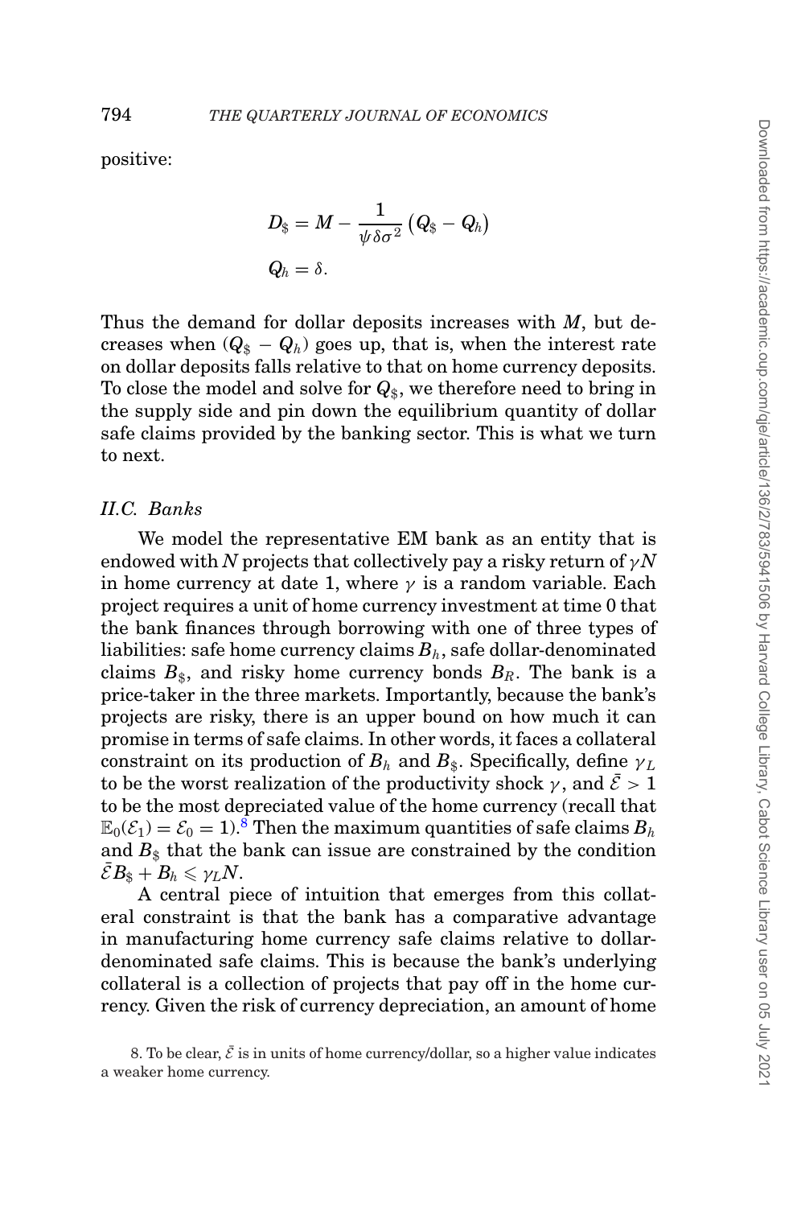positive:

$$D_{\$} = M - \frac{1}{\psi \delta \sigma^2} \left( Q_{\$} - Q_h \right)$$

$$Q_h = \delta.$$

Thus the demand for dollar deposits increases with $M$, but decreases when $(Q_{\$} - Q_h)$ goes up, that is, when the interest rate on dollar deposits falls relative to that on home currency deposits. To close the model and solve for $Q_{\$}$, we therefore need to bring in the supply side and pin down the equilibrium quantity of dollar safe claims provided by the banking sector. This is what we turn to next.

### *II.C. Banks*

We model the representative EM bank as an entity that is endowed with $N$ projects that collectively pay a risky return of $\gamma N$ in home currency at date 1, where $\gamma$ is a random variable. Each project requires a unit of home currency investment at time 0 that the bank finances through borrowing with one of three types of liabilities: safe home currency claims $B_h$, safe dollar-denominated claims $B_{\$}$, and risky home currency bonds $B_R$. The bank is a price-taker in the three markets. Importantly, because the bank's projects are risky, there is an upper bound on how much it can promise in terms of safe claims. In other words, it faces a collateral constraint on its production of $B_h$ and $B_{\$}$. Specifically, define $\gamma_L$ to be the worst realization of the productivity shock $\gamma$, and $\bar{\mathcal{E}} > 1$ to be the most depreciated value of the home currency (recall that $\mathbb{E}_0(\mathcal{E}_1) = \mathcal{E}_0 = 1$).[8] Then the maximum quantities of safe claims $B_h$ and $B_{\$}$ that the bank can issue are constrained by the condition $\bar{\mathcal{E}} B_{\$} + B_h \leqslant \gamma_L N$.

A central piece of intuition that emerges from this collateral constraint is that the bank has a comparative advantage in manufacturing home currency safe claims relative to dollar-denominated safe claims. This is because the bank's underlying collateral is a collection of projects that pay off in the home currency. Given the risk of currency depreciation, an amount of home

8. To be clear, $\bar{\mathcal{E}}$ is in units of home currency/dollar, so a higher value indicates a weaker home currency.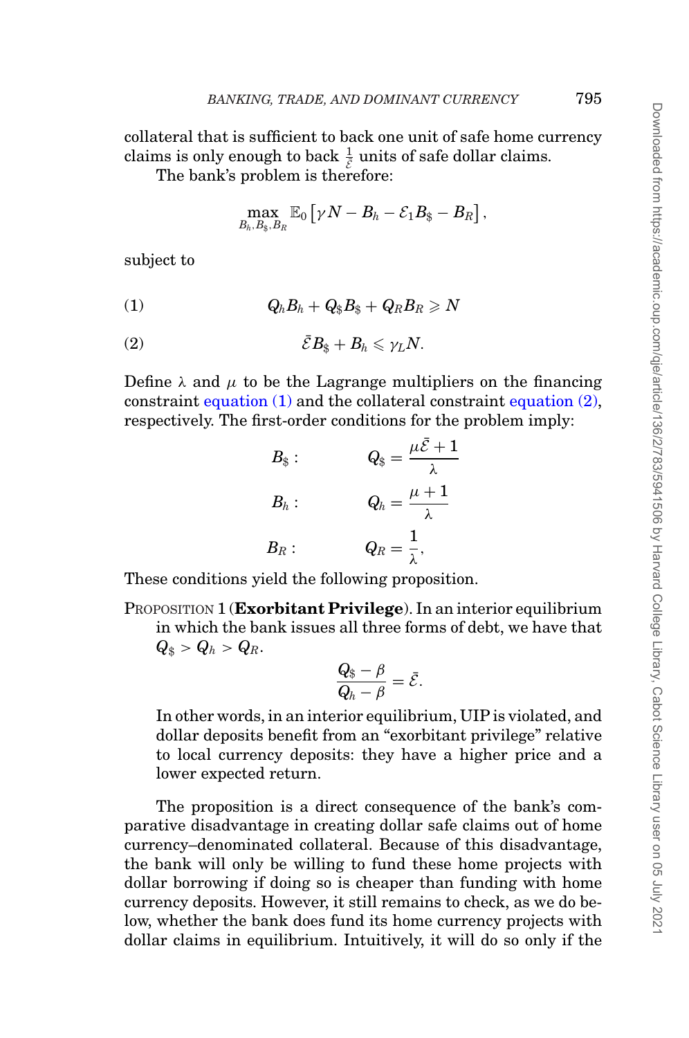collateral that is sufficient to back one unit of safe home currency claims is only enough to back $\frac{1}{\bar{\mathcal{E}}}$ units of safe dollar claims.

The bank's problem is therefore:

$$\max_{B_h, B_\$, B_R} \mathbb{E}_0 \left[ \gamma N - B_h - \mathcal{E}_1 B_\$ - B_R \right],$$

subject to

$$Q_h B_h + Q_\$ B_\$ + Q_R B_R \geqslant N \tag{1}$$

$$\bar{\mathcal{E}} B_\$ + B_h \leqslant \gamma_L N. \tag{2}$$

Define $\lambda$ and $\mu$ to be the Lagrange multipliers on the financing constraint equation (1) and the collateral constraint equation (2), respectively. The first-order conditions for the problem imply:

$$B_\$ : \qquad Q_\$ = \frac{\mu \bar{\mathcal{E}} + 1}{\lambda}$$

$$B_h : \qquad Q_h = \frac{\mu + 1}{\lambda}$$

$$B_R : \qquad Q_R = \frac{1}{\lambda},$$

These conditions yield the following proposition.

PROPOSITION 1 (**Exorbitant Privilege**). In an interior equilibrium in which the bank issues all three forms of debt, we have that $Q_\$ > Q_h > Q_R$.

$$\frac{Q_\$ - \beta}{Q_h - \beta} = \bar{\mathcal{E}}.$$

In other words, in an interior equilibrium, UIP is violated, and dollar deposits benefit from an "exorbitant privilege" relative to local currency deposits: they have a higher price and a lower expected return.

The proposition is a direct consequence of the bank's comparative disadvantage in creating dollar safe claims out of home currency–denominated collateral. Because of this disadvantage, the bank will only be willing to fund these home projects with dollar borrowing if doing so is cheaper than funding with home currency deposits. However, it still remains to check, as we do below, whether the bank does fund its home currency projects with dollar claims in equilibrium. Intuitively, it will do so only if the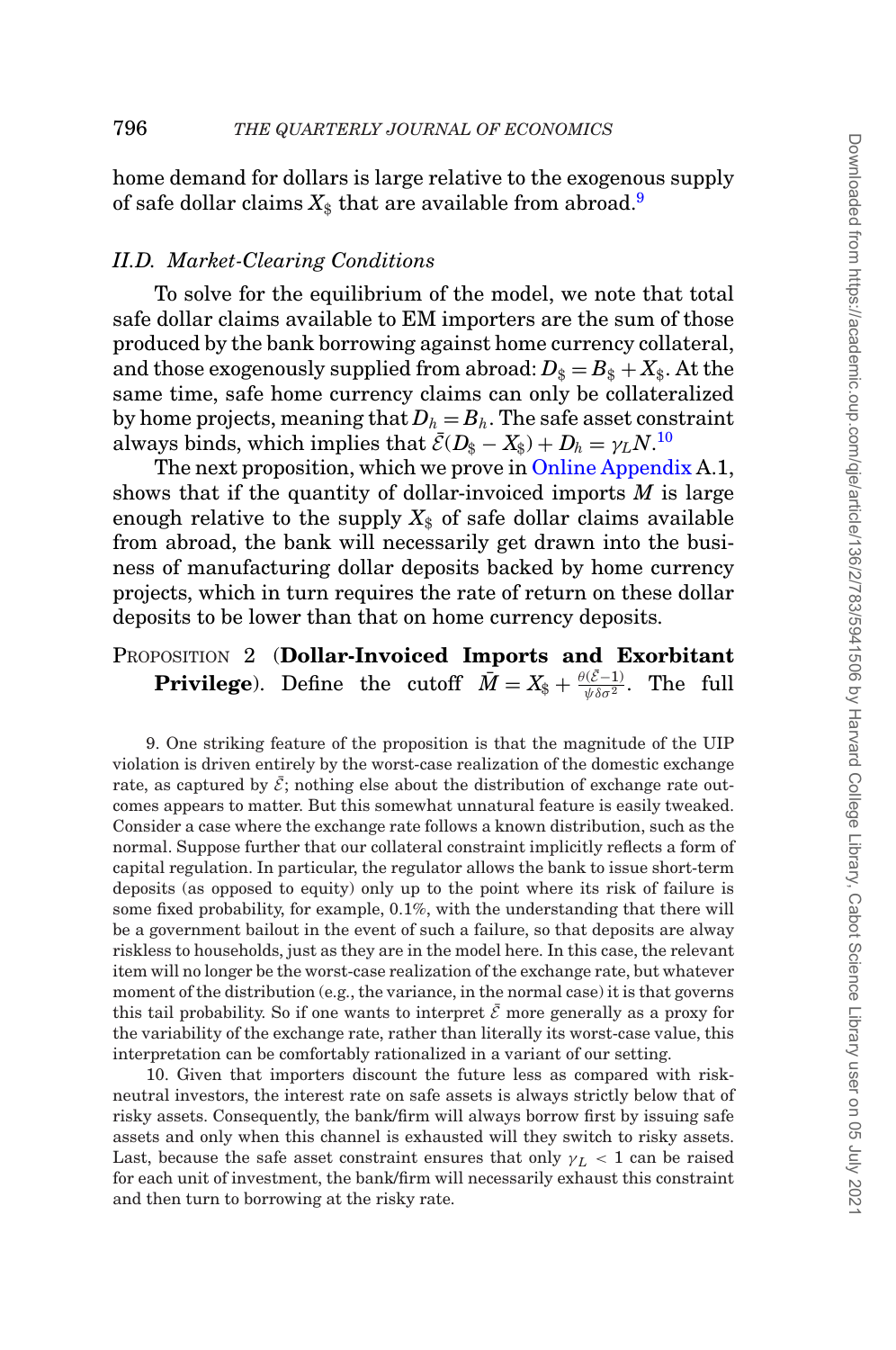home demand for dollars is large relative to the exogenous supply of safe dollar claims $X_\$$ that are available from abroad.[9]

### II.D. Market-Clearing Conditions

To solve for the equilibrium of the model, we note that total safe dollar claims available to EM importers are the sum of those produced by the bank borrowing against home currency collateral, and those exogenously supplied from abroad: $D_\$ = B_\$ + X_\$$. At the same time, safe home currency claims can only be collateralized by home projects, meaning that $D_h = B_h$. The safe asset constraint always binds, which implies that $\bar{\mathcal{E}}(D_\$ - X_\$) + D_h = \gamma_L N$.[10]

The next proposition, which we prove in Online Appendix A.1, shows that if the quantity of dollar-invoiced imports $M$ is large enough relative to the supply $X_\$$ of safe dollar claims available from abroad, the bank will necessarily get drawn into the business of manufacturing dollar deposits backed by home currency projects, which in turn requires the rate of return on these dollar deposits to be lower than that on home currency deposits.

PROPOSITION 2 (**Dollar-Invoiced Imports and Exorbitant Privilege**). Define the cutoff $\bar{M} = X_\$ + \frac{\theta(\bar{\mathcal{E}}-1)}{\psi\delta\sigma^2}$. The full

9. One striking feature of the proposition is that the magnitude of the UIP violation is driven entirely by the worst-case realization of the domestic exchange rate, as captured by $\bar{\mathcal{E}}$; nothing else about the distribution of exchange rate outcomes appears to matter. But this somewhat unnatural feature is easily tweaked. Consider a case where the exchange rate follows a known distribution, such as the normal. Suppose further that our collateral constraint implicitly reflects a form of capital regulation. In particular, the regulator allows the bank to issue short-term deposits (as opposed to equity) only up to the point where its risk of failure is some fixed probability, for example, 0.1%, with the understanding that there will be a government bailout in the event of such a failure, so that deposits are alway riskless to households, just as they are in the model here. In this case, the relevant item will no longer be the worst-case realization of the exchange rate, but whatever moment of the distribution (e.g., the variance, in the normal case) it is that governs this tail probability. So if one wants to interpret $\bar{\mathcal{E}}$ more generally as a proxy for the variability of the exchange rate, rather than literally its worst-case value, this interpretation can be comfortably rationalized in a variant of our setting.

10. Given that importers discount the future less as compared with risk-neutral investors, the interest rate on safe assets is always strictly below that of risky assets. Consequently, the bank/firm will always borrow first by issuing safe assets and only when this channel is exhausted will they switch to risky assets. Last, because the safe asset constraint ensures that only $\gamma_L < 1$ can be raised for each unit of investment, the bank/firm will necessarily exhaust this constraint and then turn to borrowing at the risky rate.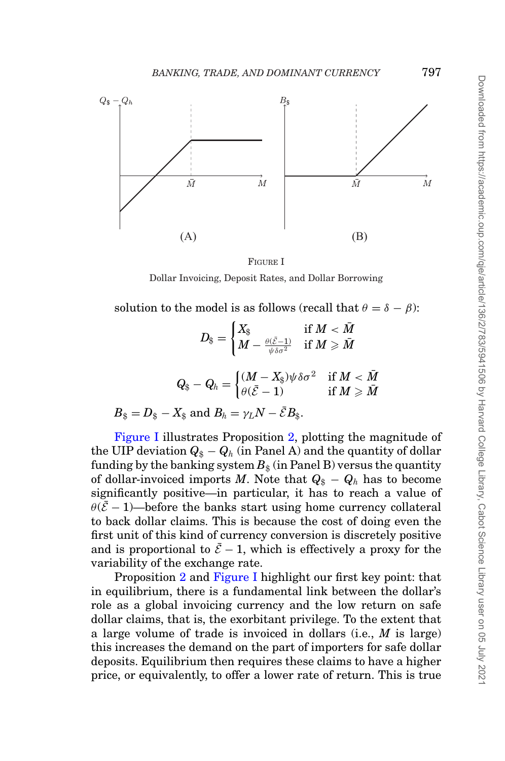FIGURE I

Dollar Invoicing, Deposit Rates, and Dollar Borrowing

solution to the model is as follows (recall that $\theta = \delta - \beta$):

$$D_\$ = \begin{cases} X_\$ & \text{if } M < \bar{M} \\ M - \frac{\theta(\bar{\mathcal{E}}-1)}{\psi\delta\sigma^2} & \text{if } M \geqslant \bar{M} \end{cases}$$

$$Q_\$ - Q_h = \begin{cases} (M - X_\$)\psi\delta\sigma^2 & \text{if } M < \bar{M} \\ \theta(\bar{\mathcal{E}} - 1) & \text{if } M \geqslant \bar{M} \end{cases}$$

$B_\$ = D_\$ - X_\$$ and $B_h = \gamma_L N - \bar{\mathcal{E}} B_\$$.

Figure I illustrates Proposition 2, plotting the magnitude of the UIP deviation $Q_\$ - Q_h$ (in Panel A) and the quantity of dollar funding by the banking system $B_\$$ (in Panel B) versus the quantity of dollar-invoiced imports $M$. Note that $Q_\$ - Q_h$ has to become significantly positive—in particular, it has to reach a value of $\theta(\bar{\mathcal{E}} - 1)$—before the banks start using home currency collateral to back dollar claims. This is because the cost of doing even the first unit of this kind of currency conversion is discretely positive and is proportional to $\bar{\mathcal{E}} - 1$, which is effectively a proxy for the variability of the exchange rate.

Proposition 2 and Figure I highlight our first key point: that in equilibrium, there is a fundamental link between the dollar's role as a global invoicing currency and the low return on safe dollar claims, that is, the exorbitant privilege. To the extent that a large volume of trade is invoiced in dollars (i.e., $M$ is large) this increases the demand on the part of importers for safe dollar deposits. Equilibrium then requires these claims to have a higher price, or equivalently, to offer a lower rate of return. This is true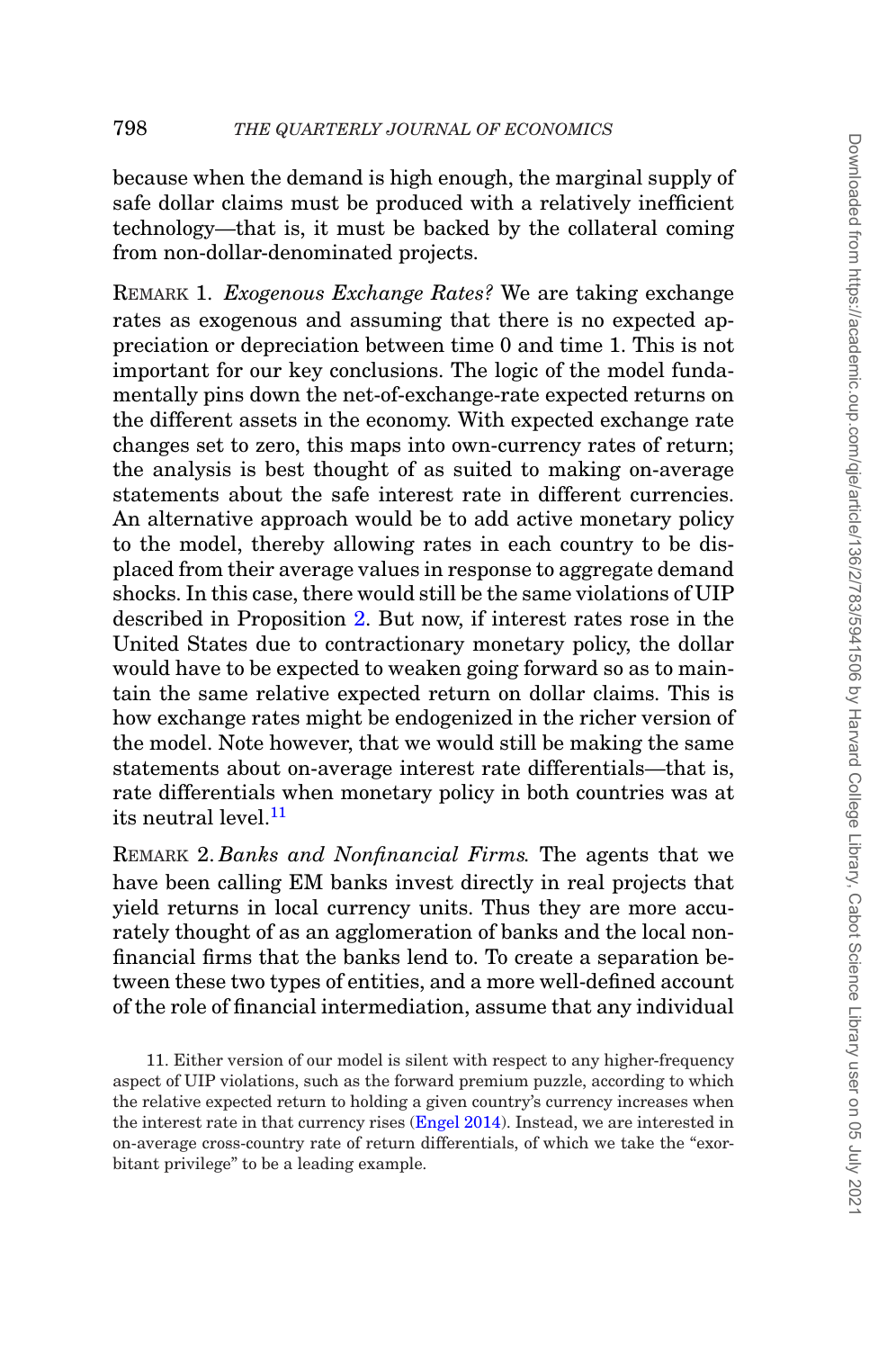because when the demand is high enough, the marginal supply of safe dollar claims must be produced with a relatively inefficient technology—that is, it must be backed by the collateral coming from non-dollar-denominated projects.

REMARK 1. *Exogenous Exchange Rates?* We are taking exchange rates as exogenous and assuming that there is no expected appreciation or depreciation between time 0 and time 1. This is not important for our key conclusions. The logic of the model fundamentally pins down the net-of-exchange-rate expected returns on the different assets in the economy. With expected exchange rate changes set to zero, this maps into own-currency rates of return; the analysis is best thought of as suited to making on-average statements about the safe interest rate in different currencies. An alternative approach would be to add active monetary policy to the model, thereby allowing rates in each country to be displaced from their average values in response to aggregate demand shocks. In this case, there would still be the same violations of UIP described in Proposition 2. But now, if interest rates rose in the United States due to contractionary monetary policy, the dollar would have to be expected to weaken going forward so as to maintain the same relative expected return on dollar claims. This is how exchange rates might be endogenized in the richer version of the model. Note however, that we would still be making the same statements about on-average interest rate differentials—that is, rate differentials when monetary policy in both countries was at its neutral level.[11]

REMARK 2. *Banks and Nonfinancial Firms.* The agents that we have been calling EM banks invest directly in real projects that yield returns in local currency units. Thus they are more accurately thought of as an agglomeration of banks and the local nonfinancial firms that the banks lend to. To create a separation between these two types of entities, and a more well-defined account of the role of financial intermediation, assume that any individual

11. Either version of our model is silent with respect to any higher-frequency aspect of UIP violations, such as the forward premium puzzle, according to which the relative expected return to holding a given country's currency increases when the interest rate in that currency rises (Engel 2014). Instead, we are interested in on-average cross-country rate of return differentials, of which we take the "exorbitant privilege" to be a leading example.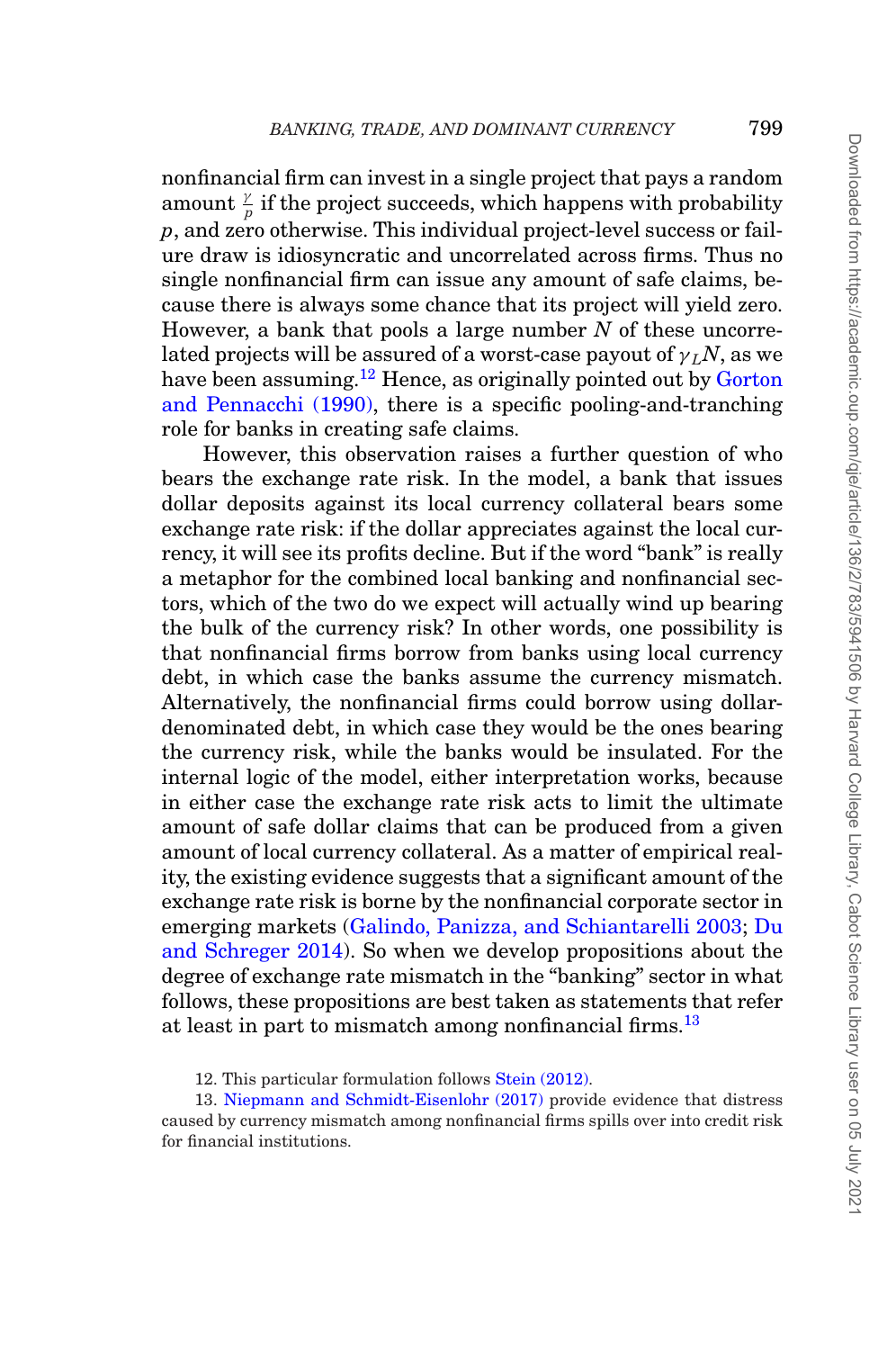nonfinancial firm can invest in a single project that pays a random amount $\frac{\gamma}{p}$ if the project succeeds, which happens with probability $p$, and zero otherwise. This individual project-level success or failure draw is idiosyncratic and uncorrelated across firms. Thus no single nonfinancial firm can issue any amount of safe claims, because there is always some chance that its project will yield zero. However, a bank that pools a large number $N$ of these uncorrelated projects will be assured of a worst-case payout of $\gamma_L N$, as we have been assuming.[12] Hence, as originally pointed out by Gorton and Pennacchi (1990), there is a specific pooling-and-tranching role for banks in creating safe claims.

However, this observation raises a further question of who bears the exchange rate risk. In the model, a bank that issues dollar deposits against its local currency collateral bears some exchange rate risk: if the dollar appreciates against the local currency, it will see its profits decline. But if the word "bank" is really a metaphor for the combined local banking and nonfinancial sectors, which of the two do we expect will actually wind up bearing the bulk of the currency risk? In other words, one possibility is that nonfinancial firms borrow from banks using local currency debt, in which case the banks assume the currency mismatch. Alternatively, the nonfinancial firms could borrow using dollar-denominated debt, in which case they would be the ones bearing the currency risk, while the banks would be insulated. For the internal logic of the model, either interpretation works, because in either case the exchange rate risk acts to limit the ultimate amount of safe dollar claims that can be produced from a given amount of local currency collateral. As a matter of empirical reality, the existing evidence suggests that a significant amount of the exchange rate risk is borne by the nonfinancial corporate sector in emerging markets (Galindo, Panizza, and Schiantarelli 2003; Du and Schreger 2014). So when we develop propositions about the degree of exchange rate mismatch in the "banking" sector in what follows, these propositions are best taken as statements that refer at least in part to mismatch among nonfinancial firms.[13]

12. This particular formulation follows Stein (2012).

13. Niepmann and Schmidt-Eisenlohr (2017) provide evidence that distress caused by currency mismatch among nonfinancial firms spills over into credit risk for financial institutions.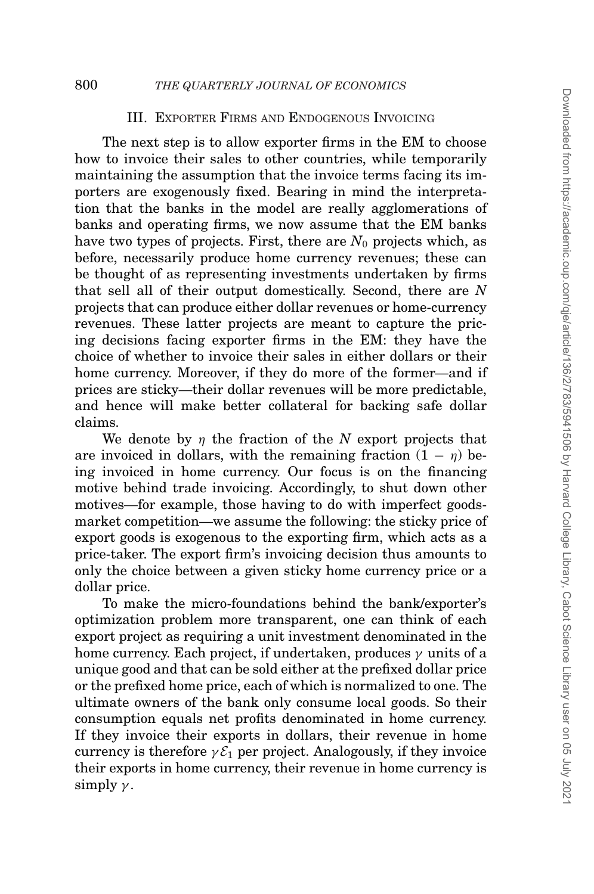## III. Exporter Firms and Endogenous Invoicing

The next step is to allow exporter firms in the EM to choose how to invoice their sales to other countries, while temporarily maintaining the assumption that the invoice terms facing its importers are exogenously fixed. Bearing in mind the interpretation that the banks in the model are really agglomerations of banks and operating firms, we now assume that the EM banks have two types of projects. First, there are $N_0$ projects which, as before, necessarily produce home currency revenues; these can be thought of as representing investments undertaken by firms that sell all of their output domestically. Second, there are $N$ projects that can produce either dollar revenues or home-currency revenues. These latter projects are meant to capture the pricing decisions facing exporter firms in the EM: they have the choice of whether to invoice their sales in either dollars or their home currency. Moreover, if they do more of the former—and if prices are sticky—their dollar revenues will be more predictable, and hence will make better collateral for backing safe dollar claims.

We denote by $\eta$ the fraction of the $N$ export projects that are invoiced in dollars, with the remaining fraction $(1 - \eta)$ being invoiced in home currency. Our focus is on the financing motive behind trade invoicing. Accordingly, to shut down other motives—for example, those having to do with imperfect goods-market competition—we assume the following: the sticky price of export goods is exogenous to the exporting firm, which acts as a price-taker. The export firm's invoicing decision thus amounts to only the choice between a given sticky home currency price or a dollar price.

To make the micro-foundations behind the bank/exporter's optimization problem more transparent, one can think of each export project as requiring a unit investment denominated in the home currency. Each project, if undertaken, produces $\gamma$ units of a unique good and that can be sold either at the prefixed dollar price or the prefixed home price, each of which is normalized to one. The ultimate owners of the bank only consume local goods. So their consumption equals net profits denominated in home currency. If they invoice their exports in dollars, their revenue in home currency is therefore $\gamma\mathcal{E}_1$ per project. Analogously, if they invoice their exports in home currency, their revenue in home currency is simply $\gamma$.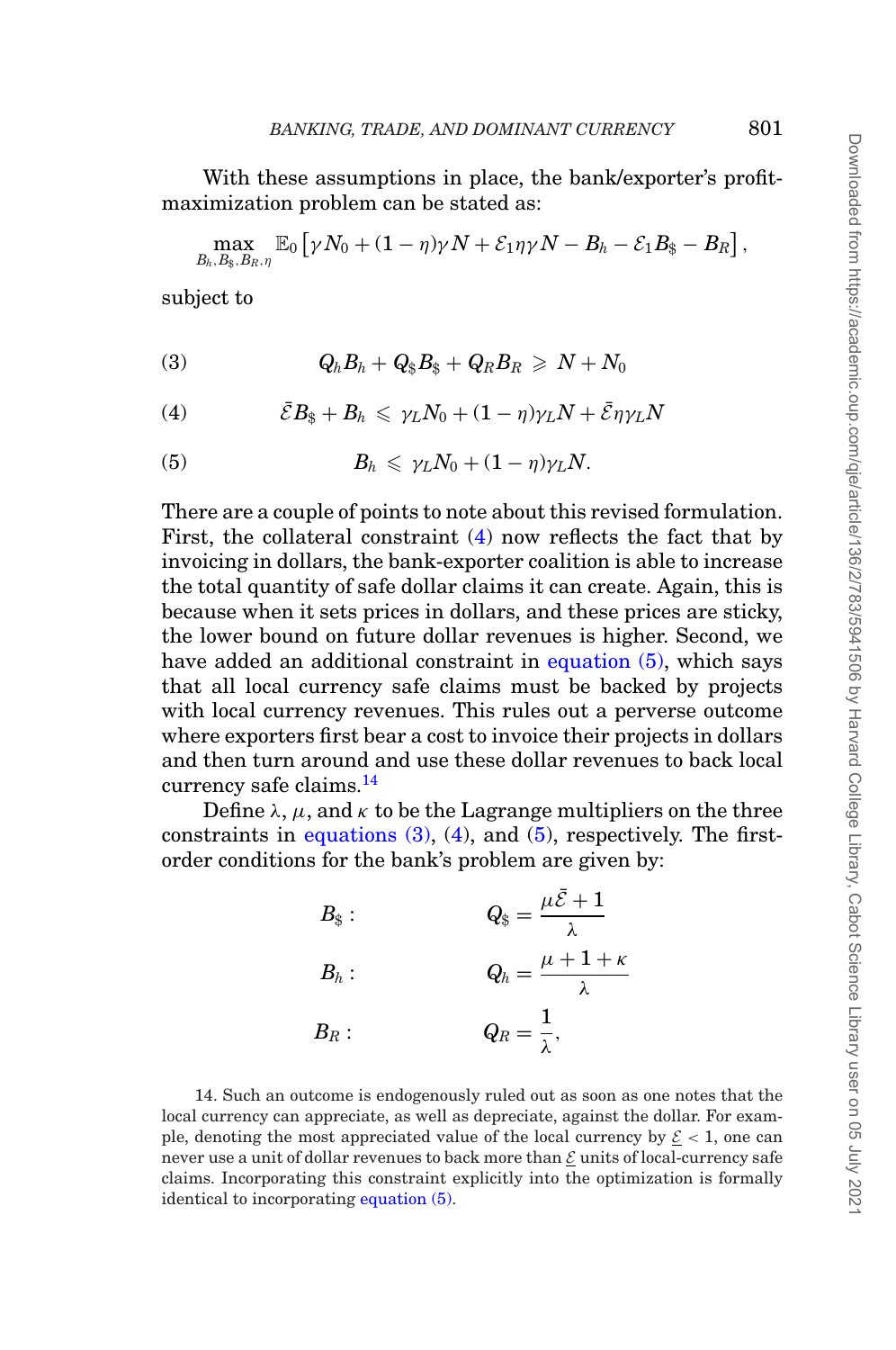With these assumptions in place, the bank/exporter's profit-maximization problem can be stated as:

$$\max_{B_h, B_\$, B_R, \eta} \mathbb{E}_0 \left[ \gamma N_0 + (1-\eta)\gamma N + \mathcal{E}_1 \eta \gamma N - B_h - \mathcal{E}_1 B_\$ - B_R \right],$$

subject to

$$Q_h B_h + Q_\$ B_\$ + Q_R B_R \geqslant N + N_0 \tag{3}$$

$$\bar{\mathcal{E}} B_\$ + B_h \leqslant \gamma_L N_0 + (1-\eta)\gamma_L N + \bar{\mathcal{E}} \eta \gamma_L N \tag{4}$$

$$B_h \leqslant \gamma_L N_0 + (1-\eta)\gamma_L N. \tag{5}$$

There are a couple of points to note about this revised formulation. First, the collateral constraint (4) now reflects the fact that by invoicing in dollars, the bank-exporter coalition is able to increase the total quantity of safe dollar claims it can create. Again, this is because when it sets prices in dollars, and these prices are sticky, the lower bound on future dollar revenues is higher. Second, we have added an additional constraint in equation (5), which says that all local currency safe claims must be backed by projects with local currency revenues. This rules out a perverse outcome where exporters first bear a cost to invoice their projects in dollars and then turn around and use these dollar revenues to back local currency safe claims.[14]

Define $\lambda$, $\mu$, and $\kappa$ to be the Lagrange multipliers on the three constraints in equations (3), (4), and (5), respectively. The first-order conditions for the bank's problem are given by:

$$B_\$ : \qquad Q_\$ = \frac{\mu \bar{\mathcal{E}} + 1}{\lambda}$$

$$B_h : \qquad Q_h = \frac{\mu + 1 + \kappa}{\lambda}$$

$$B_R : \qquad Q_R = \frac{1}{\lambda},$$

14. Such an outcome is endogenously ruled out as soon as one notes that the local currency can appreciate, as well as depreciate, against the dollar. For example, denoting the most appreciated value of the local currency by $\underline{\mathcal{E}} < 1$, one can never use a unit of dollar revenues to back more than $\underline{\mathcal{E}}$ units of local-currency safe claims. Incorporating this constraint explicitly into the optimization is formally identical to incorporating equation (5).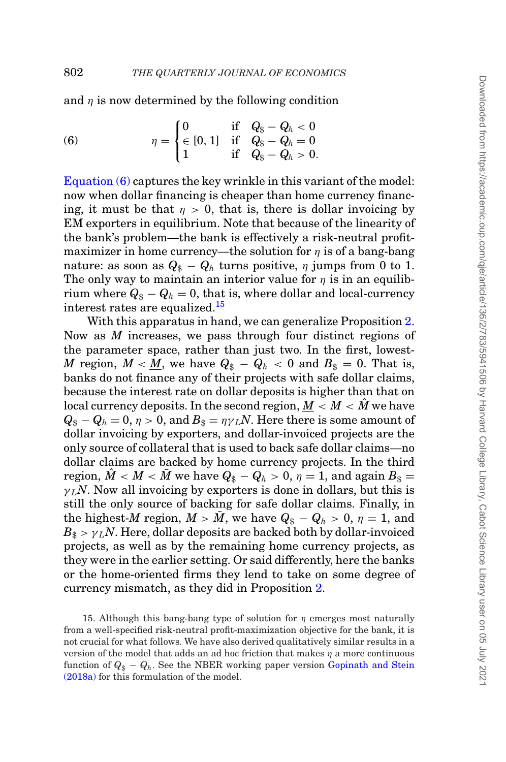and $\eta$ is now determined by the following condition

$$\eta = \begin{cases} 0 & \text{if} \quad Q_{\$} - Q_h < 0 \\ \in [0,1] & \text{if} \quad Q_{\$} - Q_h = 0 \\ 1 & \text{if} \quad Q_{\$} - Q_h > 0. \end{cases} \tag{6}$$

Equation (6) captures the key wrinkle in this variant of the model: now when dollar financing is cheaper than home currency financing, it must be that $\eta > 0$, that is, there is dollar invoicing by EM exporters in equilibrium. Note that because of the linearity of the bank's problem—the bank is effectively a risk-neutral profit-maximizer in home currency—the solution for $\eta$ is of a bang-bang nature: as soon as $Q_{\$} - Q_h$ turns positive, $\eta$ jumps from 0 to 1. The only way to maintain an interior value for $\eta$ is in an equilibrium where $Q_{\$} - Q_h = 0$, that is, where dollar and local-currency interest rates are equalized.[15]

With this apparatus in hand, we can generalize Proposition 2. Now as $M$ increases, we pass through four distinct regions of the parameter space, rather than just two. In the first, lowest-$M$ region, $M < \underline{M}$, we have $Q_{\$} - Q_h < 0$ and $B_{\$} = 0$. That is, banks do not finance any of their projects with safe dollar claims, because the interest rate on dollar deposits is higher than that on local currency deposits. In the second region, $\underline{M} < M < \hat{M}$ we have $Q_{\$} - Q_h = 0$, $\eta > 0$, and $B_{\$} = \eta \gamma_L N$. Here there is some amount of dollar invoicing by exporters, and dollar-invoiced projects are the only source of collateral that is used to back safe dollar claims—no dollar claims are backed by home currency projects. In the third region, $\hat{M} < M < \bar{M}$ we have $Q_{\$} - Q_h > 0$, $\eta = 1$, and again $B_{\$} = \gamma_L N$. Now all invoicing by exporters is done in dollars, but this is still the only source of backing for safe dollar claims. Finally, in the highest-$M$ region, $M > \bar{M}$, we have $Q_{\$} - Q_h > 0$, $\eta = 1$, and $B_{\$} > \gamma_L N$. Here, dollar deposits are backed both by dollar-invoiced projects, as well as by the remaining home currency projects, as they were in the earlier setting. Or said differently, here the banks or the home-oriented firms they lend to take on some degree of currency mismatch, as they did in Proposition 2.

15. Although this bang-bang type of solution for $\eta$ emerges most naturally from a well-specified risk-neutral profit-maximization objective for the bank, it is not crucial for what follows. We have also derived qualitatively similar results in a version of the model that adds an ad hoc friction that makes $\eta$ a more continuous function of $Q_{\$} - Q_h$. See the NBER working paper version Gopinath and Stein (2018a) for this formulation of the model.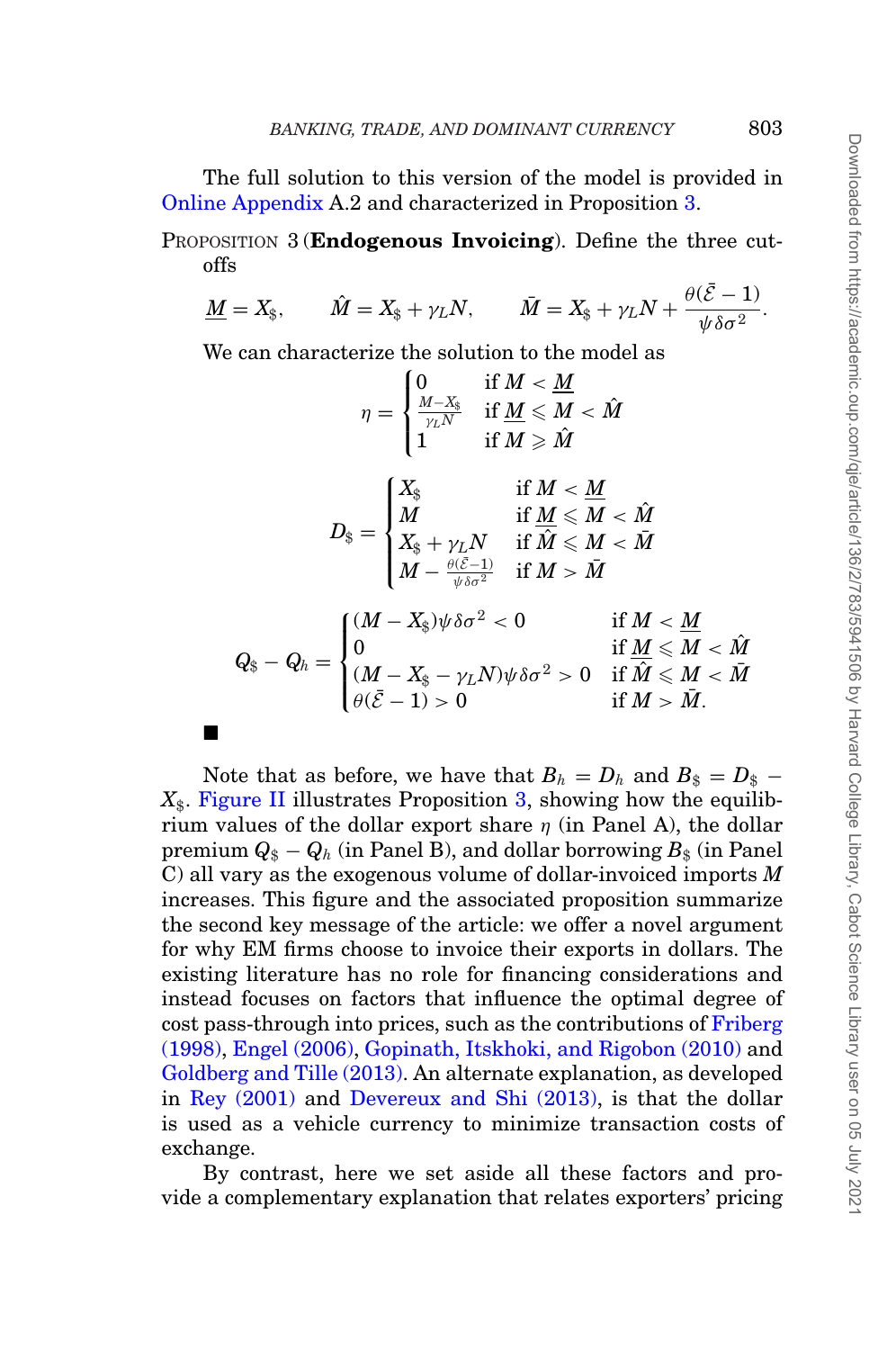The full solution to this version of the model is provided in Online Appendix A.2 and characterized in Proposition 3.

PROPOSITION 3 (**Endogenous Invoicing**). Define the three cutoffs

$$\underline{M} = X_{\$}, \qquad \hat{M} = X_{\$} + \gamma_L N, \qquad \bar{M} = X_{\$} + \gamma_L N + \frac{\theta(\bar{\mathcal{E}} - 1)}{\psi \delta \sigma^2}.$$

We can characterize the solution to the model as

$$\eta = \begin{cases} 0 & \text{if } M < \underline{M} \\ \frac{M - X_{\$}}{\gamma_L N} & \text{if } \underline{M} \leqslant M < \hat{M} \\ 1 & \text{if } M \geqslant \hat{M} \end{cases}$$

$$D_{\$} = \begin{cases} X_{\$} & \text{if } M < \underline{M} \\ M & \text{if } \underline{M} \leqslant M < \hat{M} \\ X_{\$} + \gamma_L N & \text{if } \hat{M} \leqslant M < \bar{M} \\ M - \frac{\theta(\bar{\mathcal{E}} - 1)}{\psi \delta \sigma^2} & \text{if } M > \bar{M} \end{cases}$$

$$Q_{\$} - Q_h = \begin{cases} (M - X_{\$})\psi \delta \sigma^2 < 0 & \text{if } M < \underline{M} \\ 0 & \text{if } \underline{M} \leqslant M < \hat{M} \\ (M - X_{\$} - \gamma_L N)\psi \delta \sigma^2 > 0 & \text{if } \hat{M} \leqslant M < \bar{M} \\ \theta(\bar{\mathcal{E}} - 1) > 0 & \text{if } M > \bar{M}. \end{cases}$$

■

Note that as before, we have that $B_h = D_h$ and $B_{\$} = D_{\$} - X_{\$}$. Figure II illustrates Proposition 3, showing how the equilibrium values of the dollar export share $\eta$ (in Panel A), the dollar premium $Q_{\$} - Q_h$ (in Panel B), and dollar borrowing $B_{\$}$ (in Panel C) all vary as the exogenous volume of dollar-invoiced imports $M$ increases. This figure and the associated proposition summarize the second key message of the article: we offer a novel argument for why EM firms choose to invoice their exports in dollars. The existing literature has no role for financing considerations and instead focuses on factors that influence the optimal degree of cost pass-through into prices, such as the contributions of Friberg (1998), Engel (2006), Gopinath, Itskhoki, and Rigobon (2010) and Goldberg and Tille (2013). An alternate explanation, as developed in Rey (2001) and Devereux and Shi (2013), is that the dollar is used as a vehicle currency to minimize transaction costs of exchange.

By contrast, here we set aside all these factors and provide a complementary explanation that relates exporters' pricing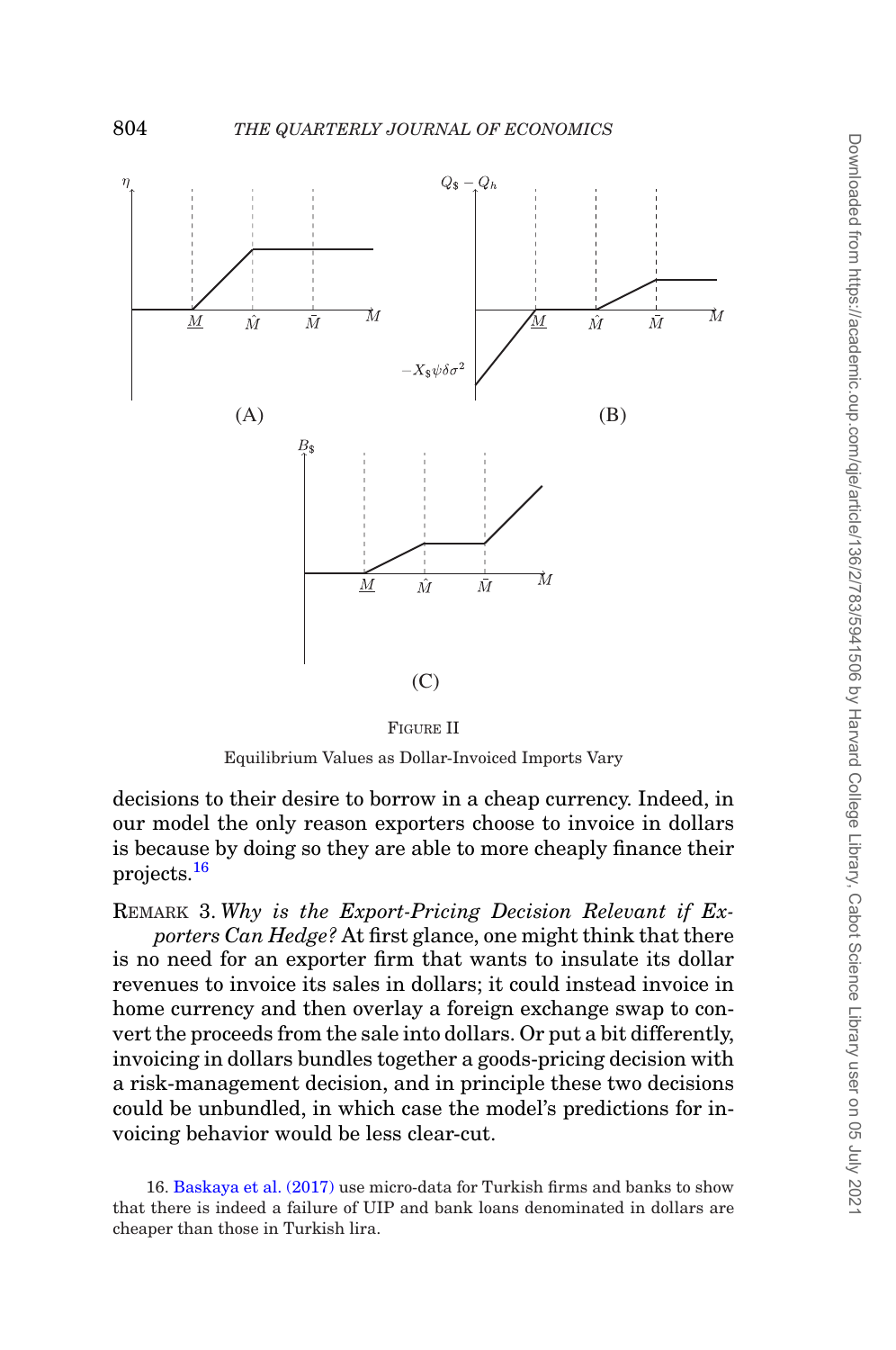FIGURE II

Equilibrium Values as Dollar-Invoiced Imports Vary

decisions to their desire to borrow in a cheap currency. Indeed, in our model the only reason exporters choose to invoice in dollars is because by doing so they are able to more cheaply finance their projects.[16]

REMARK 3. *Why is the Export-Pricing Decision Relevant if Exporters Can Hedge?* At first glance, one might think that there is no need for an exporter firm that wants to insulate its dollar revenues to invoice its sales in dollars; it could instead invoice in home currency and then overlay a foreign exchange swap to convert the proceeds from the sale into dollars. Or put a bit differently, invoicing in dollars bundles together a goods-pricing decision with a risk-management decision, and in principle these two decisions could be unbundled, in which case the model's predictions for invoicing behavior would be less clear-cut.

16. Baskaya et al. (2017) use micro-data for Turkish firms and banks to show that there is indeed a failure of UIP and bank loans denominated in dollars are cheaper than those in Turkish lira.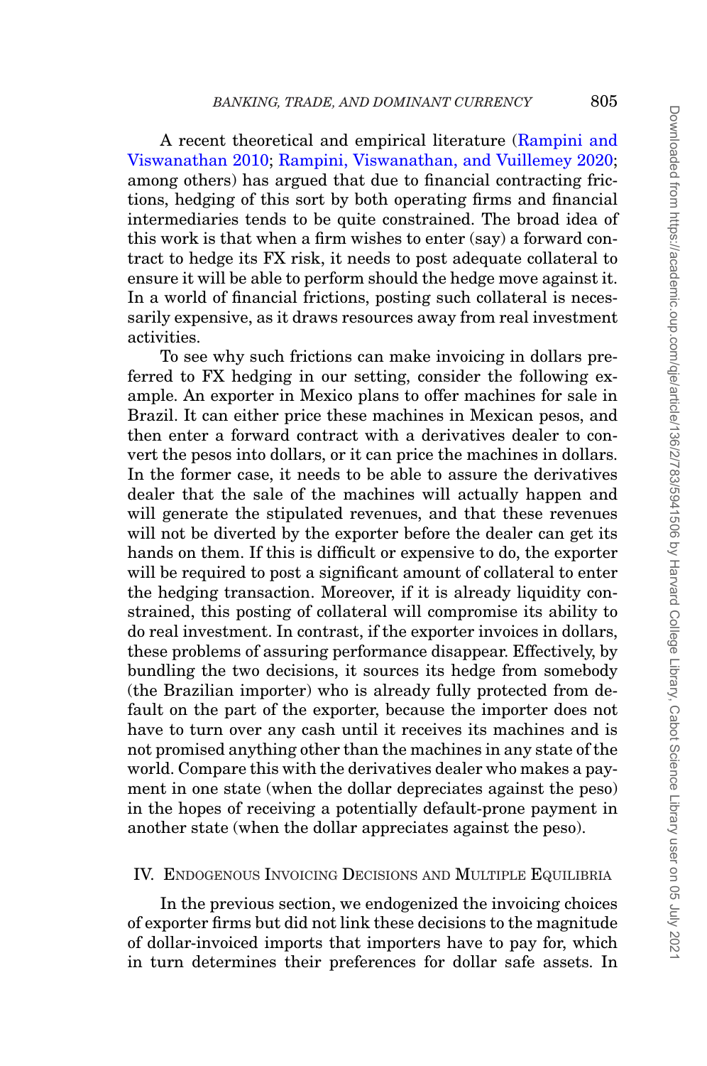A recent theoretical and empirical literature (Rampini and Viswanathan 2010; Rampini, Viswanathan, and Vuillemey 2020; among others) has argued that due to financial contracting frictions, hedging of this sort by both operating firms and financial intermediaries tends to be quite constrained. The broad idea of this work is that when a firm wishes to enter (say) a forward contract to hedge its FX risk, it needs to post adequate collateral to ensure it will be able to perform should the hedge move against it. In a world of financial frictions, posting such collateral is necessarily expensive, as it draws resources away from real investment activities.

To see why such frictions can make invoicing in dollars preferred to FX hedging in our setting, consider the following example. An exporter in Mexico plans to offer machines for sale in Brazil. It can either price these machines in Mexican pesos, and then enter a forward contract with a derivatives dealer to convert the pesos into dollars, or it can price the machines in dollars. In the former case, it needs to be able to assure the derivatives dealer that the sale of the machines will actually happen and will generate the stipulated revenues, and that these revenues will not be diverted by the exporter before the dealer can get its hands on them. If this is difficult or expensive to do, the exporter will be required to post a significant amount of collateral to enter the hedging transaction. Moreover, if it is already liquidity constrained, this posting of collateral will compromise its ability to do real investment. In contrast, if the exporter invoices in dollars, these problems of assuring performance disappear. Effectively, by bundling the two decisions, it sources its hedge from somebody (the Brazilian importer) who is already fully protected from default on the part of the exporter, because the importer does not have to turn over any cash until it receives its machines and is not promised anything other than the machines in any state of the world. Compare this with the derivatives dealer who makes a payment in one state (when the dollar depreciates against the peso) in the hopes of receiving a potentially default-prone payment in another state (when the dollar appreciates against the peso).

## IV. Endogenous Invoicing Decisions and Multiple Equilibria

In the previous section, we endogenized the invoicing choices of exporter firms but did not link these decisions to the magnitude of dollar-invoiced imports that importers have to pay for, which in turn determines their preferences for dollar safe assets. In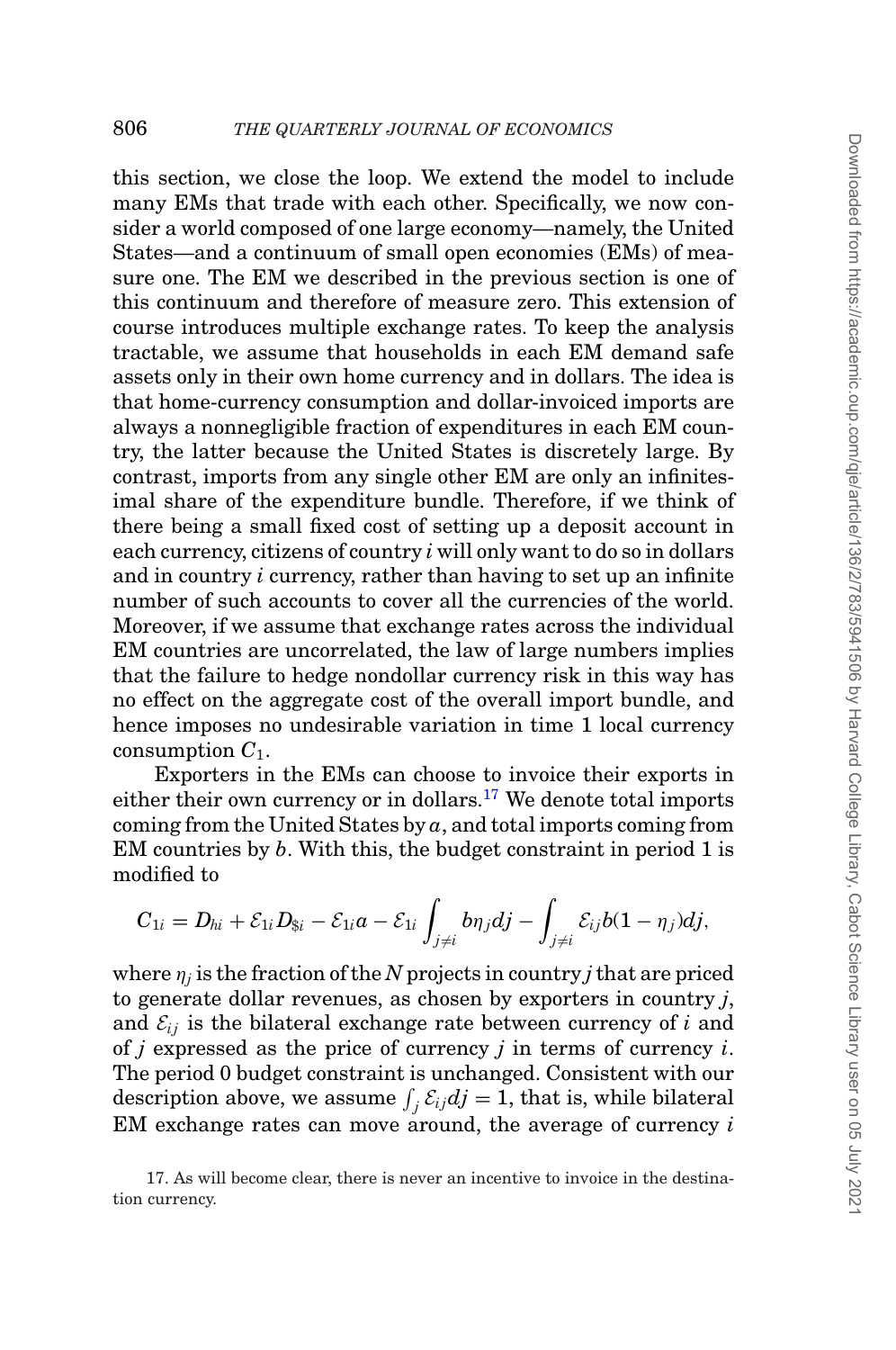this section, we close the loop. We extend the model to include many EMs that trade with each other. Specifically, we now consider a world composed of one large economy—namely, the United States—and a continuum of small open economies (EMs) of measure one. The EM we described in the previous section is one of this continuum and therefore of measure zero. This extension of course introduces multiple exchange rates. To keep the analysis tractable, we assume that households in each EM demand safe assets only in their own home currency and in dollars. The idea is that home-currency consumption and dollar-invoiced imports are always a nonnegligible fraction of expenditures in each EM country, the latter because the United States is discretely large. By contrast, imports from any single other EM are only an infinitesimal share of the expenditure bundle. Therefore, if we think of there being a small fixed cost of setting up a deposit account in each currency, citizens of country $i$ will only want to do so in dollars and in country $i$ currency, rather than having to set up an infinite number of such accounts to cover all the currencies of the world. Moreover, if we assume that exchange rates across the individual EM countries are uncorrelated, the law of large numbers implies that the failure to hedge nondollar currency risk in this way has no effect on the aggregate cost of the overall import bundle, and hence imposes no undesirable variation in time 1 local currency consumption $C_1$.

Exporters in the EMs can choose to invoice their exports in either their own currency or in dollars.[17] We denote total imports coming from the United States by $a$, and total imports coming from EM countries by $b$. With this, the budget constraint in period 1 is modified to

$$C_{1i} = D_{hi} + \mathcal{E}_{1i} D_{\$i} - \mathcal{E}_{1i} a - \mathcal{E}_{1i} \int_{j \neq i} b \eta_j dj - \int_{j \neq i} \mathcal{E}_{ij} b(1 - \eta_j) dj,$$

where $\eta_j$ is the fraction of the $N$ projects in country $j$ that are priced to generate dollar revenues, as chosen by exporters in country $j$, and $\mathcal{E}_{ij}$ is the bilateral exchange rate between currency of $i$ and of $j$ expressed as the price of currency $j$ in terms of currency $i$. The period 0 budget constraint is unchanged. Consistent with our description above, we assume $\int_j \mathcal{E}_{ij} dj = 1$, that is, while bilateral EM exchange rates can move around, the average of currency $i$

17. As will become clear, there is never an incentive to invoice in the destination currency.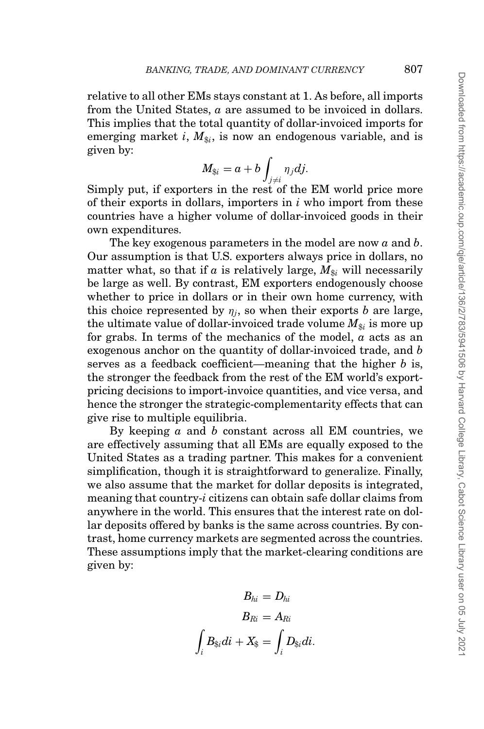relative to all other EMs stays constant at 1. As before, all imports from the United States, $a$ are assumed to be invoiced in dollars. This implies that the total quantity of dollar-invoiced imports for emerging market $i$, $M_{\$i}$, is now an endogenous variable, and is given by:

$$M_{\$i} = a + b \int_{j \neq i} \eta_j dj.$$

Simply put, if exporters in the rest of the EM world price more of their exports in dollars, importers in $i$ who import from these countries have a higher volume of dollar-invoiced goods in their own expenditures.

The key exogenous parameters in the model are now $a$ and $b$. Our assumption is that U.S. exporters always price in dollars, no matter what, so that if $a$ is relatively large, $M_{\$i}$ will necessarily be large as well. By contrast, EM exporters endogenously choose whether to price in dollars or in their own home currency, with this choice represented by $\eta_j$, so when their exports $b$ are large, the ultimate value of dollar-invoiced trade volume $M_{\$i}$ is more up for grabs. In terms of the mechanics of the model, $a$ acts as an exogenous anchor on the quantity of dollar-invoiced trade, and $b$ serves as a feedback coefficient—meaning that the higher $b$ is, the stronger the feedback from the rest of the EM world's export-pricing decisions to import-invoice quantities, and vice versa, and hence the stronger the strategic-complementarity effects that can give rise to multiple equilibria.

By keeping $a$ and $b$ constant across all EM countries, we are effectively assuming that all EMs are equally exposed to the United States as a trading partner. This makes for a convenient simplification, though it is straightforward to generalize. Finally, we also assume that the market for dollar deposits is integrated, meaning that country-$i$ citizens can obtain safe dollar claims from anywhere in the world. This ensures that the interest rate on dollar deposits offered by banks is the same across countries. By contrast, home currency markets are segmented across the countries. These assumptions imply that the market-clearing conditions are given by:

$$B_{hi} = D_{hi}$$

$$B_{Ri} = A_{Ri}$$

$$\int_i B_{\$i} di + X_{\$} = \int_i D_{\$i} di.$$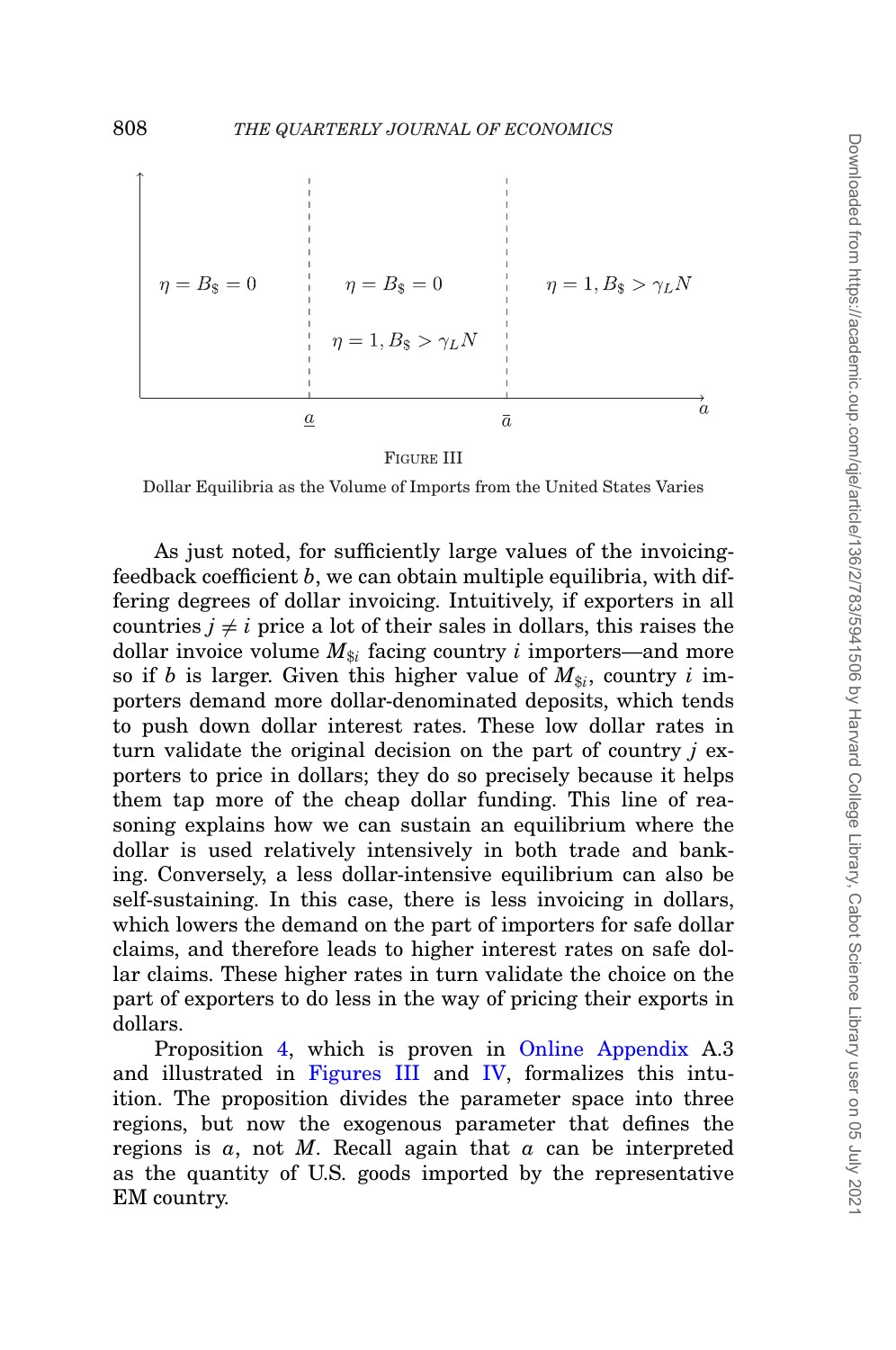FIGURE III

Dollar Equilibria as the Volume of Imports from the United States Varies

As just noted, for sufficiently large values of the invoicing-feedback coefficient $b$, we can obtain multiple equilibria, with differing degrees of dollar invoicing. Intuitively, if exporters in all countries $j \neq i$ price a lot of their sales in dollars, this raises the dollar invoice volume $M_{\$i}$ facing country $i$ importers—and more so if $b$ is larger. Given this higher value of $M_{\$i}$, country $i$ importers demand more dollar-denominated deposits, which tends to push down dollar interest rates. These low dollar rates in turn validate the original decision on the part of country $j$ exporters to price in dollars; they do so precisely because it helps them tap more of the cheap dollar funding. This line of reasoning explains how we can sustain an equilibrium where the dollar is used relatively intensively in both trade and banking. Conversely, a less dollar-intensive equilibrium can also be self-sustaining. In this case, there is less invoicing in dollars, which lowers the demand on the part of importers for safe dollar claims, and therefore leads to higher interest rates on safe dollar claims. These higher rates in turn validate the choice on the part of exporters to do less in the way of pricing their exports in dollars.

Proposition 4, which is proven in Online Appendix A.3 and illustrated in Figures III and IV, formalizes this intuition. The proposition divides the parameter space into three regions, but now the exogenous parameter that defines the regions is $a$, not $M$. Recall again that $a$ can be interpreted as the quantity of U.S. goods imported by the representative EM country.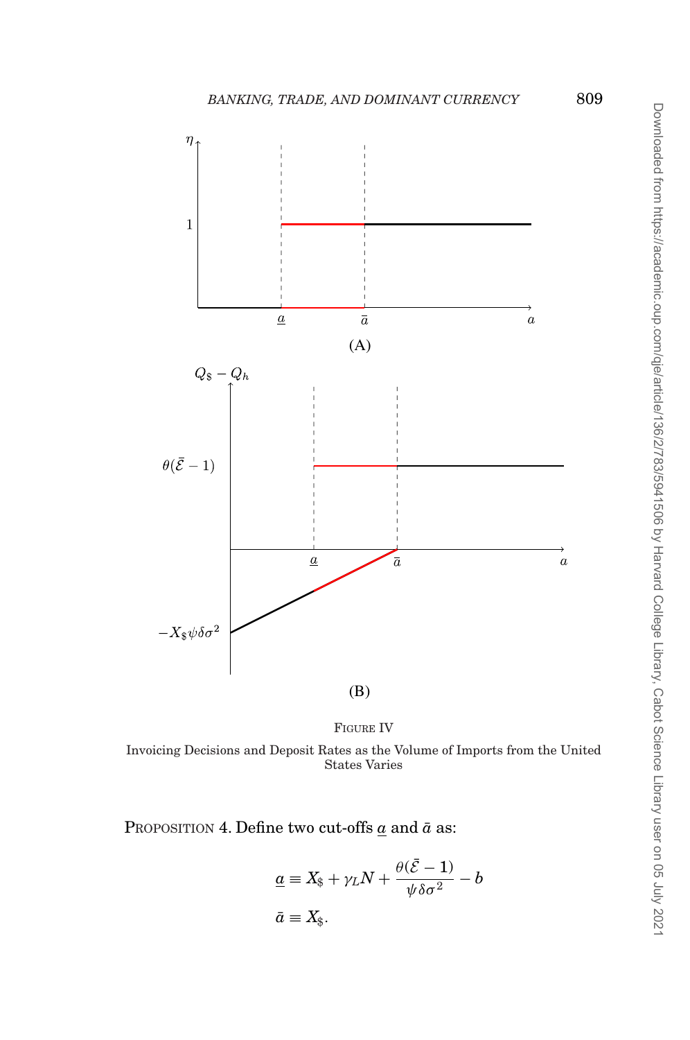FIGURE IV

Invoicing Decisions and Deposit Rates as the Volume of Imports from the United States Varies

PROPOSITION 4. Define two cut-offs $\underline{a}$ and $\bar{a}$ as:

$$\underline{a} \equiv X_{\$} + \gamma_L N + \frac{\theta(\bar{\mathcal{E}} - 1)}{\psi \delta \sigma^2} - b$$

$$\bar{a} \equiv X_{\$}.$$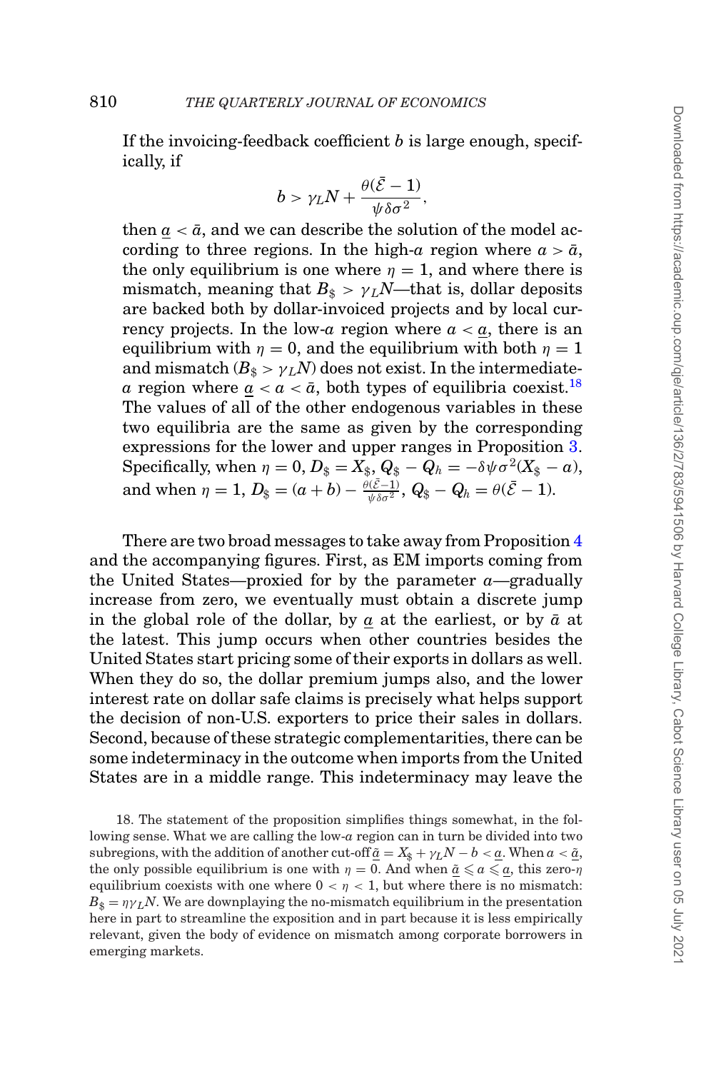If the invoicing-feedback coefficient $b$ is large enough, specifically, if

$$b > \gamma_L N + \frac{\theta(\bar{\mathcal{E}} - 1)}{\psi \delta \sigma^2},$$

then $\underline{a} < \bar{a}$, and we can describe the solution of the model according to three regions. In the high-$a$ region where $a > \bar{a}$, the only equilibrium is one where $\eta = 1$, and where there is mismatch, meaning that $B_\$ > \gamma_L N$—that is, dollar deposits are backed both by dollar-invoiced projects and by local currency projects. In the low-$a$ region where $a < \underline{a}$, there is an equilibrium with $\eta = 0$, and the equilibrium with both $\eta = 1$ and mismatch ($B_\$ > \gamma_L N$) does not exist. In the intermediate-$a$ region where $\underline{a} < a < \bar{a}$, both types of equilibria coexist.[18] The values of all of the other endogenous variables in these two equilibria are the same as given by the corresponding expressions for the lower and upper ranges in Proposition 3. Specifically, when $\eta = 0$, $D_\$ = X_\$$, $Q_\$ - Q_h = -\delta \psi \sigma^2 (X_\$ - a)$, and when $\eta = 1$, $D_\$ = (a + b) - \frac{\theta(\bar{\mathcal{E}} - 1)}{\psi \delta \sigma^2}$, $Q_\$ - Q_h = \theta(\bar{\mathcal{E}} - 1)$.

There are two broad messages to take away from Proposition 4 and the accompanying figures. First, as EM imports coming from the United States—proxied for by the parameter $a$—gradually increase from zero, we eventually must obtain a discrete jump in the global role of the dollar, by $\underline{a}$ at the earliest, or by $\bar{a}$ at the latest. This jump occurs when other countries besides the United States start pricing some of their exports in dollars as well. When they do so, the dollar premium jumps also, and the lower interest rate on dollar safe claims is precisely what helps support the decision of non-U.S. exporters to price their sales in dollars. Second, because of these strategic complementarities, there can be some indeterminacy in the outcome when imports from the United States are in a middle range. This indeterminacy may leave the

18. The statement of the proposition simplifies things somewhat, in the following sense. What we are calling the low-$a$ region can in turn be divided into two subregions, with the addition of another cut-off $\tilde{\underline{a}} = X_\$ + \gamma_L N - b < \underline{a}$. When $a < \tilde{\underline{a}}$, the only possible equilibrium is one with $\eta = 0$. And when $\tilde{\underline{a}} \leqslant a \leqslant \underline{a}$, this zero-$\eta$ equilibrium coexists with one where $0 < \eta < 1$, but where there is no mismatch: $B_\$ = \eta \gamma_L N$. We are downplaying the no-mismatch equilibrium in the presentation here in part to streamline the exposition and in part because it is less empirically relevant, given the body of evidence on mismatch among corporate borrowers in emerging markets.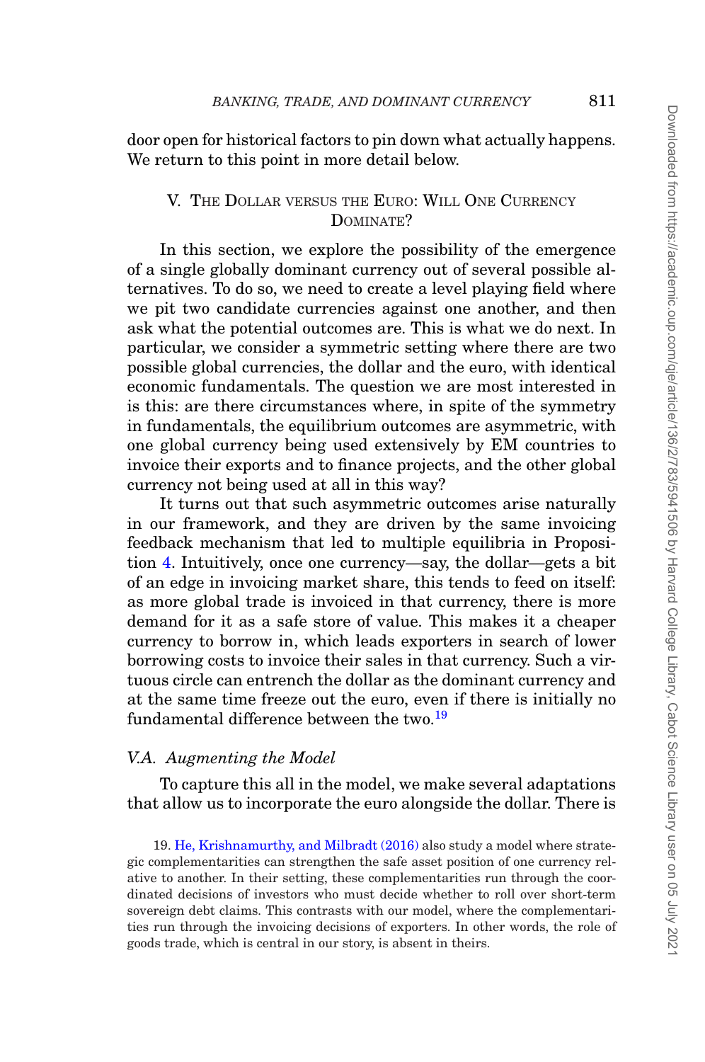door open for historical factors to pin down what actually happens. We return to this point in more detail below.

## V. The Dollar versus the Euro: Will One Currency Dominate?

In this section, we explore the possibility of the emergence of a single globally dominant currency out of several possible alternatives. To do so, we need to create a level playing field where we pit two candidate currencies against one another, and then ask what the potential outcomes are. This is what we do next. In particular, we consider a symmetric setting where there are two possible global currencies, the dollar and the euro, with identical economic fundamentals. The question we are most interested in is this: are there circumstances where, in spite of the symmetry in fundamentals, the equilibrium outcomes are asymmetric, with one global currency being used extensively by EM countries to invoice their exports and to finance projects, and the other global currency not being used at all in this way?

It turns out that such asymmetric outcomes arise naturally in our framework, and they are driven by the same invoicing feedback mechanism that led to multiple equilibria in Proposition 4. Intuitively, once one currency—say, the dollar—gets a bit of an edge in invoicing market share, this tends to feed on itself: as more global trade is invoiced in that currency, there is more demand for it as a safe store of value. This makes it a cheaper currency to borrow in, which leads exporters in search of lower borrowing costs to invoice their sales in that currency. Such a virtuous circle can entrench the dollar as the dominant currency and at the same time freeze out the euro, even if there is initially no fundamental difference between the two.[19]

### V.A. *Augmenting the Model*

To capture this all in the model, we make several adaptations that allow us to incorporate the euro alongside the dollar. There is

19. He, Krishnamurthy, and Milbradt (2016) also study a model where strategic complementarities can strengthen the safe asset position of one currency relative to another. In their setting, these complementarities run through the coordinated decisions of investors who must decide whether to roll over short-term sovereign debt claims. This contrasts with our model, where the complementarities run through the invoicing decisions of exporters. In other words, the role of goods trade, which is central in our story, is absent in theirs.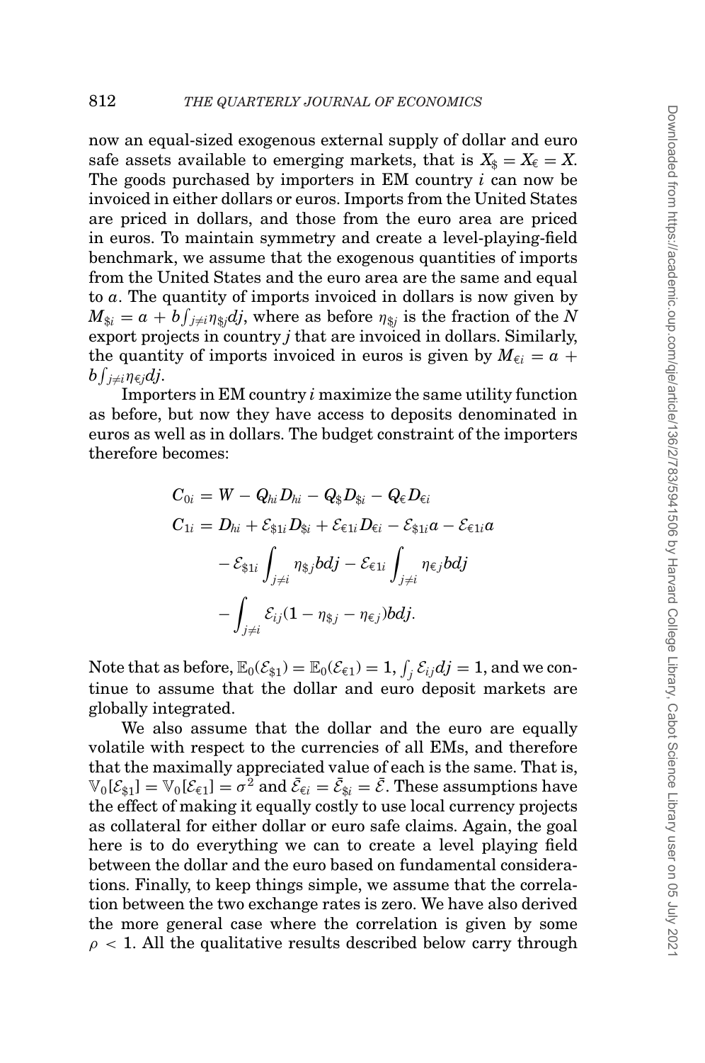now an equal-sized exogenous external supply of dollar and euro safe assets available to emerging markets, that is $X_{\$} = X_{€} = X$. The goods purchased by importers in EM country $i$ can now be invoiced in either dollars or euros. Imports from the United States are priced in dollars, and those from the euro area are priced in euros. To maintain symmetry and create a level-playing-field benchmark, we assume that the exogenous quantities of imports from the United States and the euro area are the same and equal to $a$. The quantity of imports invoiced in dollars is now given by $M_{\$i} = a + b\int_{j\neq i}\eta_{\$j}dj$, where as before $\eta_{\$j}$ is the fraction of the $N$ export projects in country $j$ that are invoiced in dollars. Similarly, the quantity of imports invoiced in euros is given by $M_{€i} = a + b\int_{j\neq i}\eta_{€j}dj$.

Importers in EM country $i$ maximize the same utility function as before, but now they have access to deposits denominated in euros as well as in dollars. The budget constraint of the importers therefore becomes:

$$
\begin{aligned}
C_{0i} &= W - Q_{hi}D_{hi} - Q_{\$}D_{\$i} - Q_{€}D_{€i} \\
C_{1i} &= D_{hi} + \mathcal{E}_{\$1i}D_{\$i} + \mathcal{E}_{€1i}D_{€i} - \mathcal{E}_{\$1i}a - \mathcal{E}_{€1i}a \\
&\quad - \mathcal{E}_{\$1i}\int_{j\neq i}\eta_{\$j}bdj - \mathcal{E}_{€1i}\int_{j\neq i}\eta_{€j}bdj \\
&\quad - \int_{j\neq i}\mathcal{E}_{ij}(1-\eta_{\$j}-\eta_{€j})bdj.
\end{aligned}
$$

Note that as before, $\mathbb{E}_0(\mathcal{E}_{\$1}) = \mathbb{E}_0(\mathcal{E}_{€1}) = 1$, $\int_j \mathcal{E}_{ij}dj = 1$, and we continue to assume that the dollar and euro deposit markets are globally integrated.

We also assume that the dollar and the euro are equally volatile with respect to the currencies of all EMs, and therefore that the maximally appreciated value of each is the same. That is, $\mathbb{V}_0[\mathcal{E}_{\$1}] = \mathbb{V}_0[\mathcal{E}_{€1}] = \sigma^2$ and $\bar{\mathcal{E}}_{€i} = \bar{\mathcal{E}}_{\$i} = \bar{\mathcal{E}}$. These assumptions have the effect of making it equally costly to use local currency projects as collateral for either dollar or euro safe claims. Again, the goal here is to do everything we can to create a level playing field between the dollar and the euro based on fundamental considerations. Finally, to keep things simple, we assume that the correlation between the two exchange rates is zero. We have also derived the more general case where the correlation is given by some $\rho < 1$. All the qualitative results described below carry through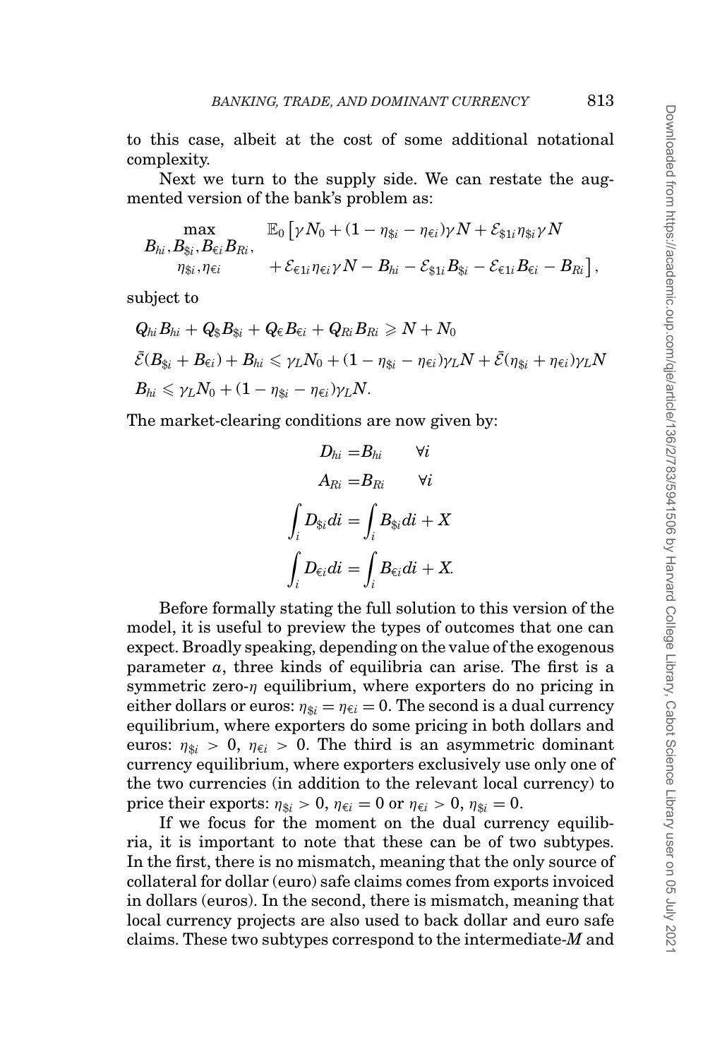to this case, albeit at the cost of some additional notational complexity.

Next we turn to the supply side. We can restate the augmented version of the bank's problem as:

$$\max_{\substack{B_{hi}, B_{\$i}, B_{€i} B_{Ri}, \\ \eta_{\$i}, \eta_{€i}}} \quad \mathbb{E}_0 \left[ \gamma N_0 + (1 - \eta_{\$i} - \eta_{€i}) \gamma N + \mathcal{E}_{\$1i} \eta_{\$i} \gamma N + \mathcal{E}_{€1i} \eta_{€i} \gamma N - B_{hi} - \mathcal{E}_{\$1i} B_{\$i} - \mathcal{E}_{€1i} B_{€i} - B_{Ri} \right],$$

subject to

$$Q_{hi} B_{hi} + Q_{\$} B_{\$i} + Q_{€} B_{€i} + Q_{Ri} B_{Ri} \geqslant N + N_0$$

$$\bar{\mathcal{E}}(B_{\$i} + B_{€i}) + B_{hi} \leqslant \gamma_L N_0 + (1 - \eta_{\$i} - \eta_{€i}) \gamma_L N + \bar{\mathcal{E}}(\eta_{\$i} + \eta_{€i}) \gamma_L N$$

$$B_{hi} \leqslant \gamma_L N_0 + (1 - \eta_{\$i} - \eta_{€i}) \gamma_L N.$$

The market-clearing conditions are now given by:

$$D_{hi} = B_{hi} \qquad \forall i$$

$$A_{Ri} = B_{Ri} \qquad \forall i$$

$$\int_i D_{\$i} di = \int_i B_{\$i} di + X$$

$$\int_i D_{€i} di = \int_i B_{€i} di + X.$$

Before formally stating the full solution to this version of the model, it is useful to preview the types of outcomes that one can expect. Broadly speaking, depending on the value of the exogenous parameter $a$, three kinds of equilibria can arise. The first is a symmetric zero-$\eta$ equilibrium, where exporters do no pricing in either dollars or euros: $\eta_{\$i} = \eta_{€i} = 0$. The second is a dual currency equilibrium, where exporters do some pricing in both dollars and euros: $\eta_{\$i} > 0$, $\eta_{€i} > 0$. The third is an asymmetric dominant currency equilibrium, where exporters exclusively use only one of the two currencies (in addition to the relevant local currency) to price their exports: $\eta_{\$i} > 0$, $\eta_{€i} = 0$ or $\eta_{€i} > 0$, $\eta_{\$i} = 0$.

If we focus for the moment on the dual currency equilibria, it is important to note that these can be of two subtypes. In the first, there is no mismatch, meaning that the only source of collateral for dollar (euro) safe claims comes from exports invoiced in dollars (euros). In the second, there is mismatch, meaning that local currency projects are also used to back dollar and euro safe claims. These two subtypes correspond to the intermediate-$M$ and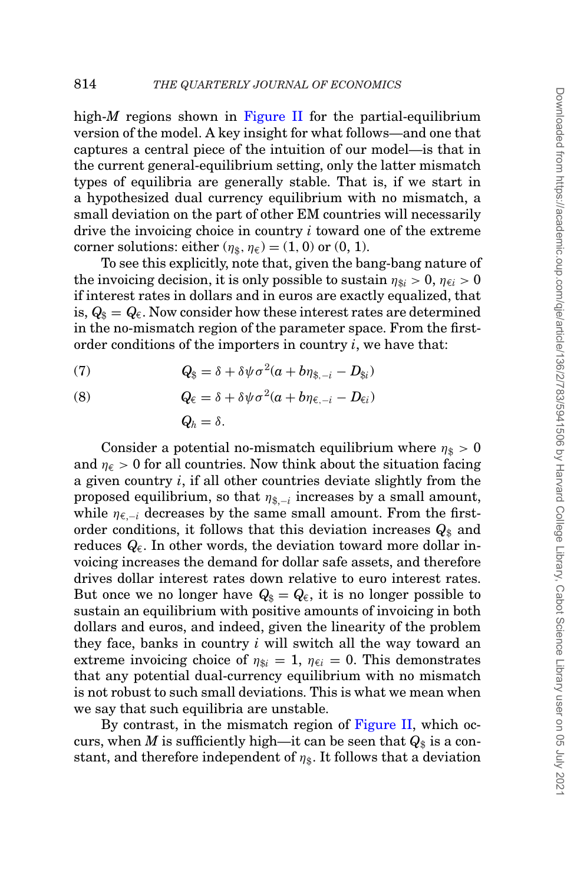high-$M$ regions shown in Figure II for the partial-equilibrium version of the model. A key insight for what follows—and one that captures a central piece of the intuition of our model—is that in the current general-equilibrium setting, only the latter mismatch types of equilibria are generally stable. That is, if we start in a hypothesized dual currency equilibrium with no mismatch, a small deviation on the part of other EM countries will necessarily drive the invoicing choice in country $i$ toward one of the extreme corner solutions: either $(\eta_{\$}, \eta_{€}) = (1, 0)$ or $(0, 1)$.

To see this explicitly, note that, given the bang-bang nature of the invoicing decision, it is only possible to sustain $\eta_{\$i} > 0$, $\eta_{€i} > 0$ if interest rates in dollars and in euros are exactly equalized, that is, $Q_{\$} = Q_{€}$. Now consider how these interest rates are determined in the no-mismatch region of the parameter space. From the first-order conditions of the importers in country $i$, we have that:

$$Q_{\$} = \delta + \delta\psi\sigma^2(a + b\eta_{\$,-i} - D_{\$i}) \tag{7}$$

$$Q_{€} = \delta + \delta\psi\sigma^2(a + b\eta_{€,-i} - D_{€i}) \tag{8}$$

$$Q_h = \delta.$$

Consider a potential no-mismatch equilibrium where $\eta_{\$} > 0$ and $\eta_{€} > 0$ for all countries. Now think about the situation facing a given country $i$, if all other countries deviate slightly from the proposed equilibrium, so that $\eta_{\$,-i}$ increases by a small amount, while $\eta_{€,-i}$ decreases by the same small amount. From the first-order conditions, it follows that this deviation increases $Q_{\$}$ and reduces $Q_{€}$. In other words, the deviation toward more dollar invoicing increases the demand for dollar safe assets, and therefore drives dollar interest rates down relative to euro interest rates. But once we no longer have $Q_{\$} = Q_{€}$, it is no longer possible to sustain an equilibrium with positive amounts of invoicing in both dollars and euros, and indeed, given the linearity of the problem they face, banks in country $i$ will switch all the way toward an extreme invoicing choice of $\eta_{\$i} = 1$, $\eta_{€i} = 0$. This demonstrates that any potential dual-currency equilibrium with no mismatch is not robust to such small deviations. This is what we mean when we say that such equilibria are unstable.

By contrast, in the mismatch region of Figure II, which occurs, when $M$ is sufficiently high—it can be seen that $Q_{\$}$ is a constant, and therefore independent of $\eta_{\$}$. It follows that a deviation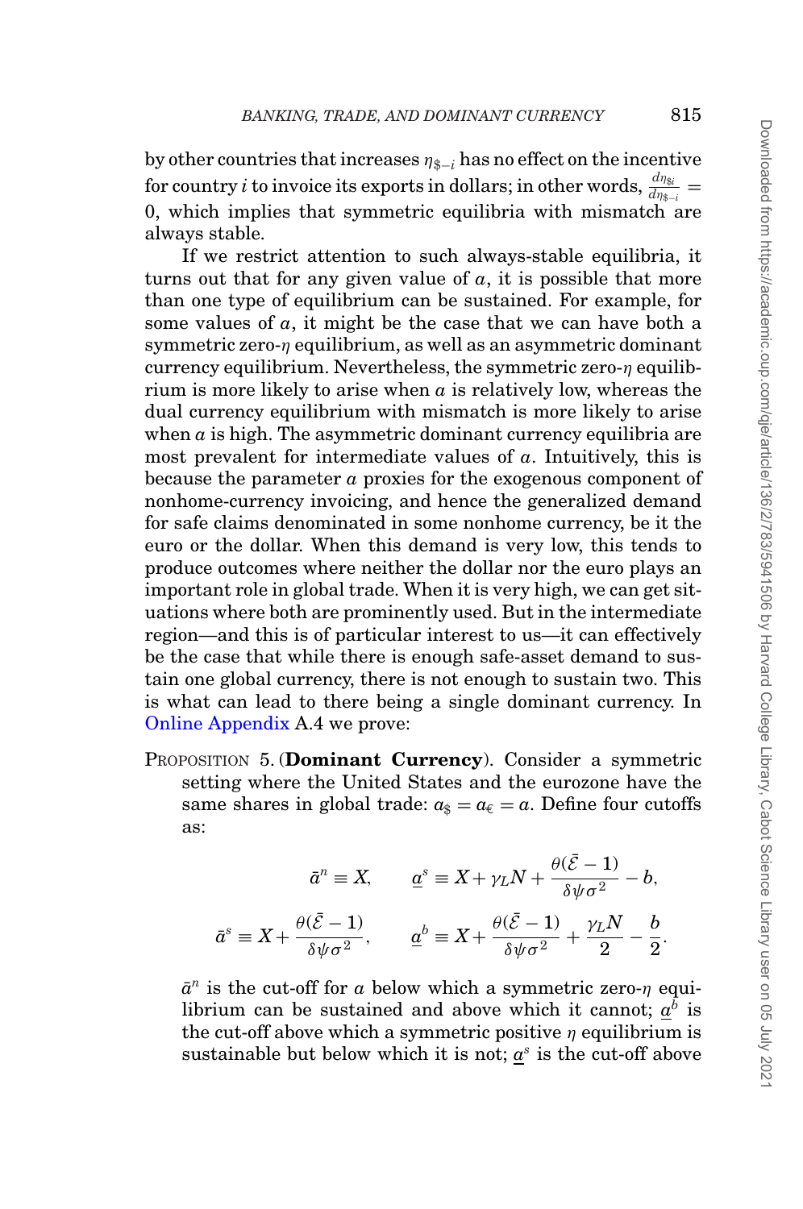by other countries that increases $\eta_{\$-i}$ has no effect on the incentive for country $i$ to invoice its exports in dollars; in other words, $\frac{d\eta_{\$i}}{d\eta_{\$-i}} = 0$, which implies that symmetric equilibria with mismatch are always stable.

If we restrict attention to such always-stable equilibria, it turns out that for any given value of $a$, it is possible that more than one type of equilibrium can be sustained. For example, for some values of $a$, it might be the case that we can have both a symmetric zero-$\eta$ equilibrium, as well as an asymmetric dominant currency equilibrium. Nevertheless, the symmetric zero-$\eta$ equilibrium is more likely to arise when $a$ is relatively low, whereas the dual currency equilibrium with mismatch is more likely to arise when $a$ is high. The asymmetric dominant currency equilibria are most prevalent for intermediate values of $a$. Intuitively, this is because the parameter $a$ proxies for the exogenous component of nonhome-currency invoicing, and hence the generalized demand for safe claims denominated in some nonhome currency, be it the euro or the dollar. When this demand is very low, this tends to produce outcomes where neither the dollar nor the euro plays an important role in global trade. When it is very high, we can get situations where both are prominently used. But in the intermediate region—and this is of particular interest to us—it can effectively be the case that while there is enough safe-asset demand to sustain one global currency, there is not enough to sustain two. This is what can lead to there being a single dominant currency. In Online Appendix A.4 we prove:

PROPOSITION 5. (**Dominant Currency**). Consider a symmetric setting where the United States and the eurozone have the same shares in global trade: $a_{\$} = a_{€} = a$. Define four cutoffs as:

$$\bar{a}^n \equiv X, \qquad \underline{a}^s \equiv X + \gamma_L N + \frac{\theta(\bar{\mathcal{E}} - 1)}{\delta\psi\sigma^2} - b,$$

$$\bar{a}^s \equiv X + \frac{\theta(\bar{\mathcal{E}} - 1)}{\delta\psi\sigma^2}, \qquad \underline{a}^b \equiv X + \frac{\theta(\bar{\mathcal{E}} - 1)}{\delta\psi\sigma^2} + \frac{\gamma_L N}{2} - \frac{b}{2}.$$

$\bar{a}^n$ is the cut-off for $a$ below which a symmetric zero-$\eta$ equilibrium can be sustained and above which it cannot; $\underline{a}^b$ is the cut-off above which a symmetric positive $\eta$ equilibrium is sustainable but below which it is not; $\underline{a}^s$ is the cut-off above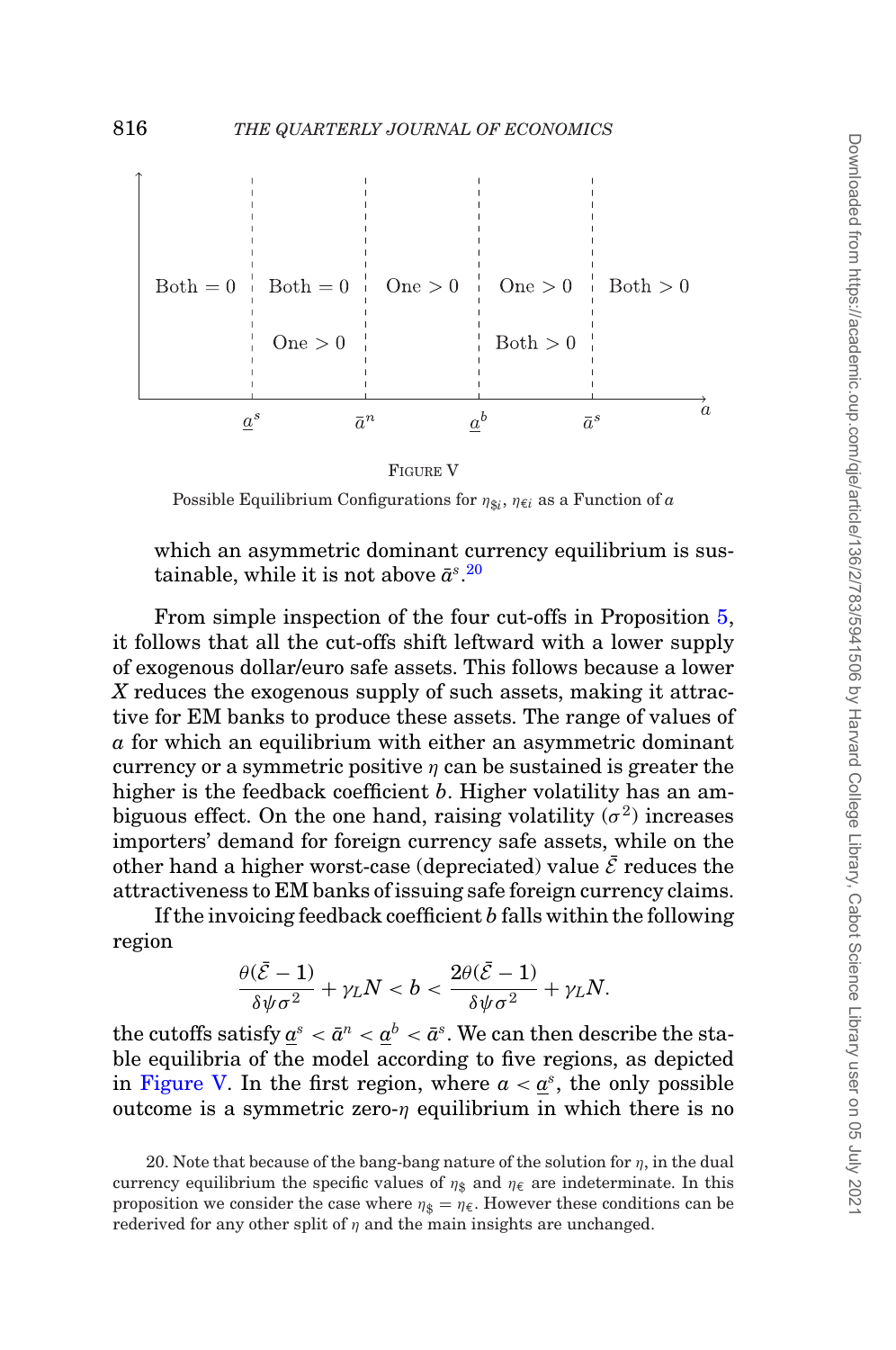| Both = 0 | Both = 0 | One > 0 | One > 0 | Both > 0 |
|---|---|---|---|---|
| | One > 0 | | Both > 0 | |

Cutoffs along the $a$ axis: $\underline{a}^s$, $\bar{a}^n$, $\underline{a}^b$, $\bar{a}^s$

FIGURE V

Possible Equilibrium Configurations for $\eta_{\$i}$, $\eta_{€i}$ as a Function of $a$

which an asymmetric dominant currency equilibrium is sustainable, while it is not above $\bar{a}^s$.[20]

From simple inspection of the four cut-offs in Proposition 5, it follows that all the cut-offs shift leftward with a lower supply of exogenous dollar/euro safe assets. This follows because a lower $X$ reduces the exogenous supply of such assets, making it attractive for EM banks to produce these assets. The range of values of $a$ for which an equilibrium with either an asymmetric dominant currency or a symmetric positive $\eta$ can be sustained is greater the higher is the feedback coefficient $b$. Higher volatility has an ambiguous effect. On the one hand, raising volatility ($\sigma^2$) increases importers' demand for foreign currency safe assets, while on the other hand a higher worst-case (depreciated) value $\bar{\mathcal{E}}$ reduces the attractiveness to EM banks of issuing safe foreign currency claims.

If the invoicing feedback coefficient $b$ falls within the following region

$$\frac{\theta(\bar{\mathcal{E}}-1)}{\delta\psi\sigma^2}+\gamma_L N < b < \frac{2\theta(\bar{\mathcal{E}}-1)}{\delta\psi\sigma^2}+\gamma_L N.$$

the cutoffs satisfy $\underline{a}^s < \bar{a}^n < \underline{a}^b < \bar{a}^s$. We can then describe the stable equilibria of the model according to five regions, as depicted in Figure V. In the first region, where $a < \underline{a}^s$, the only possible outcome is a symmetric zero-$\eta$ equilibrium in which there is no

20. Note that because of the bang-bang nature of the solution for $\eta$, in the dual currency equilibrium the specific values of $\eta_\$$ and $\eta_€$ are indeterminate. In this proposition we consider the case where $\eta_\$ = \eta_€$. However these conditions can be rederived for any other split of $\eta$ and the main insights are unchanged.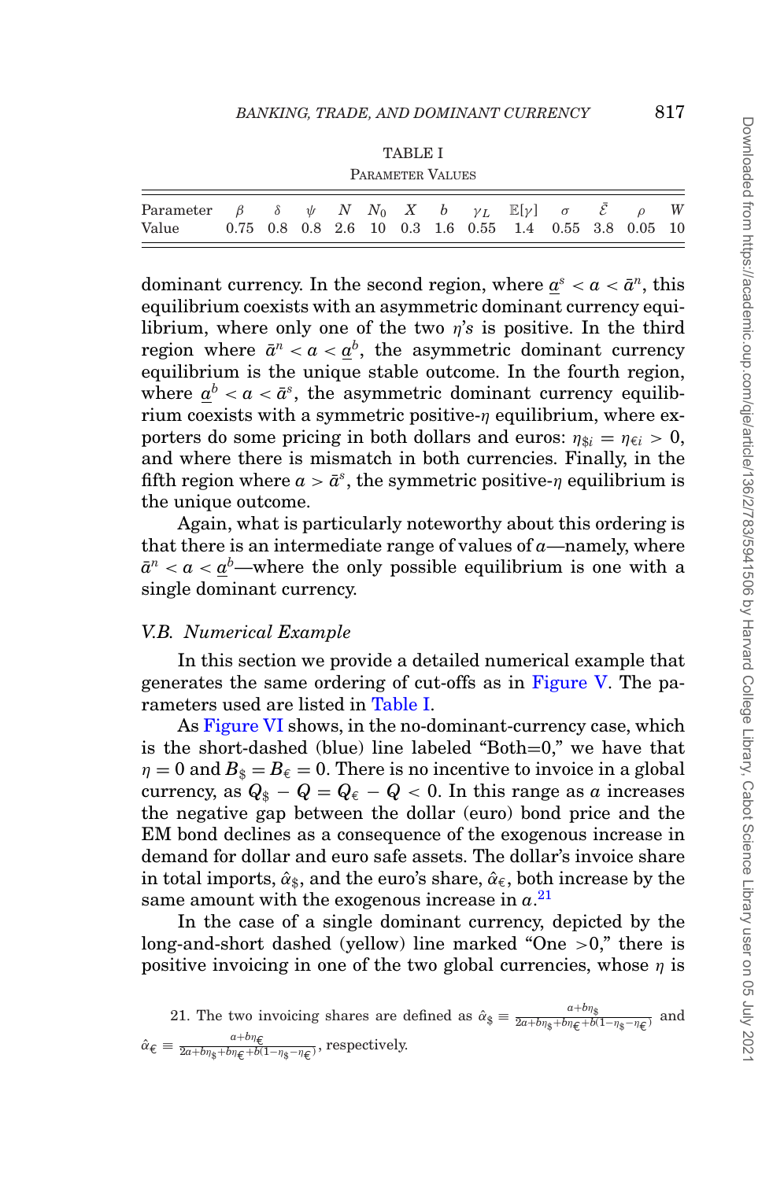TABLE I

PARAMETER VALUES

| Parameter | $\beta$ | $\delta$ | $\psi$ | $N$ | $N_0$ | $X$ | $b$ | $\gamma_L$ | $\mathbb{E}[\gamma]$ | $\sigma$ | $\bar{\mathcal{E}}$ | $\rho$ | $W$ |
|---|---|---|---|---|---|---|---|---|---|---|---|---|---|
| Value | 0.75 | 0.8 | 0.8 | 2.6 | 10 | 0.3 | 1.6 | 0.55 | 1.4 | 0.55 | 3.8 | 0.05 | 10 |

dominant currency. In the second region, where $\underline{a}^s < a < \bar{a}^n$, this equilibrium coexists with an asymmetric dominant currency equilibrium, where only one of the two $\eta$'s is positive. In the third region where $\bar{a}^n < a < \underline{a}^b$, the asymmetric dominant currency equilibrium is the unique stable outcome. In the fourth region, where $\underline{a}^b < a < \bar{a}^s$, the asymmetric dominant currency equilibrium coexists with a symmetric positive-$\eta$ equilibrium, where exporters do some pricing in both dollars and euros: $\eta_{\$i} = \eta_{€i} > 0$, and where there is mismatch in both currencies. Finally, in the fifth region where $a > \bar{a}^s$, the symmetric positive-$\eta$ equilibrium is the unique outcome.

Again, what is particularly noteworthy about this ordering is that there is an intermediate range of values of $a$—namely, where $\bar{a}^n < a < \underline{a}^b$—where the only possible equilibrium is one with a single dominant currency.

### V.B. Numerical Example

In this section we provide a detailed numerical example that generates the same ordering of cut-offs as in Figure V. The parameters used are listed in Table I.

As Figure VI shows, in the no-dominant-currency case, which is the short-dashed (blue) line labeled "Both=0," we have that $\eta = 0$ and $B_\$ = B_€ = 0$. There is no incentive to invoice in a global currency, as $Q_\$ - Q = Q_€ - Q < 0$. In this range as $a$ increases the negative gap between the dollar (euro) bond price and the EM bond declines as a consequence of the exogenous increase in demand for dollar and euro safe assets. The dollar's invoice share in total imports, $\hat{\alpha}_\$$, and the euro's share, $\hat{\alpha}_€$, both increase by the same amount with the exogenous increase in $a$.[21]

In the case of a single dominant currency, depicted by the long-and-short dashed (yellow) line marked "One >0," there is positive invoicing in one of the two global currencies, whose $\eta$ is

21. The two invoicing shares are defined as $\hat{\alpha}_\$ \equiv \frac{a+b\eta_\$}{2a+b\eta_\$+b\eta_€+b(1-\eta_\$-\eta_€)}$ and $\hat{\alpha}_€ \equiv \frac{a+b\eta_€}{2a+b\eta_\$+b\eta_€+b(1-\eta_\$-\eta_€)}$, respectively.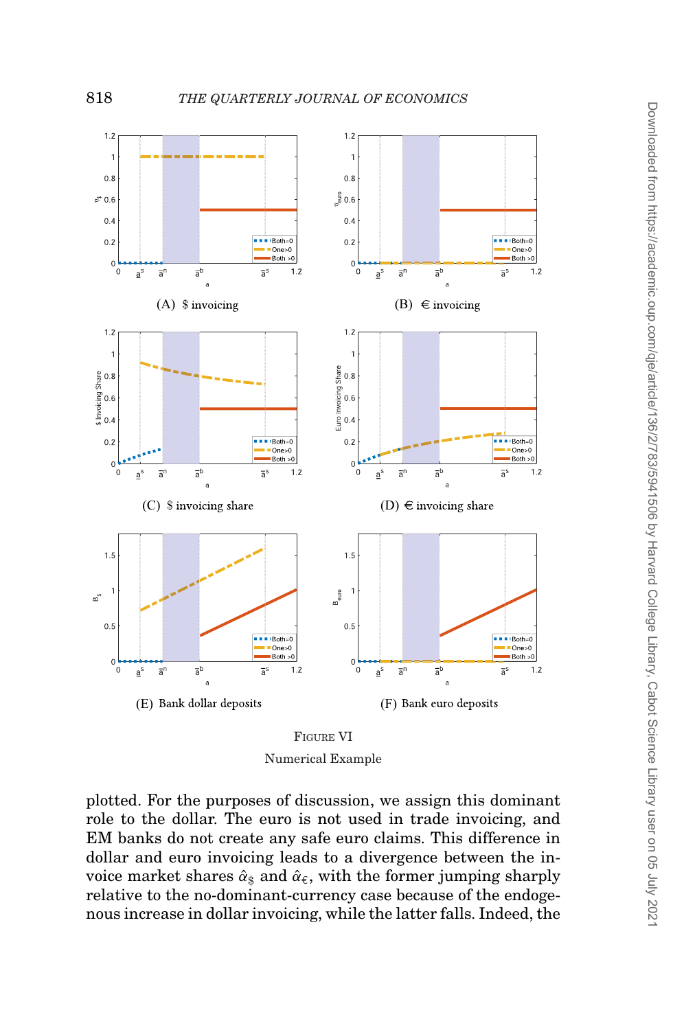(A) $ invoicing

(B) € invoicing

(C) $ invoicing share

(D) € invoicing share

(E) Bank dollar deposits

(F) Bank euro deposits

FIGURE VI

Numerical Example

plotted. For the purposes of discussion, we assign this dominant role to the dollar. The euro is not used in trade invoicing, and EM banks do not create any safe euro claims. This difference in dollar and euro invoicing leads to a divergence between the invoice market shares $\hat{\alpha}_{\$}$ and $\hat{\alpha}_{€}$, with the former jumping sharply relative to the no-dominant-currency case because of the endogenous increase in dollar invoicing, while the latter falls. Indeed, the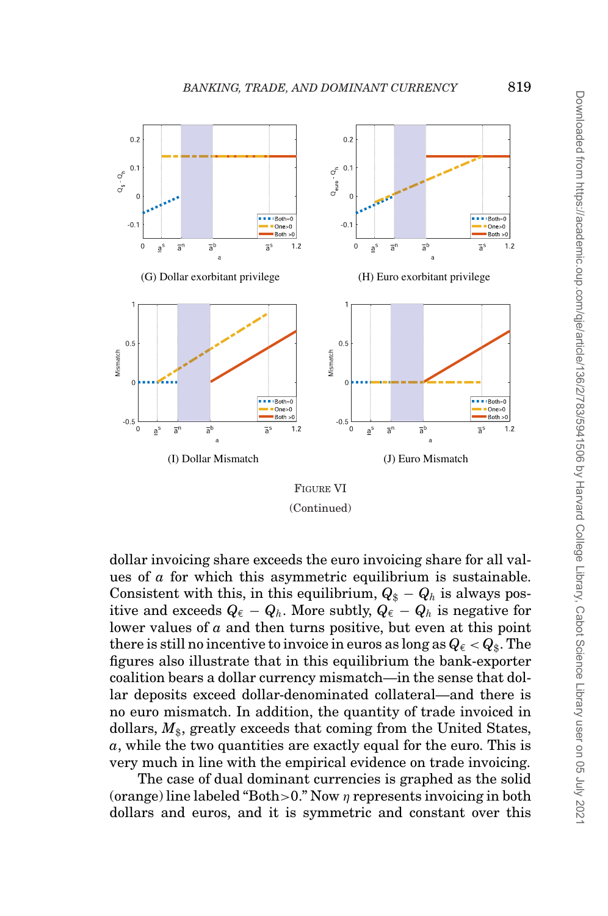(G) Dollar exorbitant privilege

(H) Euro exorbitant privilege

(I) Dollar Mismatch

(J) Euro Mismatch

FIGURE VI

(Continued)

dollar invoicing share exceeds the euro invoicing share for all values of $a$ for which this asymmetric equilibrium is sustainable. Consistent with this, in this equilibrium, $Q_{\$} - Q_h$ is always positive and exceeds $Q_{€} - Q_h$. More subtly, $Q_{€} - Q_h$ is negative for lower values of $a$ and then turns positive, but even at this point there is still no incentive to invoice in euros as long as $Q_{€} < Q_{\$}$. The figures also illustrate that in this equilibrium the bank-exporter coalition bears a dollar currency mismatch—in the sense that dollar deposits exceed dollar-denominated collateral—and there is no euro mismatch. In addition, the quantity of trade invoiced in dollars, $M_{\$}$, greatly exceeds that coming from the United States, $a$, while the two quantities are exactly equal for the euro. This is very much in line with the empirical evidence on trade invoicing.

The case of dual dominant currencies is graphed as the solid (orange) line labeled "Both>0." Now $\eta$ represents invoicing in both dollars and euros, and it is symmetric and constant over this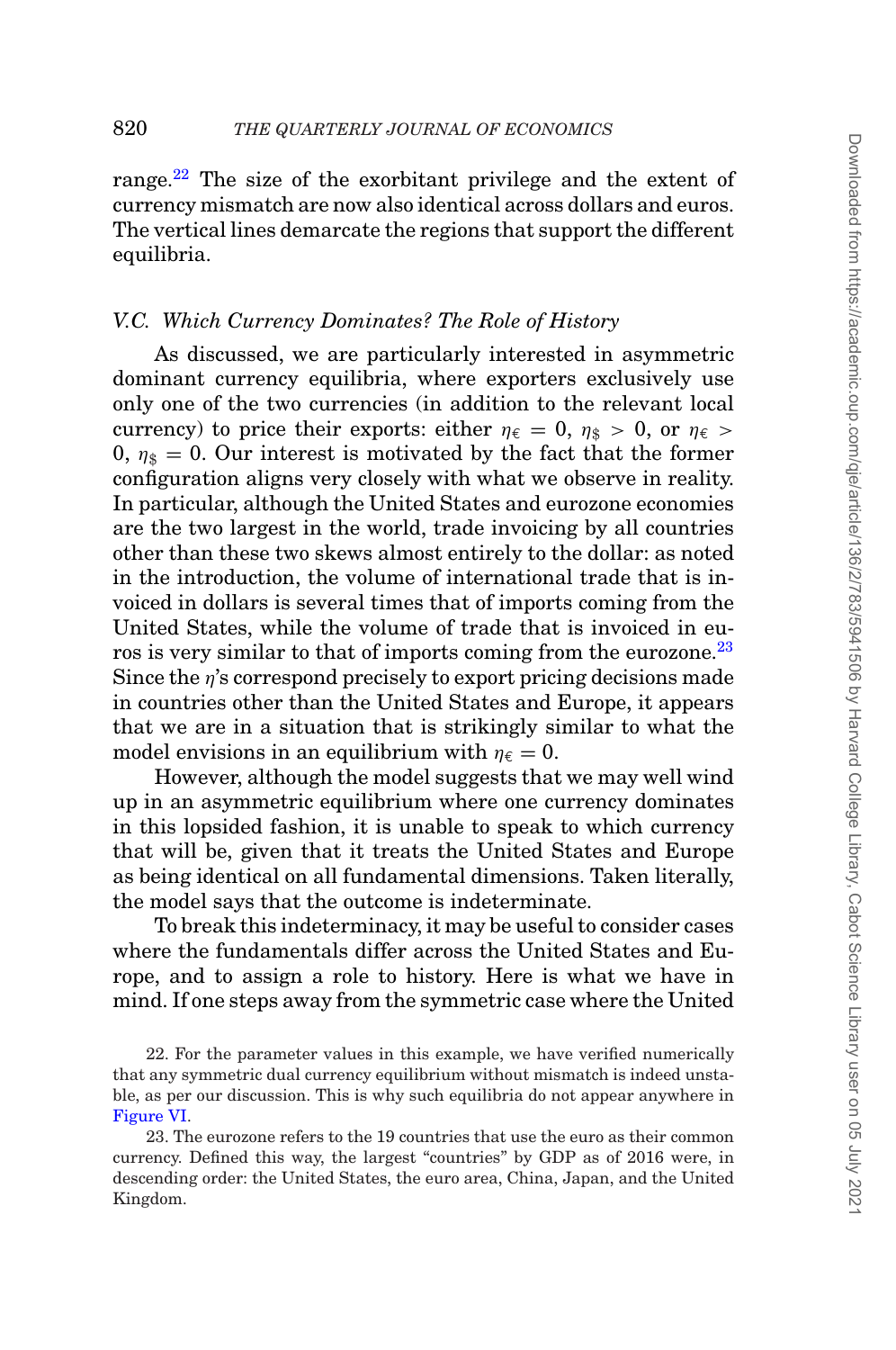range.[22] The size of the exorbitant privilege and the extent of currency mismatch are now also identical across dollars and euros. The vertical lines demarcate the regions that support the different equilibria.

### V.C. Which Currency Dominates? The Role of History

As discussed, we are particularly interested in asymmetric dominant currency equilibria, where exporters exclusively use only one of the two currencies (in addition to the relevant local currency) to price their exports: either $\eta_{€} = 0$, $\eta_{\$} > 0$, or $\eta_{€} > 0$, $\eta_{\$} = 0$. Our interest is motivated by the fact that the former configuration aligns very closely with what we observe in reality. In particular, although the United States and eurozone economies are the two largest in the world, trade invoicing by all countries other than these two skews almost entirely to the dollar: as noted in the introduction, the volume of international trade that is invoiced in dollars is several times that of imports coming from the United States, while the volume of trade that is invoiced in euros is very similar to that of imports coming from the eurozone.[23] Since the $\eta$'s correspond precisely to export pricing decisions made in countries other than the United States and Europe, it appears that we are in a situation that is strikingly similar to what the model envisions in an equilibrium with $\eta_{€} = 0$.

However, although the model suggests that we may well wind up in an asymmetric equilibrium where one currency dominates in this lopsided fashion, it is unable to speak to which currency that will be, given that it treats the United States and Europe as being identical on all fundamental dimensions. Taken literally, the model says that the outcome is indeterminate.

To break this indeterminacy, it may be useful to consider cases where the fundamentals differ across the United States and Europe, and to assign a role to history. Here is what we have in mind. If one steps away from the symmetric case where the United

22. For the parameter values in this example, we have verified numerically that any symmetric dual currency equilibrium without mismatch is indeed unstable, as per our discussion. This is why such equilibria do not appear anywhere in Figure VI.

23. The eurozone refers to the 19 countries that use the euro as their common currency. Defined this way, the largest "countries" by GDP as of 2016 were, in descending order: the United States, the euro area, China, Japan, and the United Kingdom.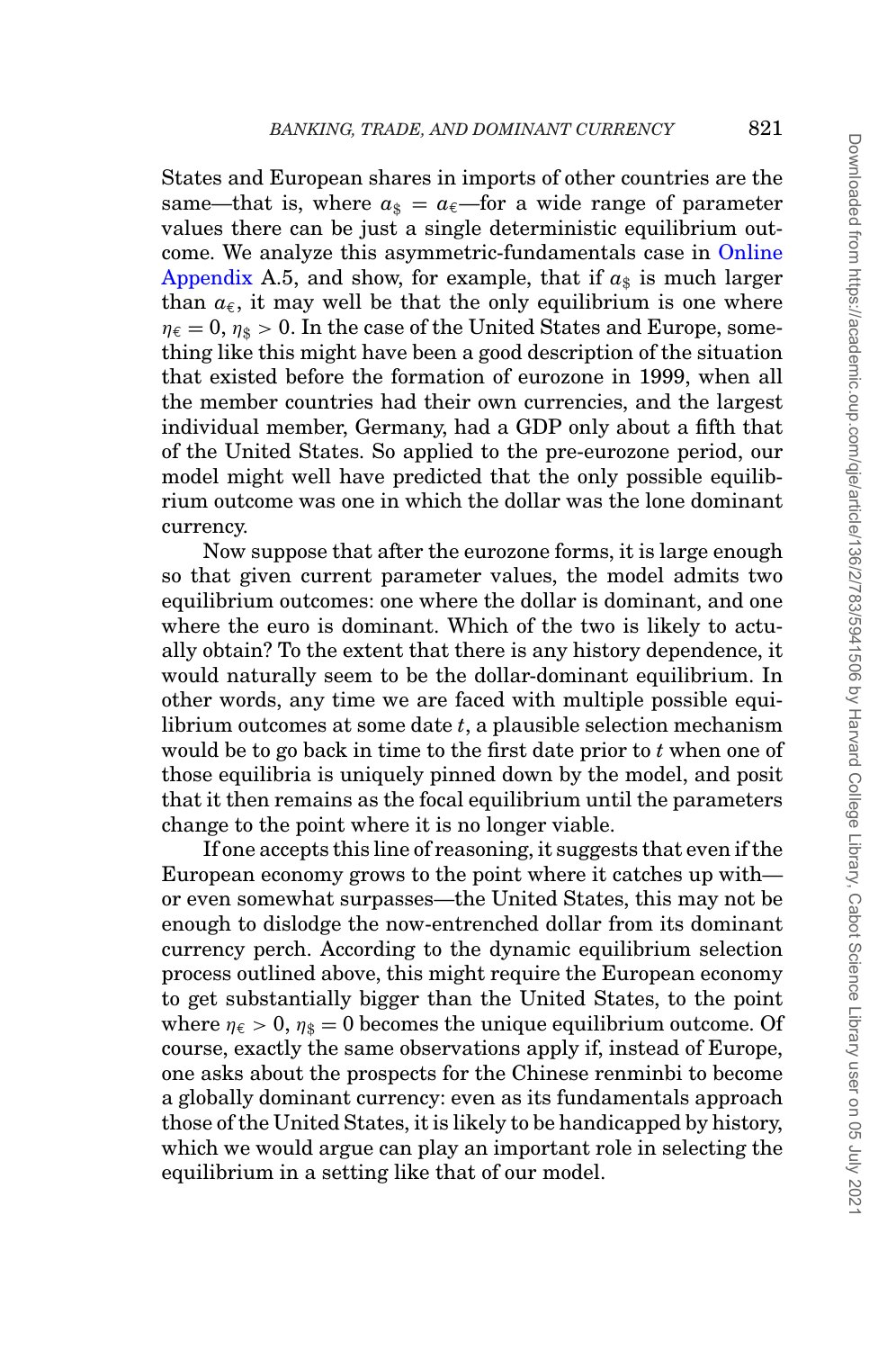States and European shares in imports of other countries are the same—that is, where $a_{\$} = a_{€}$—for a wide range of parameter values there can be just a single deterministic equilibrium outcome. We analyze this asymmetric-fundamentals case in Online Appendix A.5, and show, for example, that if $a_{\$}$ is much larger than $a_{€}$, it may well be that the only equilibrium is one where $\eta_{€} = 0$, $\eta_{\$} > 0$. In the case of the United States and Europe, something like this might have been a good description of the situation that existed before the formation of eurozone in 1999, when all the member countries had their own currencies, and the largest individual member, Germany, had a GDP only about a fifth that of the United States. So applied to the pre-eurozone period, our model might well have predicted that the only possible equilibrium outcome was one in which the dollar was the lone dominant currency.

Now suppose that after the eurozone forms, it is large enough so that given current parameter values, the model admits two equilibrium outcomes: one where the dollar is dominant, and one where the euro is dominant. Which of the two is likely to actually obtain? To the extent that there is any history dependence, it would naturally seem to be the dollar-dominant equilibrium. In other words, any time we are faced with multiple possible equilibrium outcomes at some date $t$, a plausible selection mechanism would be to go back in time to the first date prior to $t$ when one of those equilibria is uniquely pinned down by the model, and posit that it then remains as the focal equilibrium until the parameters change to the point where it is no longer viable.

If one accepts this line of reasoning, it suggests that even if the European economy grows to the point where it catches up with—or even somewhat surpasses—the United States, this may not be enough to dislodge the now-entrenched dollar from its dominant currency perch. According to the dynamic equilibrium selection process outlined above, this might require the European economy to get substantially bigger than the United States, to the point where $\eta_{€} > 0$, $\eta_{\$} = 0$ becomes the unique equilibrium outcome. Of course, exactly the same observations apply if, instead of Europe, one asks about the prospects for the Chinese renminbi to become a globally dominant currency: even as its fundamentals approach those of the United States, it is likely to be handicapped by history, which we would argue can play an important role in selecting the equilibrium in a setting like that of our model.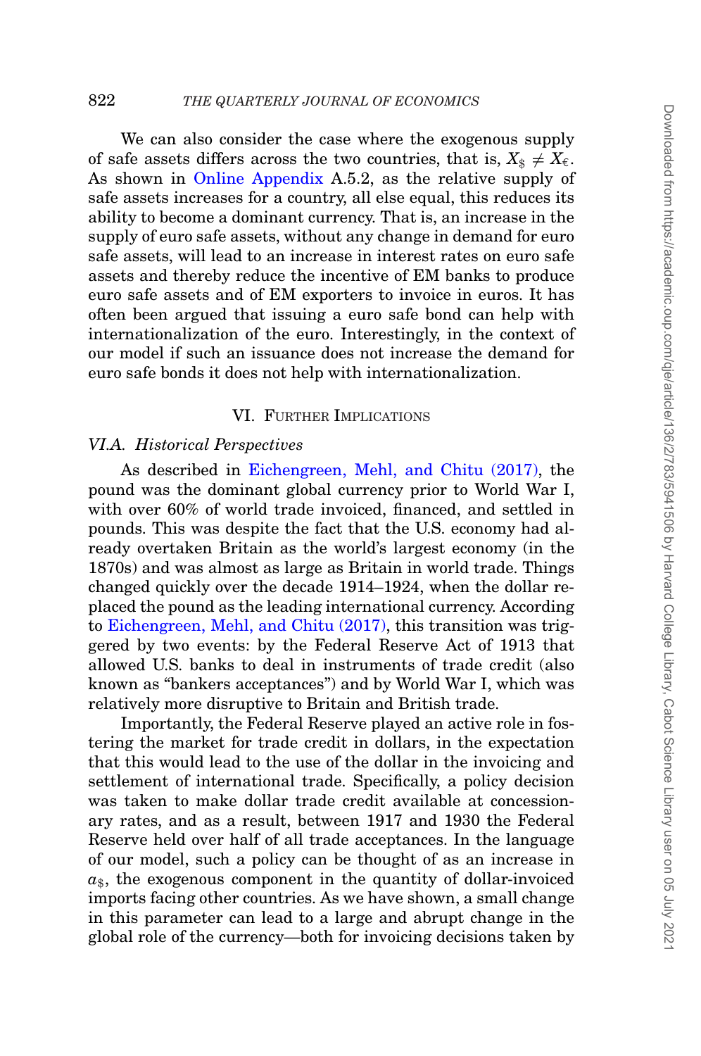We can also consider the case where the exogenous supply of safe assets differs across the two countries, that is, $X_{\$} \neq X_{€}$. As shown in Online Appendix A.5.2, as the relative supply of safe assets increases for a country, all else equal, this reduces its ability to become a dominant currency. That is, an increase in the supply of euro safe assets, without any change in demand for euro safe assets, will lead to an increase in interest rates on euro safe assets and thereby reduce the incentive of EM banks to produce euro safe assets and of EM exporters to invoice in euros. It has often been argued that issuing a euro safe bond can help with internationalization of the euro. Interestingly, in the context of our model if such an issuance does not increase the demand for euro safe bonds it does not help with internationalization.

## VI. Further Implications

### *VI.A. Historical Perspectives*

As described in Eichengreen, Mehl, and Chitu (2017), the pound was the dominant global currency prior to World War I, with over 60% of world trade invoiced, financed, and settled in pounds. This was despite the fact that the U.S. economy had already overtaken Britain as the world's largest economy (in the 1870s) and was almost as large as Britain in world trade. Things changed quickly over the decade 1914–1924, when the dollar replaced the pound as the leading international currency. According to Eichengreen, Mehl, and Chitu (2017), this transition was triggered by two events: by the Federal Reserve Act of 1913 that allowed U.S. banks to deal in instruments of trade credit (also known as "bankers acceptances") and by World War I, which was relatively more disruptive to Britain and British trade.

Importantly, the Federal Reserve played an active role in fostering the market for trade credit in dollars, in the expectation that this would lead to the use of the dollar in the invoicing and settlement of international trade. Specifically, a policy decision was taken to make dollar trade credit available at concessionary rates, and as a result, between 1917 and 1930 the Federal Reserve held over half of all trade acceptances. In the language of our model, such a policy can be thought of as an increase in $a_{\$}$, the exogenous component in the quantity of dollar-invoiced imports facing other countries. As we have shown, a small change in this parameter can lead to a large and abrupt change in the global role of the currency—both for invoicing decisions taken by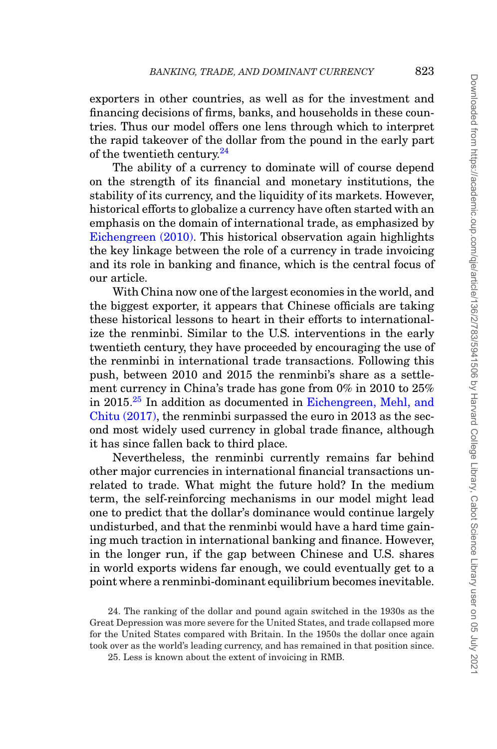exporters in other countries, as well as for the investment and financing decisions of firms, banks, and households in these countries. Thus our model offers one lens through which to interpret the rapid takeover of the dollar from the pound in the early part of the twentieth century.[24]

The ability of a currency to dominate will of course depend on the strength of its financial and monetary institutions, the stability of its currency, and the liquidity of its markets. However, historical efforts to globalize a currency have often started with an emphasis on the domain of international trade, as emphasized by Eichengreen (2010). This historical observation again highlights the key linkage between the role of a currency in trade invoicing and its role in banking and finance, which is the central focus of our article.

With China now one of the largest economies in the world, and the biggest exporter, it appears that Chinese officials are taking these historical lessons to heart in their efforts to internationalize the renminbi. Similar to the U.S. interventions in the early twentieth century, they have proceeded by encouraging the use of the renminbi in international trade transactions. Following this push, between 2010 and 2015 the renminbi's share as a settlement currency in China's trade has gone from 0% in 2010 to 25% in 2015.[25] In addition as documented in Eichengreen, Mehl, and Chitu (2017), the renminbi surpassed the euro in 2013 as the second most widely used currency in global trade finance, although it has since fallen back to third place.

Nevertheless, the renminbi currently remains far behind other major currencies in international financial transactions unrelated to trade. What might the future hold? In the medium term, the self-reinforcing mechanisms in our model might lead one to predict that the dollar's dominance would continue largely undisturbed, and that the renminbi would have a hard time gaining much traction in international banking and finance. However, in the longer run, if the gap between Chinese and U.S. shares in world exports widens far enough, we could eventually get to a point where a renminbi-dominant equilibrium becomes inevitable.

24. The ranking of the dollar and pound again switched in the 1930s as the Great Depression was more severe for the United States, and trade collapsed more for the United States compared with Britain. In the 1950s the dollar once again took over as the world's leading currency, and has remained in that position since.

25. Less is known about the extent of invoicing in RMB.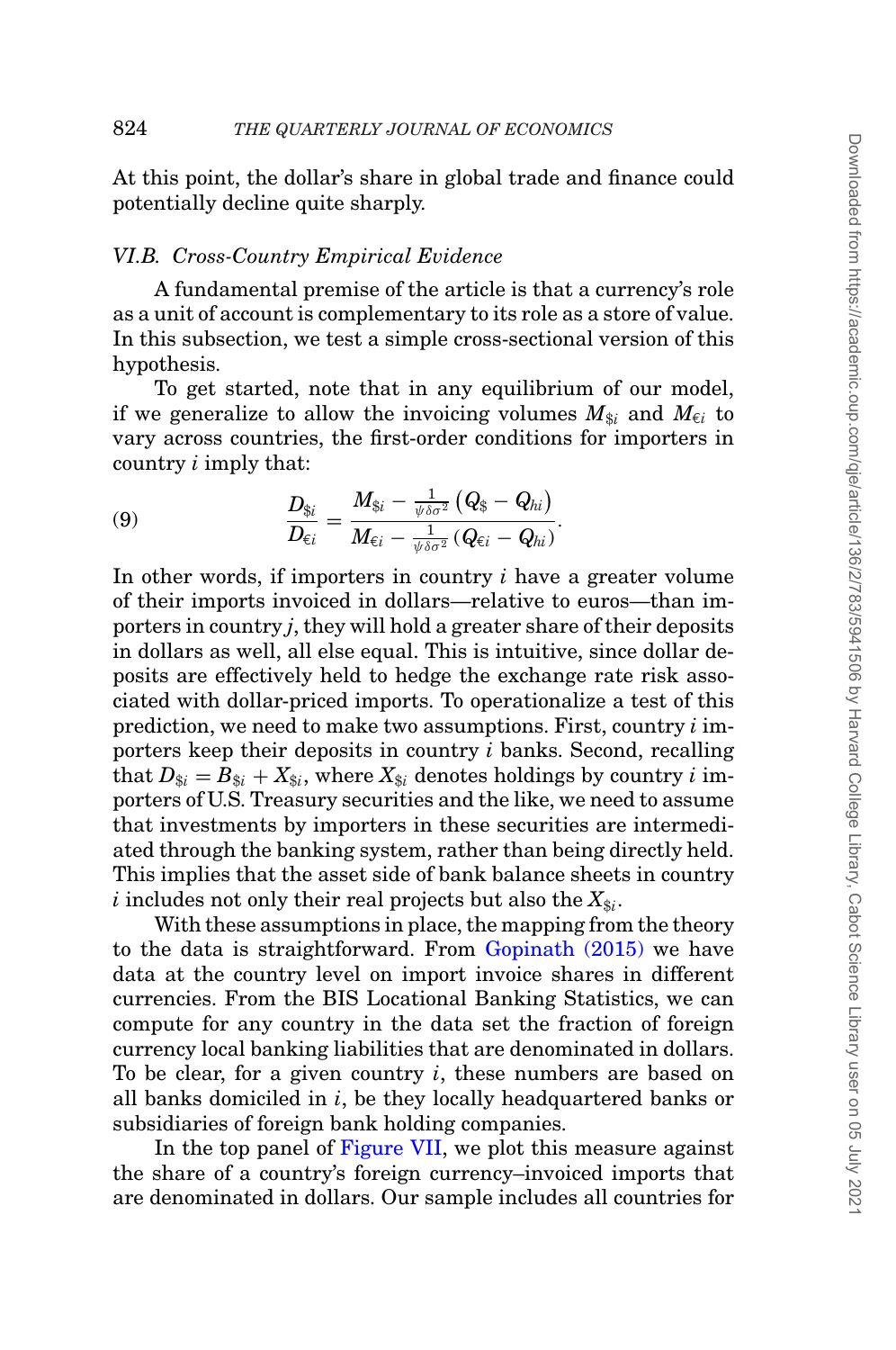At this point, the dollar's share in global trade and finance could potentially decline quite sharply.

### *VI.B. Cross-Country Empirical Evidence*

A fundamental premise of the article is that a currency's role as a unit of account is complementary to its role as a store of value. In this subsection, we test a simple cross-sectional version of this hypothesis.

To get started, note that in any equilibrium of our model, if we generalize to allow the invoicing volumes $M_{\$i}$ and $M_{€i}$ to vary across countries, the first-order conditions for importers in country $i$ imply that:

$$\frac{D_{\$i}}{D_{€i}} = \frac{M_{\$i} - \frac{1}{\psi \delta \sigma^2}\left(Q_{\$} - Q_{hi}\right)}{M_{€i} - \frac{1}{\psi \delta \sigma^2}\left(Q_{€i} - Q_{hi}\right)}. \tag{9}$$

In other words, if importers in country $i$ have a greater volume of their imports invoiced in dollars—relative to euros—than importers in country $j$, they will hold a greater share of their deposits in dollars as well, all else equal. This is intuitive, since dollar deposits are effectively held to hedge the exchange rate risk associated with dollar-priced imports. To operationalize a test of this prediction, we need to make two assumptions. First, country $i$ importers keep their deposits in country $i$ banks. Second, recalling that $D_{\$i} = B_{\$i} + X_{\$i}$, where $X_{\$i}$ denotes holdings by country $i$ importers of U.S. Treasury securities and the like, we need to assume that investments by importers in these securities are intermediated through the banking system, rather than being directly held. This implies that the asset side of bank balance sheets in country $i$ includes not only their real projects but also the $X_{\$i}$.

With these assumptions in place, the mapping from the theory to the data is straightforward. From Gopinath (2015) we have data at the country level on import invoice shares in different currencies. From the BIS Locational Banking Statistics, we can compute for any country in the data set the fraction of foreign currency local banking liabilities that are denominated in dollars. To be clear, for a given country $i$, these numbers are based on all banks domiciled in $i$, be they locally headquartered banks or subsidiaries of foreign bank holding companies.

In the top panel of Figure VII, we plot this measure against the share of a country's foreign currency–invoiced imports that are denominated in dollars. Our sample includes all countries for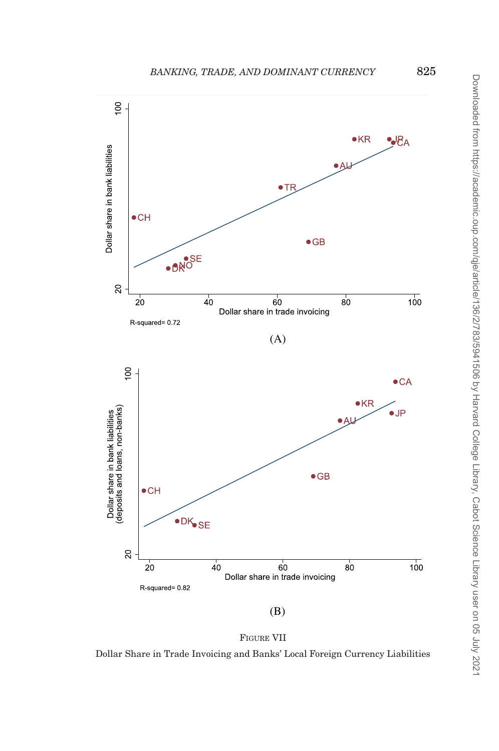(A)

(B)

FIGURE VII

Dollar Share in Trade Invoicing and Banks' Local Foreign Currency Liabilities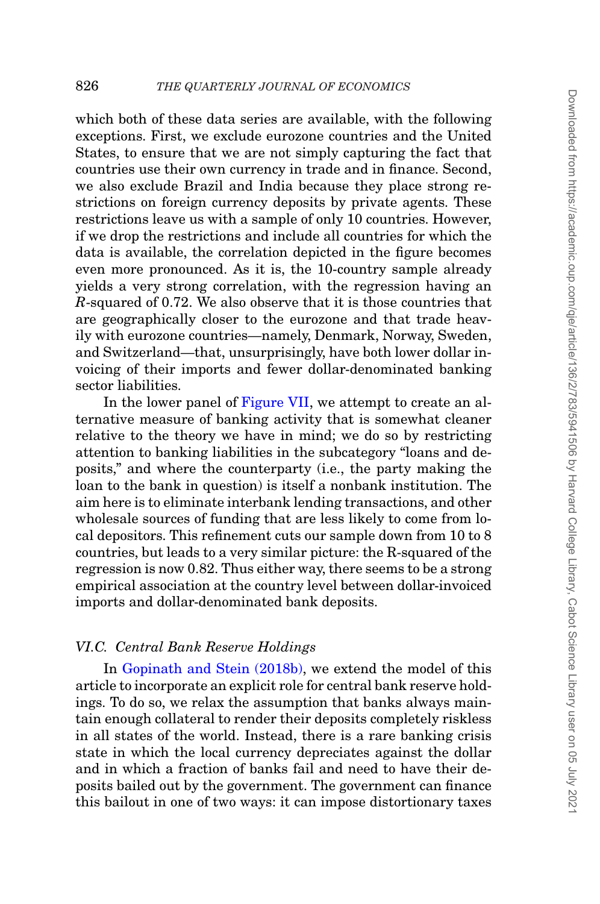which both of these data series are available, with the following exceptions. First, we exclude eurozone countries and the United States, to ensure that we are not simply capturing the fact that countries use their own currency in trade and in finance. Second, we also exclude Brazil and India because they place strong restrictions on foreign currency deposits by private agents. These restrictions leave us with a sample of only 10 countries. However, if we drop the restrictions and include all countries for which the data is available, the correlation depicted in the figure becomes even more pronounced. As it is, the 10-country sample already yields a very strong correlation, with the regression having an $R$-squared of 0.72. We also observe that it is those countries that are geographically closer to the eurozone and that trade heavily with eurozone countries—namely, Denmark, Norway, Sweden, and Switzerland—that, unsurprisingly, have both lower dollar invoicing of their imports and fewer dollar-denominated banking sector liabilities.

In the lower panel of Figure VII, we attempt to create an alternative measure of banking activity that is somewhat cleaner relative to the theory we have in mind; we do so by restricting attention to banking liabilities in the subcategory "loans and deposits," and where the counterparty (i.e., the party making the loan to the bank in question) is itself a nonbank institution. The aim here is to eliminate interbank lending transactions, and other wholesale sources of funding that are less likely to come from local depositors. This refinement cuts our sample down from 10 to 8 countries, but leads to a very similar picture: the R-squared of the regression is now 0.82. Thus either way, there seems to be a strong empirical association at the country level between dollar-invoiced imports and dollar-denominated bank deposits.

### *VI.C. Central Bank Reserve Holdings*

In Gopinath and Stein (2018b), we extend the model of this article to incorporate an explicit role for central bank reserve holdings. To do so, we relax the assumption that banks always maintain enough collateral to render their deposits completely riskless in all states of the world. Instead, there is a rare banking crisis state in which the local currency depreciates against the dollar and in which a fraction of banks fail and need to have their deposits bailed out by the government. The government can finance this bailout in one of two ways: it can impose distortionary taxes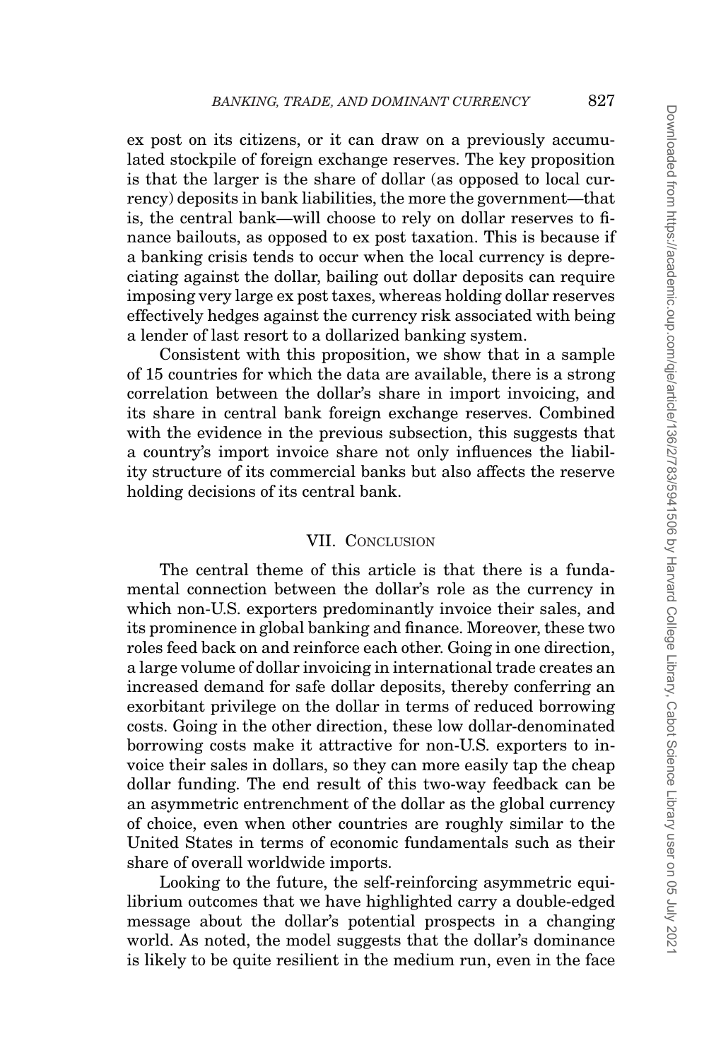ex post on its citizens, or it can draw on a previously accumulated stockpile of foreign exchange reserves. The key proposition is that the larger is the share of dollar (as opposed to local currency) deposits in bank liabilities, the more the government—that is, the central bank—will choose to rely on dollar reserves to finance bailouts, as opposed to ex post taxation. This is because if a banking crisis tends to occur when the local currency is depreciating against the dollar, bailing out dollar deposits can require imposing very large ex post taxes, whereas holding dollar reserves effectively hedges against the currency risk associated with being a lender of last resort to a dollarized banking system.

Consistent with this proposition, we show that in a sample of 15 countries for which the data are available, there is a strong correlation between the dollar's share in import invoicing, and its share in central bank foreign exchange reserves. Combined with the evidence in the previous subsection, this suggests that a country's import invoice share not only influences the liability structure of its commercial banks but also affects the reserve holding decisions of its central bank.

## VII. Conclusion

The central theme of this article is that there is a fundamental connection between the dollar's role as the currency in which non-U.S. exporters predominantly invoice their sales, and its prominence in global banking and finance. Moreover, these two roles feed back on and reinforce each other. Going in one direction, a large volume of dollar invoicing in international trade creates an increased demand for safe dollar deposits, thereby conferring an exorbitant privilege on the dollar in terms of reduced borrowing costs. Going in the other direction, these low dollar-denominated borrowing costs make it attractive for non-U.S. exporters to invoice their sales in dollars, so they can more easily tap the cheap dollar funding. The end result of this two-way feedback can be an asymmetric entrenchment of the dollar as the global currency of choice, even when other countries are roughly similar to the United States in terms of economic fundamentals such as their share of overall worldwide imports.

Looking to the future, the self-reinforcing asymmetric equilibrium outcomes that we have highlighted carry a double-edged message about the dollar's potential prospects in a changing world. As noted, the model suggests that the dollar's dominance is likely to be quite resilient in the medium run, even in the face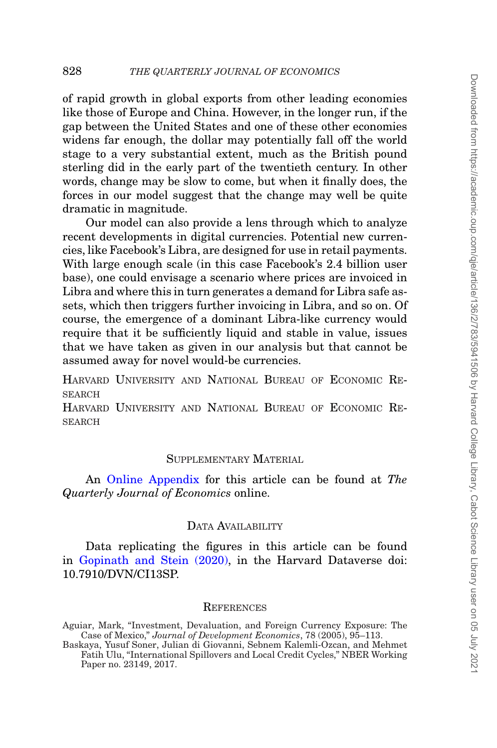of rapid growth in global exports from other leading economies like those of Europe and China. However, in the longer run, if the gap between the United States and one of these other economies widens far enough, the dollar may potentially fall off the world stage to a very substantial extent, much as the British pound sterling did in the early part of the twentieth century. In other words, change may be slow to come, but when it finally does, the forces in our model suggest that the change may well be quite dramatic in magnitude.

Our model can also provide a lens through which to analyze recent developments in digital currencies. Potential new currencies, like Facebook's Libra, are designed for use in retail payments. With large enough scale (in this case Facebook's 2.4 billion user base), one could envisage a scenario where prices are invoiced in Libra and where this in turn generates a demand for Libra safe assets, which then triggers further invoicing in Libra, and so on. Of course, the emergence of a dominant Libra-like currency would require that it be sufficiently liquid and stable in value, issues that we have taken as given in our analysis but that cannot be assumed away for novel would-be currencies.

Harvard University and National Bureau of Economic Research

Harvard University and National Bureau of Economic Research

## Supplementary Material

An Online Appendix for this article can be found at *The Quarterly Journal of Economics* online.

## Data Availability

Data replicating the figures in this article can be found in Gopinath and Stein (2020), in the Harvard Dataverse doi: 10.7910/DVN/CI13SP.

## References

Aguiar, Mark, "Investment, Devaluation, and Foreign Currency Exposure: The Case of Mexico," *Journal of Development Economics*, 78 (2005), 95–113.

Baskaya, Yusuf Soner, Julian di Giovanni, Sebnem Kalemli-Ozcan, and Mehmet Fatih Ulu, "International Spillovers and Local Credit Cycles," NBER Working Paper no. 23149, 2017.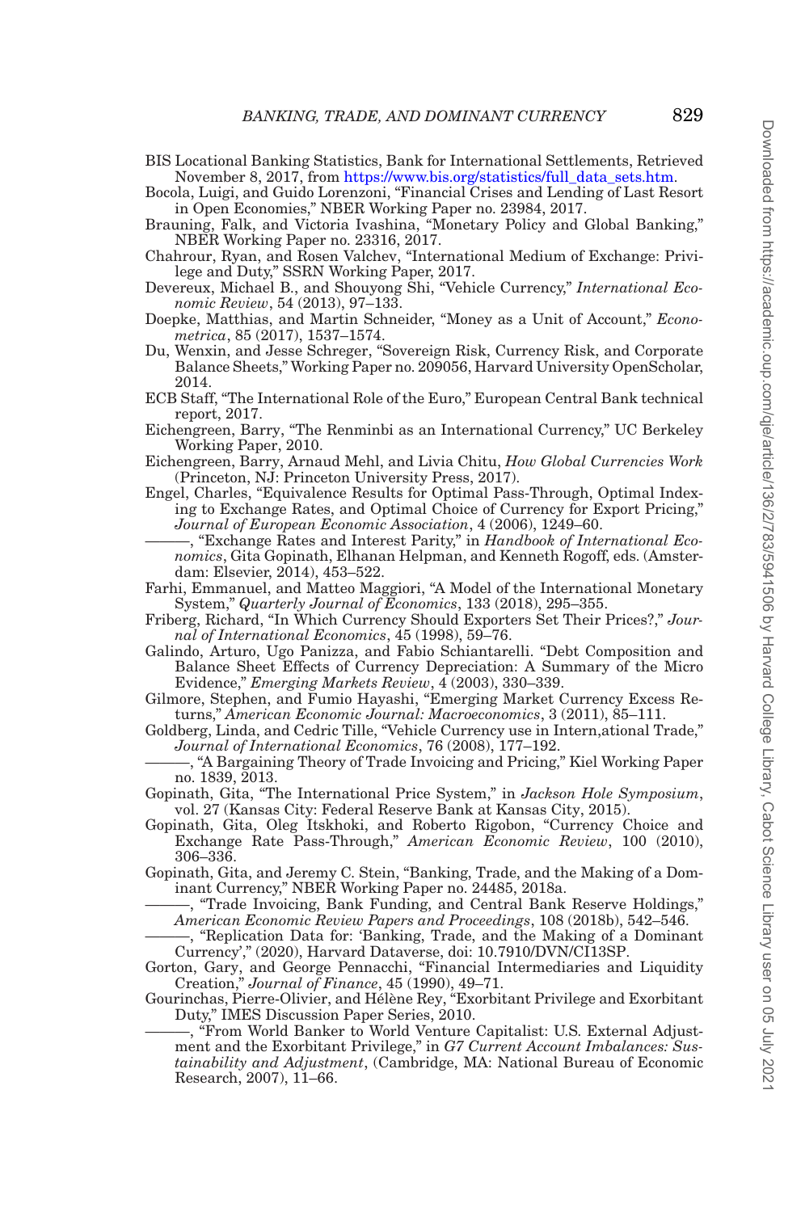BIS Locational Banking Statistics, Bank for International Settlements, Retrieved November 8, 2017, from https://www.bis.org/statistics/full_data_sets.htm.

Bocola, Luigi, and Guido Lorenzoni, "Financial Crises and Lending of Last Resort in Open Economies," NBER Working Paper no. 23984, 2017.

Brauning, Falk, and Victoria Ivashina, "Monetary Policy and Global Banking," NBER Working Paper no. 23316, 2017.

Chahrour, Ryan, and Rosen Valchev, "International Medium of Exchange: Privilege and Duty," SSRN Working Paper, 2017.

Devereux, Michael B., and Shouyong Shi, "Vehicle Currency," *International Economic Review*, 54 (2013), 97–133.

Doepke, Matthias, and Martin Schneider, "Money as a Unit of Account," *Econometrica*, 85 (2017), 1537–1574.

Du, Wenxin, and Jesse Schreger, "Sovereign Risk, Currency Risk, and Corporate Balance Sheets," Working Paper no. 209056, Harvard University OpenScholar, 2014.

ECB Staff, "The International Role of the Euro," European Central Bank technical report, 2017.

Eichengreen, Barry, "The Renminbi as an International Currency," UC Berkeley Working Paper, 2010.

Eichengreen, Barry, Arnaud Mehl, and Livia Chitu, *How Global Currencies Work* (Princeton, NJ: Princeton University Press, 2017).

Engel, Charles, "Equivalence Results for Optimal Pass-Through, Optimal Indexing to Exchange Rates, and Optimal Choice of Currency for Export Pricing," *Journal of European Economic Association*, 4 (2006), 1249–60.

———, "Exchange Rates and Interest Parity," in *Handbook of International Economics*, Gita Gopinath, Elhanan Helpman, and Kenneth Rogoff, eds. (Amsterdam: Elsevier, 2014), 453–522.

Farhi, Emmanuel, and Matteo Maggiori, "A Model of the International Monetary System," *Quarterly Journal of Economics*, 133 (2018), 295–355.

Friberg, Richard, "In Which Currency Should Exporters Set Their Prices?," *Journal of International Economics*, 45 (1998), 59–76.

Galindo, Arturo, Ugo Panizza, and Fabio Schiantarelli. "Debt Composition and Balance Sheet Effects of Currency Depreciation: A Summary of the Micro Evidence," *Emerging Markets Review*, 4 (2003), 330–339.

Gilmore, Stephen, and Fumio Hayashi, "Emerging Market Currency Excess Returns," *American Economic Journal: Macroeconomics*, 3 (2011), 85–111.

Goldberg, Linda, and Cedric Tille, "Vehicle Currency use in Intern,ational Trade," *Journal of International Economics*, 76 (2008), 177–192.

———, "A Bargaining Theory of Trade Invoicing and Pricing," Kiel Working Paper no. 1839, 2013.

Gopinath, Gita, "The International Price System," in *Jackson Hole Symposium*, vol. 27 (Kansas City: Federal Reserve Bank at Kansas City, 2015).

Gopinath, Gita, Oleg Itskhoki, and Roberto Rigobon, "Currency Choice and Exchange Rate Pass-Through," *American Economic Review*, 100 (2010), 306–336.

Gopinath, Gita, and Jeremy C. Stein, "Banking, Trade, and the Making of a Dominant Currency," NBER Working Paper no. 24485, 2018a.

———, "Trade Invoicing, Bank Funding, and Central Bank Reserve Holdings," *American Economic Review Papers and Proceedings*, 108 (2018b), 542–546.

———, "Replication Data for: 'Banking, Trade, and the Making of a Dominant Currency'," (2020), Harvard Dataverse, doi: 10.7910/DVN/CI13SP.

Gorton, Gary, and George Pennacchi, "Financial Intermediaries and Liquidity Creation," *Journal of Finance*, 45 (1990), 49–71.

Gourinchas, Pierre-Olivier, and Hélène Rey, "Exorbitant Privilege and Exorbitant Duty," IMES Discussion Paper Series, 2010.

———, "From World Banker to World Venture Capitalist: U.S. External Adjustment and the Exorbitant Privilege," in *G7 Current Account Imbalances: Sustainability and Adjustment*, (Cambridge, MA: National Bureau of Economic Research, 2007), 11–66.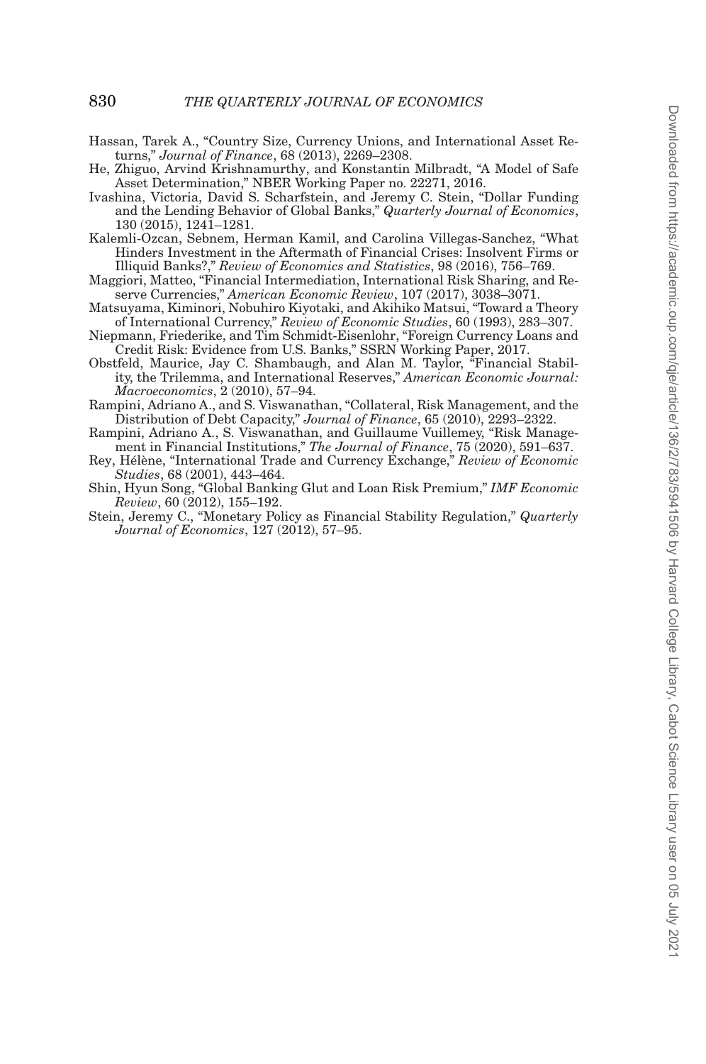Hassan, Tarek A., "Country Size, Currency Unions, and International Asset Returns," *Journal of Finance*, 68 (2013), 2269–2308.

He, Zhiguo, Arvind Krishnamurthy, and Konstantin Milbradt, "A Model of Safe Asset Determination," NBER Working Paper no. 22271, 2016.

Ivashina, Victoria, David S. Scharfstein, and Jeremy C. Stein, "Dollar Funding and the Lending Behavior of Global Banks," *Quarterly Journal of Economics*, 130 (2015), 1241–1281.

Kalemli-Ozcan, Sebnem, Herman Kamil, and Carolina Villegas-Sanchez, "What Hinders Investment in the Aftermath of Financial Crises: Insolvent Firms or Illiquid Banks?," *Review of Economics and Statistics*, 98 (2016), 756–769.

Maggiori, Matteo, "Financial Intermediation, International Risk Sharing, and Reserve Currencies," *American Economic Review*, 107 (2017), 3038–3071.

Matsuyama, Kiminori, Nobuhiro Kiyotaki, and Akihiko Matsui, "Toward a Theory of International Currency," *Review of Economic Studies*, 60 (1993), 283–307.

Niepmann, Friederike, and Tim Schmidt-Eisenlohr, "Foreign Currency Loans and Credit Risk: Evidence from U.S. Banks," SSRN Working Paper, 2017.

Obstfeld, Maurice, Jay C. Shambaugh, and Alan M. Taylor, "Financial Stability, the Trilemma, and International Reserves," *American Economic Journal: Macroeconomics*, 2 (2010), 57–94.

Rampini, Adriano A., and S. Viswanathan, "Collateral, Risk Management, and the Distribution of Debt Capacity," *Journal of Finance*, 65 (2010), 2293–2322.

Rampini, Adriano A., S. Viswanathan, and Guillaume Vuillemey, "Risk Management in Financial Institutions," *The Journal of Finance*, 75 (2020), 591–637.

Rey, Hélène, "International Trade and Currency Exchange," *Review of Economic Studies*, 68 (2001), 443–464.

Shin, Hyun Song, "Global Banking Glut and Loan Risk Premium," *IMF Economic Review*, 60 (2012), 155–192.

Stein, Jeremy C., "Monetary Policy as Financial Stability Regulation," *Quarterly Journal of Economics*, 127 (2012), 57–95.